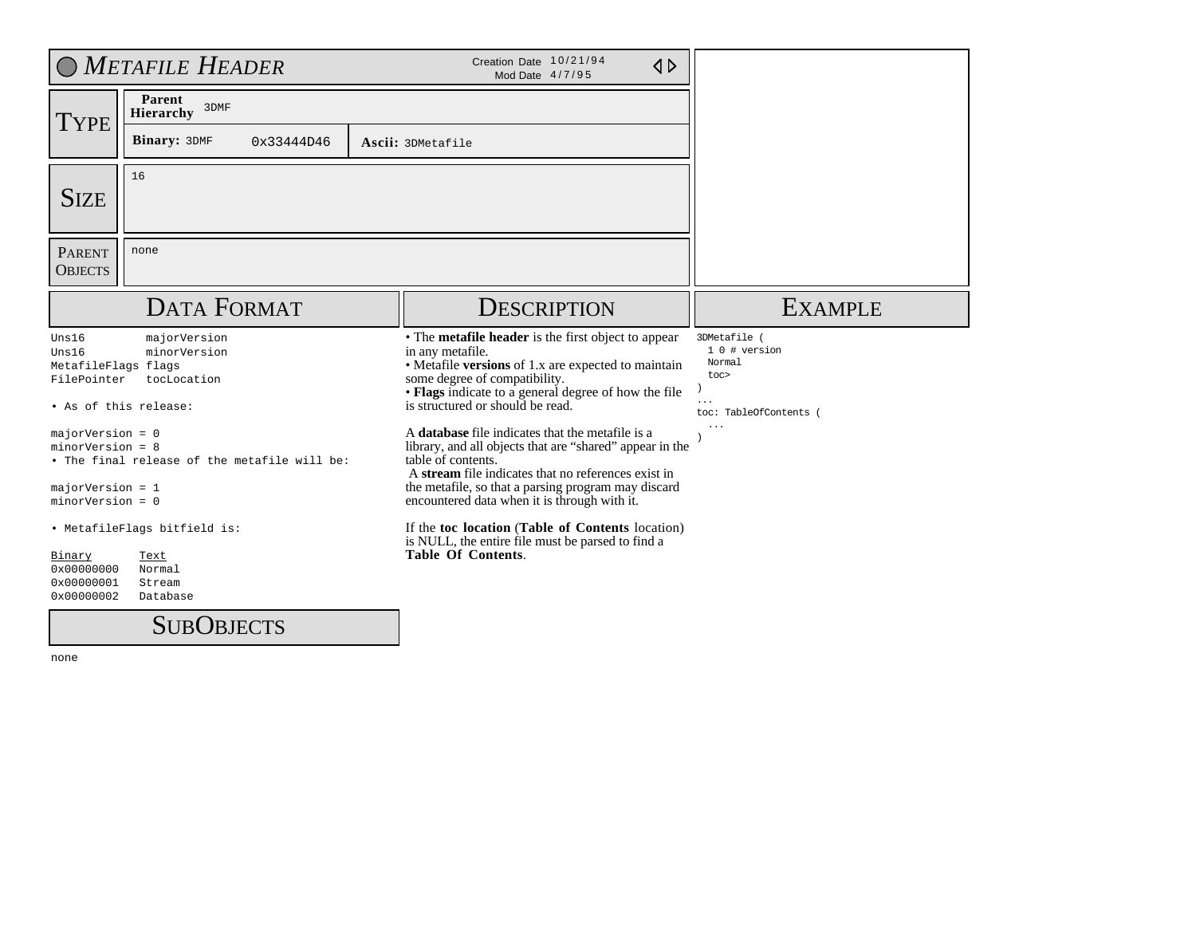# *Metafile Header*

Creation Date 10/21/94
Mod Date 4/7/95

## Type

| **Parent Hierarchy** | 3DMF | |
|---|---|---|
| **Binary:** 3DMF | 0x33444D46 | **Ascii:** 3DMetafile |

## Size

16

## Parent Objects

none

## Data Format

```
Uns16          majorVersion
Uns16          minorVersion
MetafileFlags  flags
FilePointer    tocLocation
```

• As of this release:

```
majorVersion = 0
minorVersion = 8
```

• The final release of the metafile will be:

```
majorVersion = 1
minorVersion = 0
```

• MetafileFlags bitfield is:

| Binary | Text |
|---|---|
| 0x00000000 | Normal |
| 0x00000001 | Stream |
| 0x00000002 | Database |

## SubObjects

none

## Description

• The **metafile header** is the first object to appear in any metafile.
• Metafile **versions** of 1.x are expected to maintain some degree of compatibility.
• **Flags** indicate to a general degree of how the file is structured or should be read.

A **database** file indicates that the metafile is a library, and all objects that are "shared" appear in the table of contents.
A **stream** file indicates that no references exist in the metafile, so that a parsing program may discard encountered data when it is through with it.

If the **toc location** (**Table of Contents** location) is NULL, the entire file must be parsed to find a **Table Of Contents**.

## Example

```
3DMetafile (
  1 0 # version
  Normal
  toc>
)
...
toc: TableOfContents (
  ...
)
```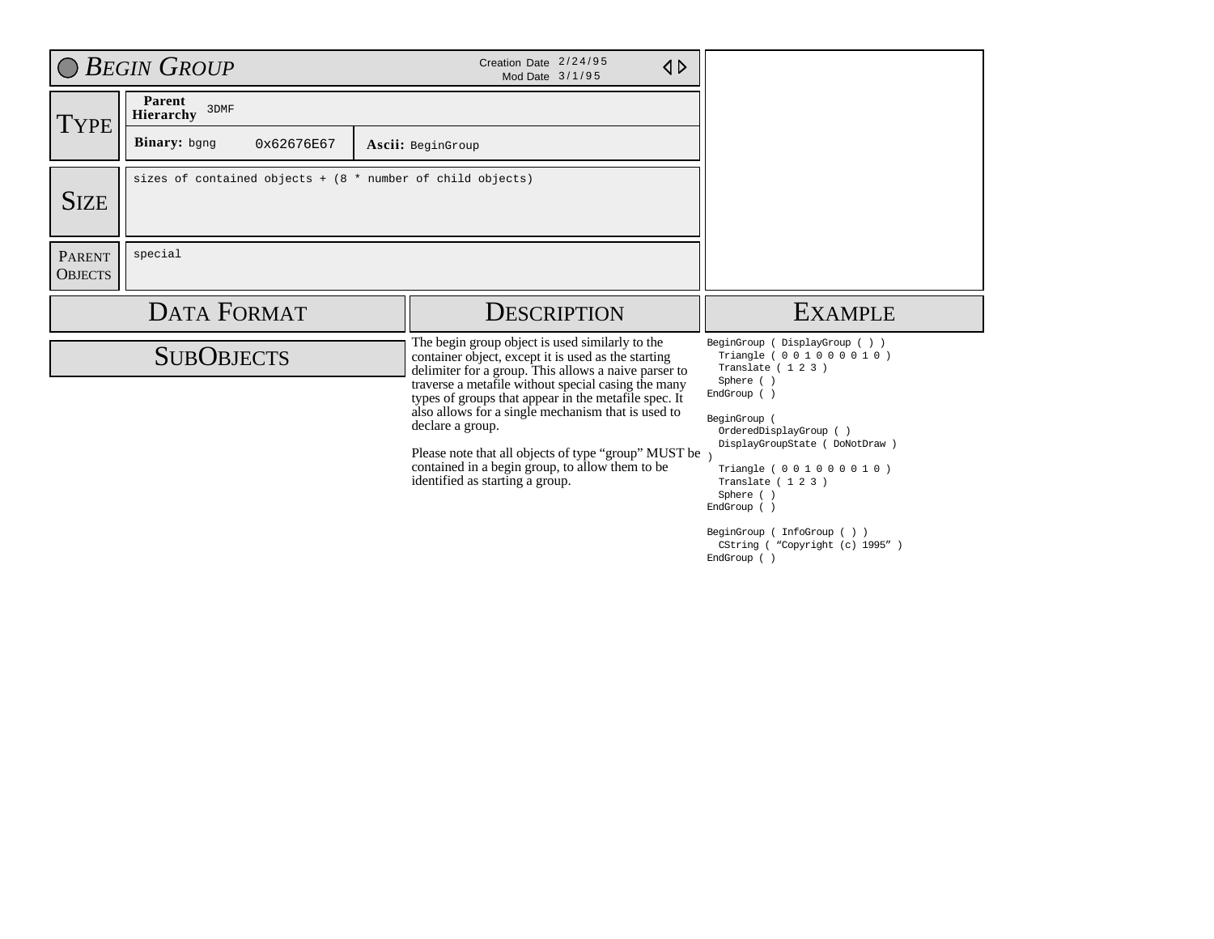# *Begin Group*

Creation Date 2/24/95
Mod Date 3/1/95

## Type

| | |
|---|---|
| **Parent Hierarchy** | 3DMF |
| **Binary:** bgng 0x62676E67 | **Ascii:** BeginGroup |

## Size

sizes of contained objects + (8 * number of child objects)

## Parent Objects

special

## Data Format

## SubObjects

## Description

The begin group object is used similarly to the container object, except it is used as the starting delimiter for a group. This allows a naive parser to traverse a metafile without special casing the many types of groups that appear in the metafile spec. It also allows for a single mechanism that is used to declare a group.

Please note that all objects of type "group" MUST be contained in a begin group, to allow them to be identified as starting a group.

## Example

```
BeginGroup ( DisplayGroup ( ) )
  Triangle ( 0 0 1 0 0 0 0 1 0 )
  Translate ( 1 2 3 )
  Sphere ( )
EndGroup ( )

BeginGroup (
  OrderedDisplayGroup ( )
  DisplayGroupState ( DoNotDraw )
)
  Triangle ( 0 0 1 0 0 0 0 1 0 )
  Translate ( 1 2 3 )
  Sphere ( )
EndGroup ( )

BeginGroup ( InfoGroup ( ) )
  CString ( "Copyright (c) 1995" )
EndGroup ( )
```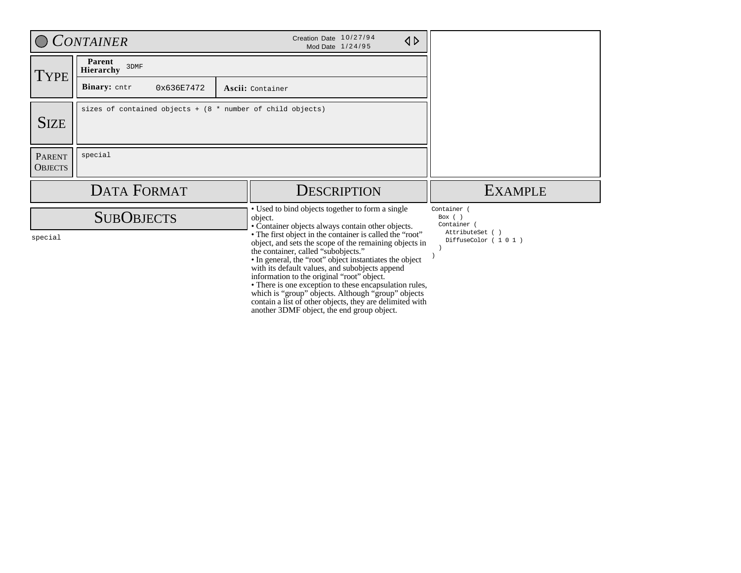# *Container*

Creation Date 10/27/94
Mod Date 1/24/95

## Type

**Parent Hierarchy** 3DMF

**Binary:** cntr 0x636E7472

**Ascii:** Container

## Size

sizes of contained objects + (8 * number of child objects)

## Parent Objects

special

## Data Format

## SubObjects

special

## Description

- Used to bind objects together to form a single object.
- Container objects always contain other objects.
- The first object in the container is called the “root” object, and sets the scope of the remaining objects in the container, called “subobjects.”
- In general, the “root” object instantiates the object with its default values, and subobjects append information to the original “root” object.
- There is one exception to these encapsulation rules, which is “group” objects. Although “group” objects contain a list of other objects, they are delimited with another 3DMF object, the end group object.

## Example

```
Container (
  Box ( )
  Container (
    AttributeSet ( )
    DiffuseColor ( 1 0 1 )
  )
)
```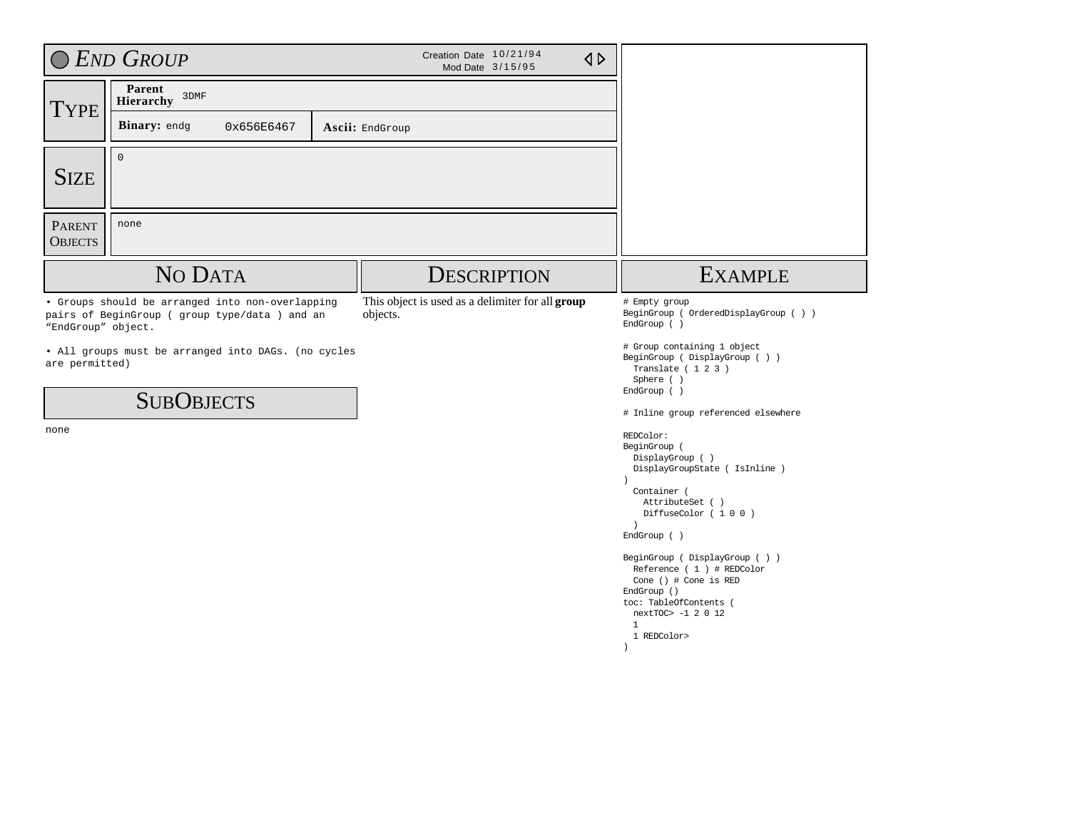# *End Group*

Creation Date 10/21/94
Mod Date 3/15/95

## Type

| | | |
|---|---|---|
| **Parent Hierarchy** 3DMF | | |
| **Binary:** endg | 0x656E6467 | **Ascii:** EndGroup |

## Size

0

## Parent Objects

none

## No Data

• Groups should be arranged into non-overlapping pairs of BeginGroup ( group type/data ) and an "EndGroup" object.

• All groups must be arranged into DAGs. (no cycles are permitted)

## SubObjects

none

## Description

This object is used as a delimiter for all **group** objects.

## Example

```
# Empty group
BeginGroup ( OrderedDisplayGroup ( ) )
EndGroup ( )

# Group containing 1 object
BeginGroup ( DisplayGroup ( ) )
  Translate ( 1 2 3 )
  Sphere ( )
EndGroup ( )

# Inline group referenced elsewhere

REDColor:
BeginGroup (
  DisplayGroup ( )
  DisplayGroupState ( IsInline )
)
  Container (
    AttributeSet ( )
    DiffuseColor ( 1 0 0 )
  )
EndGroup ( )

BeginGroup ( DisplayGroup ( ) )
  Reference ( 1 ) # REDColor
  Cone () # Cone is RED
EndGroup ()
toc: TableOfContents (
  nextTOC> -1 2 0 12
  1
  1 REDColor>
)
```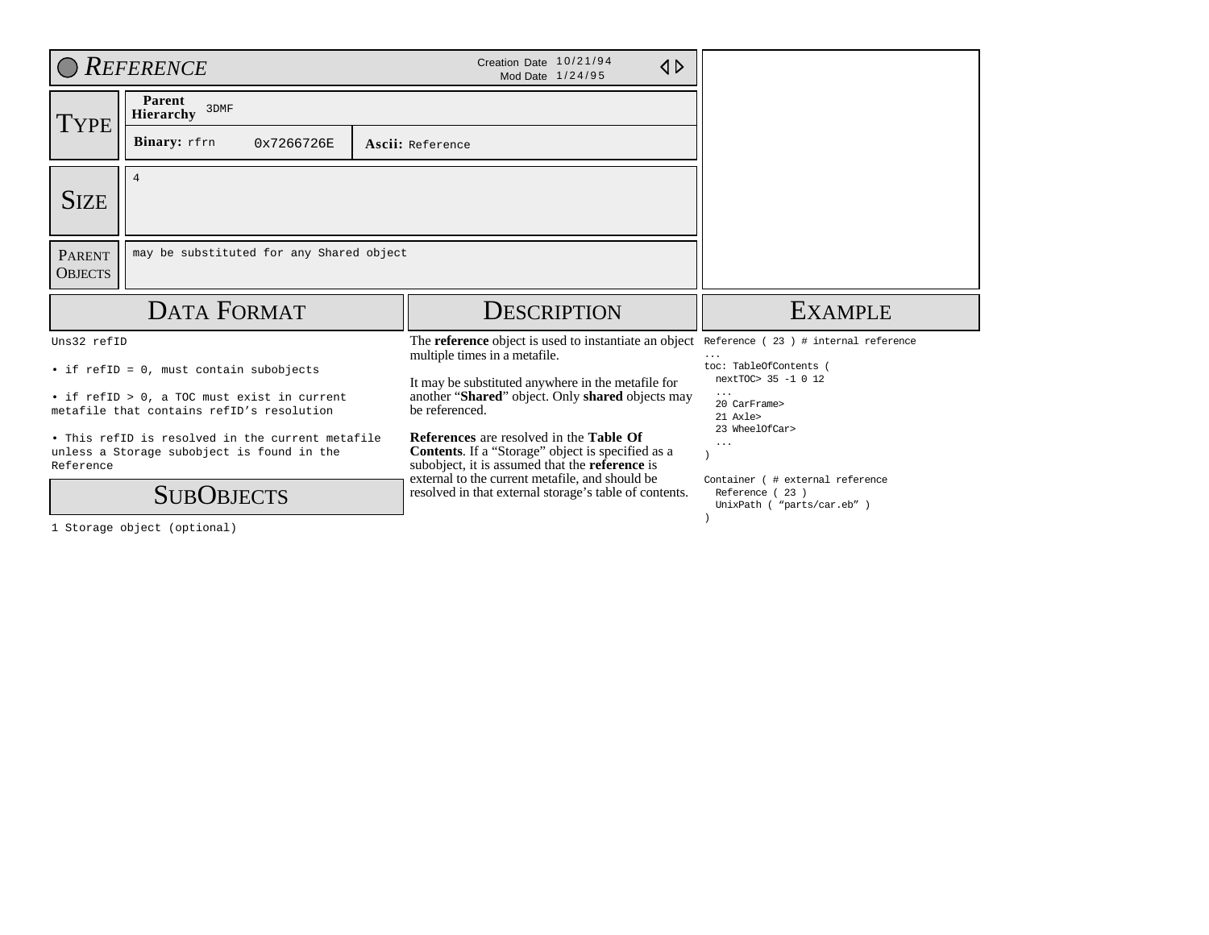# Reference

Creation Date 10/21/94
Mod Date 1/24/95

| Type | |
|---|---|
| Parent Hierarchy | 3DMF |
| Binary: rfrn 0x7266726E | Ascii: Reference |

**Size**

4

**Parent Objects**

may be substituted for any Shared object

## Data Format

```
Uns32 refID
```

• if refID = 0, must contain subobjects

• if refID > 0, a TOC must exist in current metafile that contains refID's resolution

• This refID is resolved in the current metafile unless a Storage subobject is found in the Reference

## SubObjects

1 Storage object (optional)

## Description

The **reference** object is used to instantiate an object multiple times in a metafile.

It may be substituted anywhere in the metafile for another "**Shared**" object. Only **shared** objects may be referenced.

**References** are resolved in the **Table Of Contents**. If a "Storage" object is specified as a subobject, it is assumed that the **reference** is external to the current metafile, and should be resolved in that external storage's table of contents.

## Example

```
Reference ( 23 ) # internal reference
...
toc: TableOfContents (
  nextTOC> 35 -1 0 12
  ...
  20 CarFrame>
  21 Axle>
  23 WheelOfCar>
  ...
)

Container ( # external reference
  Reference ( 23 )
  UnixPath ( "parts/car.eb" )
)
```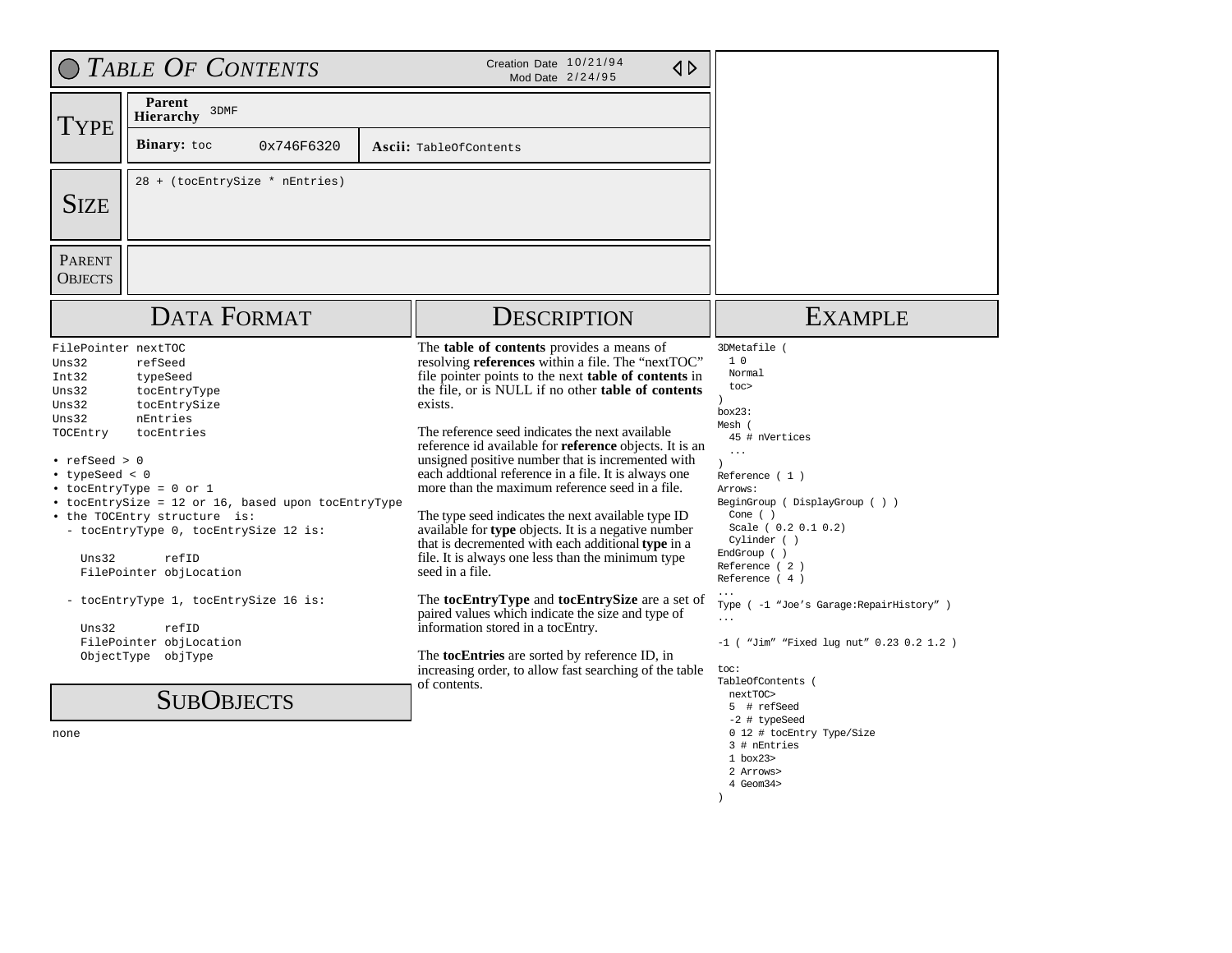# Table Of Contents

Creation Date 10/21/94
Mod Date 2/24/95

## Type

| | |
|---|---|
| **Parent Hierarchy** | 3DMF |
| **Binary:** toc | 0x746F6320 |
| **Ascii:** | TableOfContents |

## Size

28 + (tocEntrySize * nEntries)

## Parent Objects

## Data Format

```
FilePointer nextTOC
Uns32       refSeed
Int32       typeSeed
Uns32       tocEntryType
Uns32       tocEntrySize
Uns32       nEntries
TOCEntry    tocEntries
```

- refSeed > 0
- typeSeed < 0
- tocEntryType = 0 or 1
- tocEntrySize = 12 or 16, based upon tocEntryType
- the TOCEntry structure is:
  - tocEntryType 0, tocEntrySize 12 is:

```
    Uns32       refID
    FilePointer objLocation
```

  - tocEntryType 1, tocEntrySize 16 is:

```
    Uns32       refID
    FilePointer objLocation
    ObjectType  objType
```

## SubObjects

none

## Description

The **table of contents** provides a means of resolving **references** within a file. The "nextTOC" file pointer points to the next **table of contents** in the file, or is NULL if no other **table of contents** exists.

The reference seed indicates the next available reference id available for **reference** objects. It is an unsigned positive number that is incremented with each addtional reference in a file. It is always one more than the maximum reference seed in a file.

The type seed indicates the next available type ID available for **type** objects. It is a negative number that is decremented with each additional **type** in a file. It is always one less than the minimum type seed in a file.

The **tocEntryType** and **tocEntrySize** are a set of paired values which indicate the size and type of information stored in a tocEntry.

The **tocEntries** are sorted by reference ID, in increasing order, to allow fast searching of the table of contents.

## Example

```
3DMetafile (
  1 0
  Normal
  toc>
)
box23:
Mesh (
  45 # nVertices
  ...
)
Reference ( 1 )
Arrows:
BeginGroup ( DisplayGroup ( ) )
  Cone ( )
  Scale ( 0.2 0.1 0.2)
  Cylinder ( )
EndGroup ( )
Reference ( 2 )
Reference ( 4 )
...
Type ( -1 "Joe's Garage:RepairHistory" )
...

-1 ( "Jim" "Fixed lug nut" 0.23 0.2 1.2 )

toc:
TableOfContents (
  nextTOC>
  5  # refSeed
  -2 # typeSeed
  0 12 # tocEntry Type/Size
  3 # nEntries
  1 box23>
  2 Arrows>
  4 Geom34>
)
```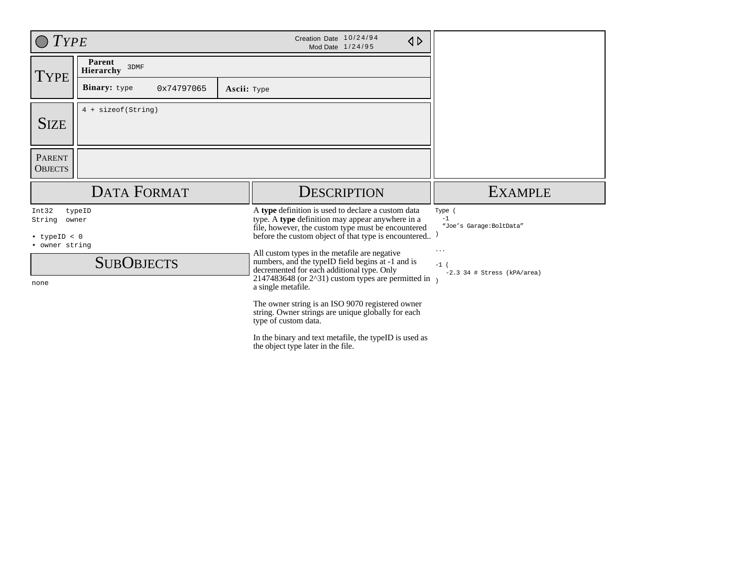# Type

Creation Date 10/24/94
Mod Date 1/24/95

| | |
|---|---|
| **Type** | **Parent Hierarchy** 3DMF |
| | **Binary:** type 0x74797065 — **Ascii:** Type |
| **Size** | 4 + sizeof(String) |
| **Parent Objects** | |

## Data Format

```
Int32   typeID
String  owner
```

- typeID < 0
- owner string

## SubObjects

none

## Description

A **type** definition is used to declare a custom data type. A **type** definition may appear anywhere in a file, however, the custom type must be encountered before the custom object of that type is encountered..

All custom types in the metafile are negative numbers, and the typeID field begins at -1 and is decremented for each additional type. Only 2147483648 (or 2^31) custom types are permitted in a single metafile.

The owner string is an ISO 9070 registered owner string. Owner strings are unique globally for each type of custom data.

In the binary and text metafile, the typeID is used as the object type later in the file.

## Example

```
Type (
  -1
  "Joe's Garage:BoltData"
)

...

-1 (
   -2.3 34 # Stress (kPA/area)
)
```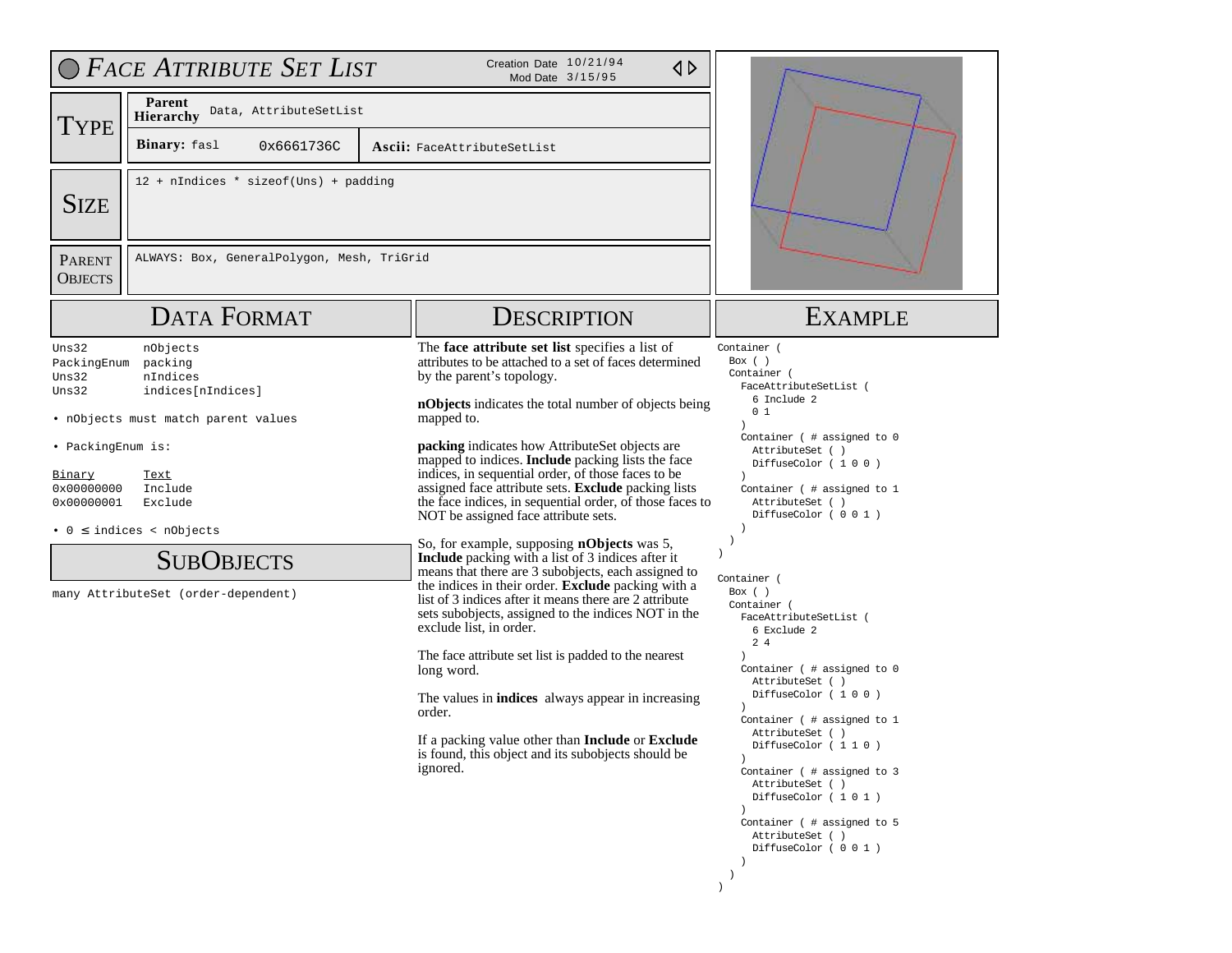# Face Attribute Set List

Creation Date 10/21/94
Mod Date 3/15/95

## Type

**Parent Hierarchy** Data, AttributeSetList

**Binary:** fasl 0x6661736C

**Ascii:** FaceAttributeSetList

## Size

12 + nIndices * sizeof(Uns) + padding

## Parent Objects

ALWAYS: Box, GeneralPolygon, Mesh, TriGrid

## Data Format

```
Uns32        nObjects
PackingEnum  packing
Uns32        nIndices
Uns32        indices[nIndices]
```

• nObjects must match parent values

• PackingEnum is:

| Binary | Text |
|---|---|
| 0x00000000 | Include |
| 0x00000001 | Exclude |

• 0 ≤ indices < nObjects

## SubObjects

many AttributeSet (order-dependent)

## Description

The **face attribute set list** specifies a list of attributes to be attached to a set of faces determined by the parent's topology.

**nObjects** indicates the total number of objects being mapped to.

**packing** indicates how AttributeSet objects are mapped to indices. **Include** packing lists the face indices, in sequential order, of those faces to be assigned face attribute sets. **Exclude** packing lists the face indices, in sequential order, of those faces to NOT be assigned face attribute sets.

So, for example, supposing **nObjects** was 5, **Include** packing with a list of 3 indices after it means that there are 3 subobjects, each assigned to the indices in their order. **Exclude** packing with a list of 3 indices after it means there are 2 attribute sets subobjects, assigned to the indices NOT in the exclude list, in order.

The face attribute set list is padded to the nearest long word.

The values in **indices** always appear in increasing order.

If a packing value other than **Include** or **Exclude** is found, this object and its subobjects should be ignored.

## Example

```
Container (
  Box ( )
  Container (
    FaceAttributeSetList (
      6 Include 2
      0 1
    )
    Container ( # assigned to 0
      AttributeSet ( )
      DiffuseColor ( 1 0 0 )
    )
    Container ( # assigned to 1
      AttributeSet ( )
      DiffuseColor ( 0 0 1 )
    )
  )
)

Container (
  Box ( )
  Container (
    FaceAttributeSetList (
      6 Exclude 2
      2 4
    )
    Container ( # assigned to 0
      AttributeSet ( )
      DiffuseColor ( 1 0 0 )
    )
    Container ( # assigned to 1
      AttributeSet ( )
      DiffuseColor ( 1 1 0 )
    )
    Container ( # assigned to 3
      AttributeSet ( )
      DiffuseColor ( 1 0 1 )
    )
    Container ( # assigned to 5
      AttributeSet ( )
      DiffuseColor ( 0 0 1 )
    )
  )
)
```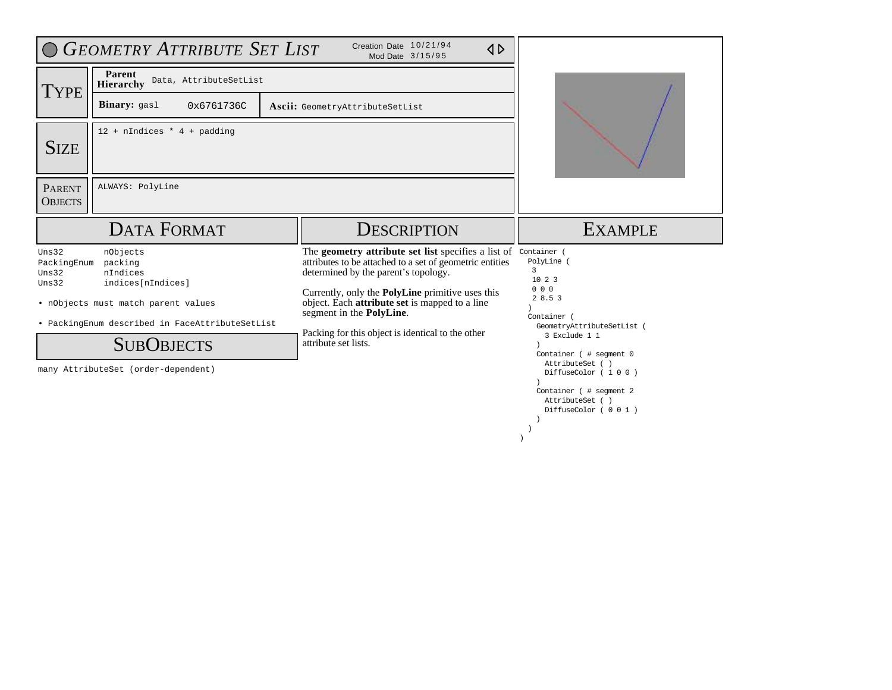# Geometry Attribute Set List

Creation Date 10/21/94
Mod Date 3/15/95

## Type

**Parent Hierarchy** Data, AttributeSetList

**Binary:** gasl 0x6761736C

**Ascii:** GeometryAttributeSetList

## Size

12 + nIndices * 4 + padding

## Parent Objects

ALWAYS: PolyLine

## Data Format

```
Uns32        nObjects
PackingEnum  packing
Uns32        nIndices
Uns32        indices[nIndices]
```

- nObjects must match parent values
- PackingEnum described in FaceAttributeSetList

## SubObjects

many AttributeSet (order-dependent)

## Description

The **geometry attribute set list** specifies a list of attributes to be attached to a set of geometric entities determined by the parent's topology.

Currently, only the **PolyLine** primitive uses this object. Each **attribute set** is mapped to a line segment in the **PolyLine**.

Packing for this object is identical to the other attribute set lists.

## Example

```
Container (
  PolyLine (
   3
   10 2 3
   0 0 0
   2 8.5 3
  )
  Container (
    GeometryAttributeSetList (
      3 Exclude 1 1
    )
    Container ( # segment 0
      AttributeSet ( )
      DiffuseColor ( 1 0 0 )
    )
    Container ( # segment 2
      AttributeSet ( )
      DiffuseColor ( 0 0 1 )
    )
  )
)
```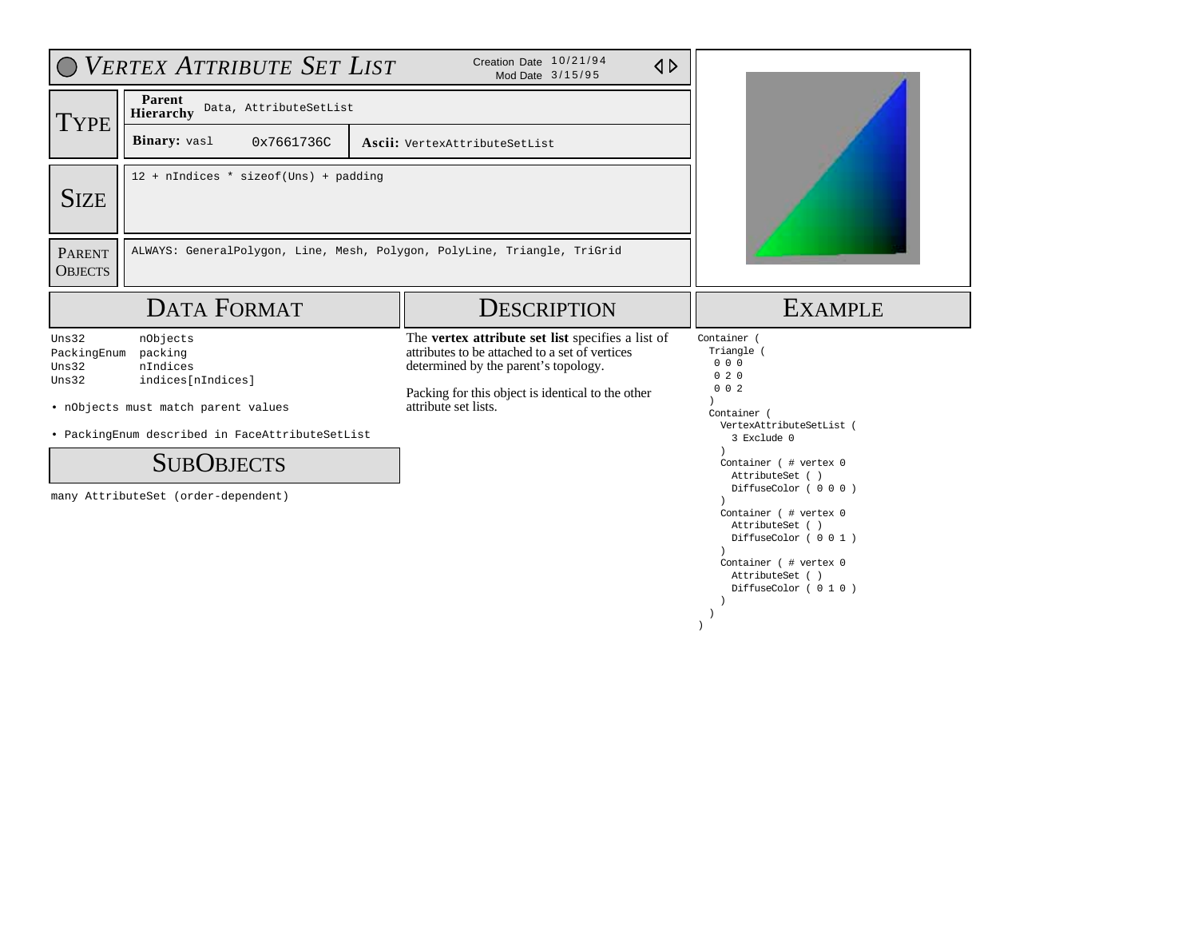# Vertex Attribute Set List

Creation Date 10/21/94
Mod Date 3/15/95

## Type

**Parent Hierarchy** Data, AttributeSetList

**Binary:** vasl 0x7661736C

**Ascii:** VertexAttributeSetList

## Size

12 + nIndices * sizeof(Uns) + padding

## Parent Objects

ALWAYS: GeneralPolygon, Line, Mesh, Polygon, PolyLine, Triangle, TriGrid

## Data Format

```
Uns32       nObjects
PackingEnum packing
Uns32       nIndices
Uns32       indices[nIndices]
```

- nObjects must match parent values
- PackingEnum described in FaceAttributeSetList

## SubObjects

many AttributeSet (order-dependent)

## Description

The **vertex attribute set list** specifies a list of attributes to be attached to a set of vertices determined by the parent's topology.

Packing for this object is identical to the other attribute set lists.

## Example

```
Container (
  Triangle (
   0 0 0
   0 2 0
   0 0 2
  )
  Container (
    VertexAttributeSetList (
      3 Exclude 0
    )
    Container ( # vertex 0
      AttributeSet ( )
      DiffuseColor ( 0 0 0 )
    )
    Container ( # vertex 0
      AttributeSet ( )
      DiffuseColor ( 0 0 1 )
    )
    Container ( # vertex 0
      AttributeSet ( )
      DiffuseColor ( 0 1 0 )
    )
  )
)
```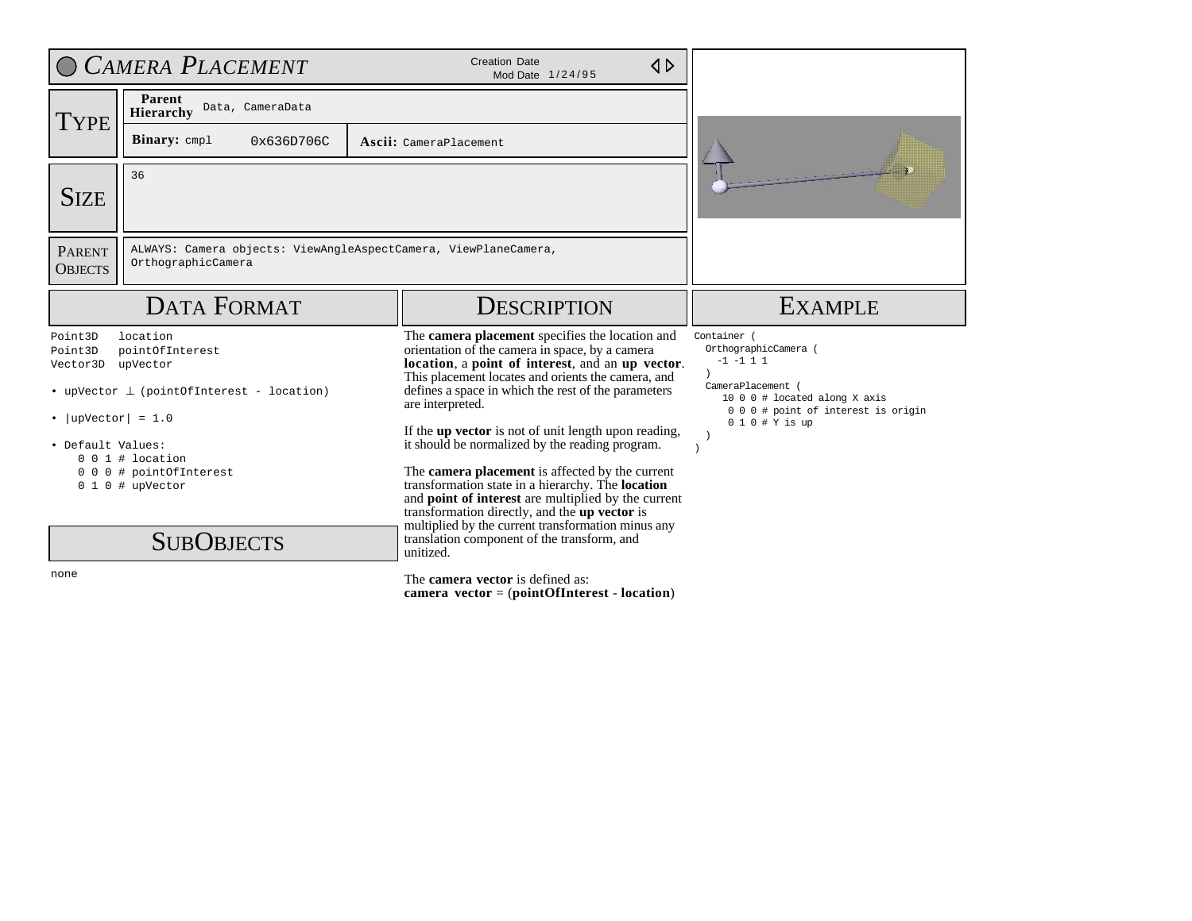# Camera Placement

Creation Date
Mod Date 1/24/95

## Type

| | | |
|---|---|---|
| **Parent Hierarchy** | Data, CameraData | |
| **Binary:** cmpl | 0x636D706C | **Ascii:** CameraPlacement |

## Size

36

## Parent Objects

ALWAYS: Camera objects: ViewAngleAspectCamera, ViewPlaneCamera, OrthographicCamera

## Data Format

```
Point3D    location
Point3D    pointOfInterest
Vector3D   upVector
```

- upVector ⊥ (pointOfInterest - location)
- |upVector| = 1.0
- Default Values:

```
0 0 1 # location
0 0 0 # pointOfInterest
0 1 0 # upVector
```

## SubObjects

none

## Description

The **camera placement** specifies the location and orientation of the camera in space, by a camera **location**, a **point of interest**, and an **up vector**. This placement locates and orients the camera, and defines a space in which the rest of the parameters are interpreted.

If the **up vector** is not of unit length upon reading, it should be normalized by the reading program.

The **camera placement** is affected by the current transformation state in a hierarchy. The **location** and **point of interest** are multiplied by the current transformation directly, and the **up vector** is multiplied by the current transformation minus any translation component of the transform, and unitized.

The **camera vector** is defined as:
**camera vector** = (**pointOfInterest** - **location**)

## Example

```
Container (
  OrthographicCamera (
    -1 -1 1 1
  )
  CameraPlacement (
    10 0 0 # located along X axis
     0 0 0 # point of interest is origin
     0 1 0 # Y is up
  )
)
```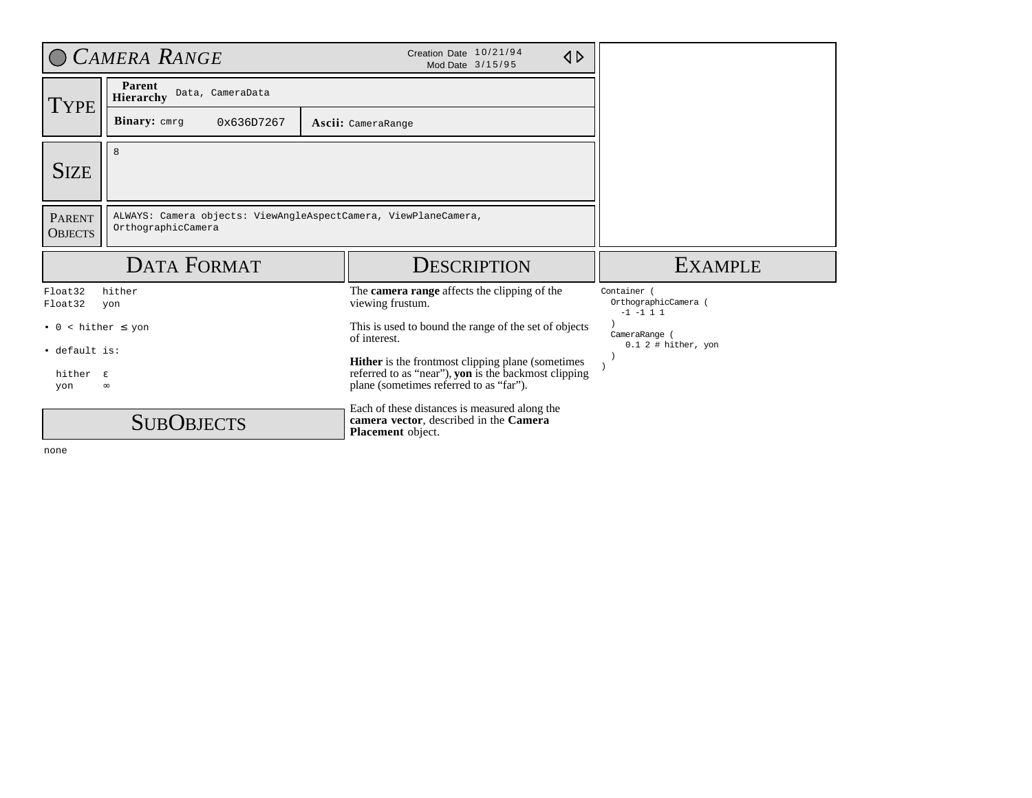# Camera Range

Creation Date 10/21/94
Mod Date 3/15/95

## Type

**Parent Hierarchy** Data, CameraData

**Binary:** cmrg 0x636D7267

**Ascii:** CameraRange

## Size

8

## Parent Objects

ALWAYS: Camera objects: ViewAngleAspectCamera, ViewPlaneCamera, OrthographicCamera

## Data Format

```
Float32   hither
Float32   yon
```

- $0 <$ hither $\leq$ yon
- default is:

  hither $\varepsilon$
  yon $\infty$

## SubObjects

none

## Description

The **camera range** affects the clipping of the viewing frustum.

This is used to bound the range of the set of objects of interest.

**Hither** is the frontmost clipping plane (sometimes referred to as “near”), **yon** is the backmost clipping plane (sometimes referred to as “far”).

Each of these distances is measured along the **camera vector**, described in the **Camera Placement** object.

## Example

```
Container (
  OrthographicCamera (
    -1 -1 1 1
  )
  CameraRange (
     0.1 2 # hither, yon
  )
)
```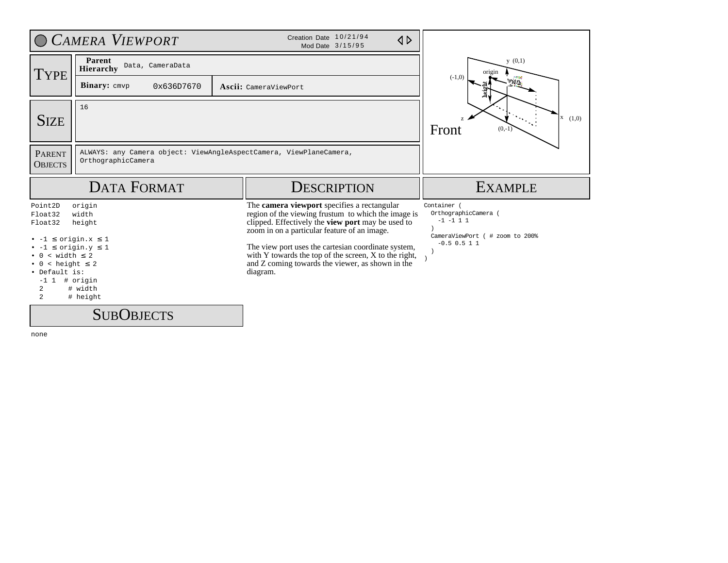# Camera Viewport

Creation Date 10/21/94
Mod Date 3/15/95

| | | |
|---|---|---|
| **Type** | **Parent Hierarchy** Data, CameraData | |
| | **Binary:** cmvp 0x636D7670 | **Ascii:** CameraViewPort |
| **Size** | 16 | |
| **Parent Objects** | ALWAYS: any Camera object: ViewAngleAspectCamera, ViewPlaneCamera, OrthographicCamera | |

Front

## Data Format

```
Point2D   origin
Float32   width
Float32   height
```

- -1 ≤ origin.x ≤ 1
- -1 ≤ origin.y ≤ 1
- 0 < width ≤ 2
- 0 < height ≤ 2
- Default is:

```
-1 1  # origin
2     # width
2     # height
```

## SubObjects

none

## Description

The **camera viewport** specifies a rectangular region of the viewing frustum to which the image is clipped. Effectively the **view port** may be used to zoom in on a particular feature of an image.

The view port uses the cartesian coordinate system, with Y towards the top of the screen, X to the right, and Z coming towards the viewer, as shown in the diagram.

## Example

```
Container (
  OrthographicCamera (
    -1 -1 1 1
  )
  CameraViewPort ( # zoom to 200%
    -0.5 0.5 1 1
  )
)
```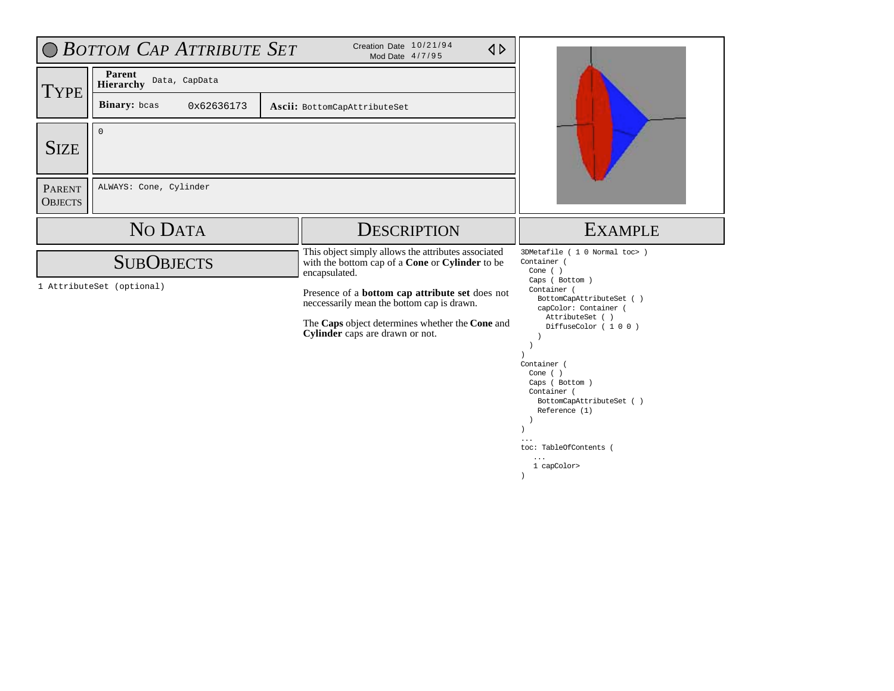# Bottom Cap Attribute Set

Creation Date 10/21/94
Mod Date 4/7/95

## Type

**Parent Hierarchy** Data, CapData

**Binary:** bcas 0x62636173

**Ascii:** BottomCapAttributeSet

## Size

0

## Parent Objects

ALWAYS: Cone, Cylinder

## No Data

## SubObjects

1 AttributeSet (optional)

## Description

This object simply allows the attributes associated with the bottom cap of a **Cone** or **Cylinder** to be encapsulated.

Presence of a **bottom cap attribute set** does not neccessarily mean the bottom cap is drawn.

The **Caps** object determines whether the **Cone** and **Cylinder** caps are drawn or not.

## Example

```
3DMetafile ( 1 0 Normal toc> )
Container (
  Cone ( )
  Caps ( Bottom )
  Container (
    BottomCapAttributeSet ( )
    capColor: Container (
      AttributeSet ( )
      DiffuseColor ( 1 0 0 )
    )
  )
)
Container (
  Cone ( )
  Caps ( Bottom )
  Container (
    BottomCapAttributeSet ( )
    Reference (1)
  )
)
...
toc: TableOfContents (
   ...
   1 capColor>
)
```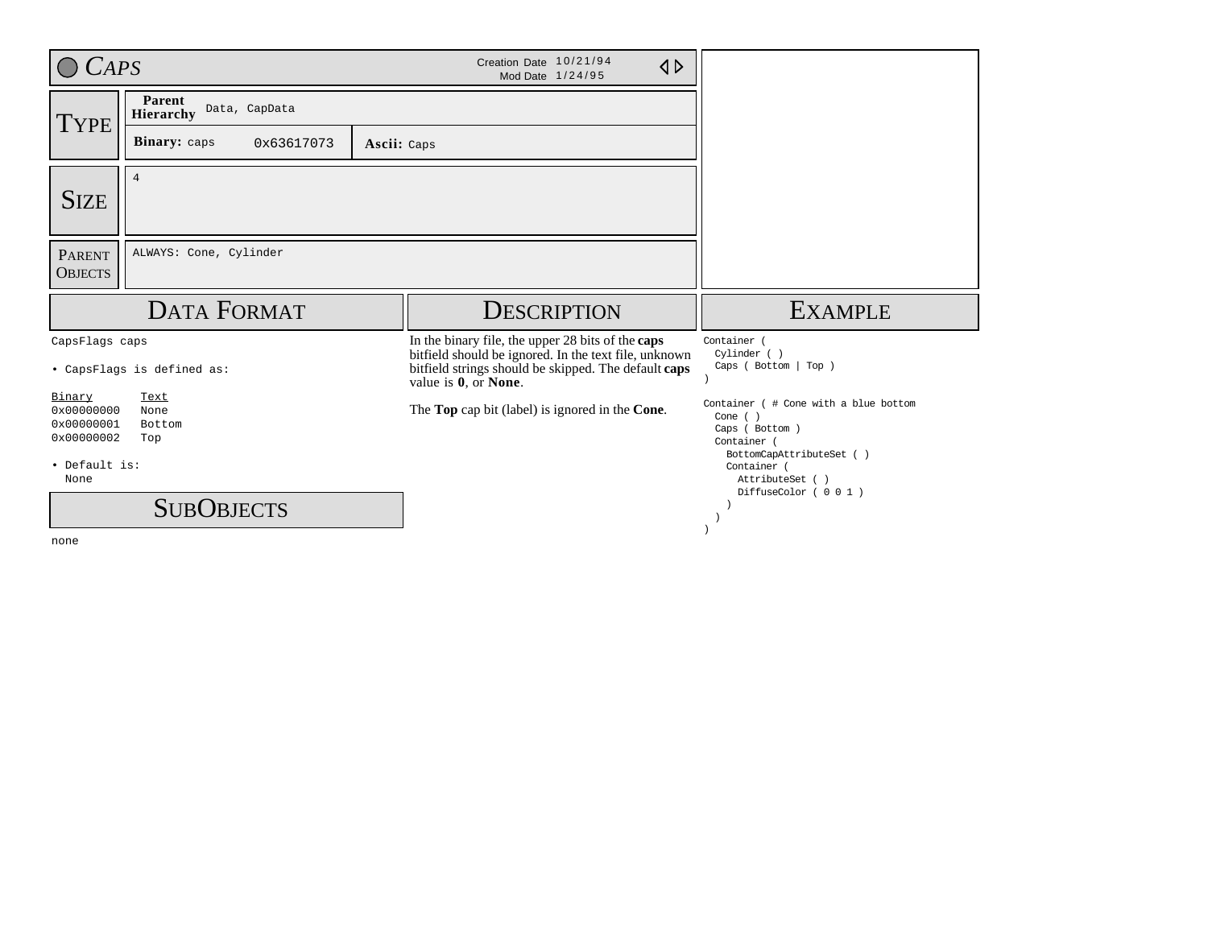# Caps

Creation Date 10/21/94
Mod Date 1/24/95

## Type

**Parent Hierarchy** Data, CapData

**Binary:** caps 0x63617073

**Ascii:** Caps

## Size

4

## Parent Objects

ALWAYS: Cone, Cylinder

## Data Format

```
CapsFlags caps
```

• CapsFlags is defined as:

| Binary | Text |
|---|---|
| 0x00000000 | None |
| 0x00000001 | Bottom |
| 0x00000002 | Top |

• Default is:
None

## SubObjects

none

## Description

In the binary file, the upper 28 bits of the **caps** bitfield should be ignored. In the text file, unknown bitfield strings should be skipped. The default **caps** value is **0**, or **None**.

The **Top** cap bit (label) is ignored in the **Cone**.

## Example

```
Container (
  Cylinder ( )
  Caps ( Bottom | Top )
)

Container ( # Cone with a blue bottom
  Cone ( )
  Caps ( Bottom )
  Container (
    BottomCapAttributeSet ( )
    Container (
      AttributeSet ( )
      DiffuseColor ( 0 0 1 )
    )
  )
)
```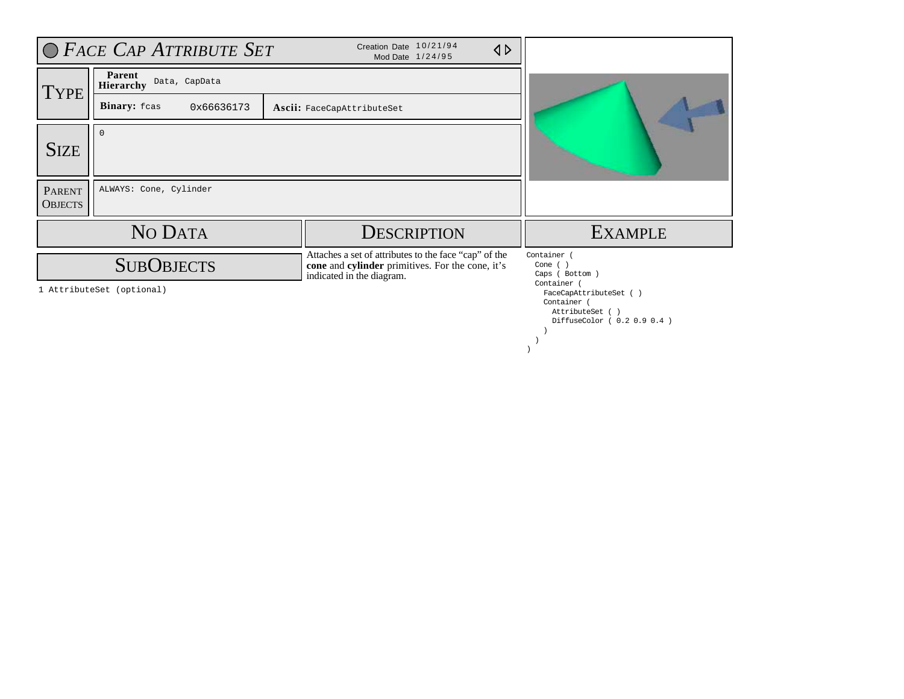# Face Cap Attribute Set

Creation Date 10/21/94
Mod Date 1/24/95

| | | | |
|---|---|---|---|
| **Type** | **Parent Hierarchy** | Data, CapData | |
| | **Binary:** fcas | 0x66636173 | **Ascii:** FaceCapAttributeSet |
| **Size** | 0 | | |
| **Parent Objects** | ALWAYS: Cone, Cylinder | | |

## No Data

## SubObjects

1 AttributeSet (optional)

## Description

Attaches a set of attributes to the face "cap" of the **cone** and **cylinder** primitives. For the cone, it's indicated in the diagram.

## Example

```
Container (
  Cone ( )
  Caps ( Bottom )
  Container (
    FaceCapAttributeSet ( )
    Container (
      AttributeSet ( )
      DiffuseColor ( 0.2 0.9 0.4 )
    )
  )
)
```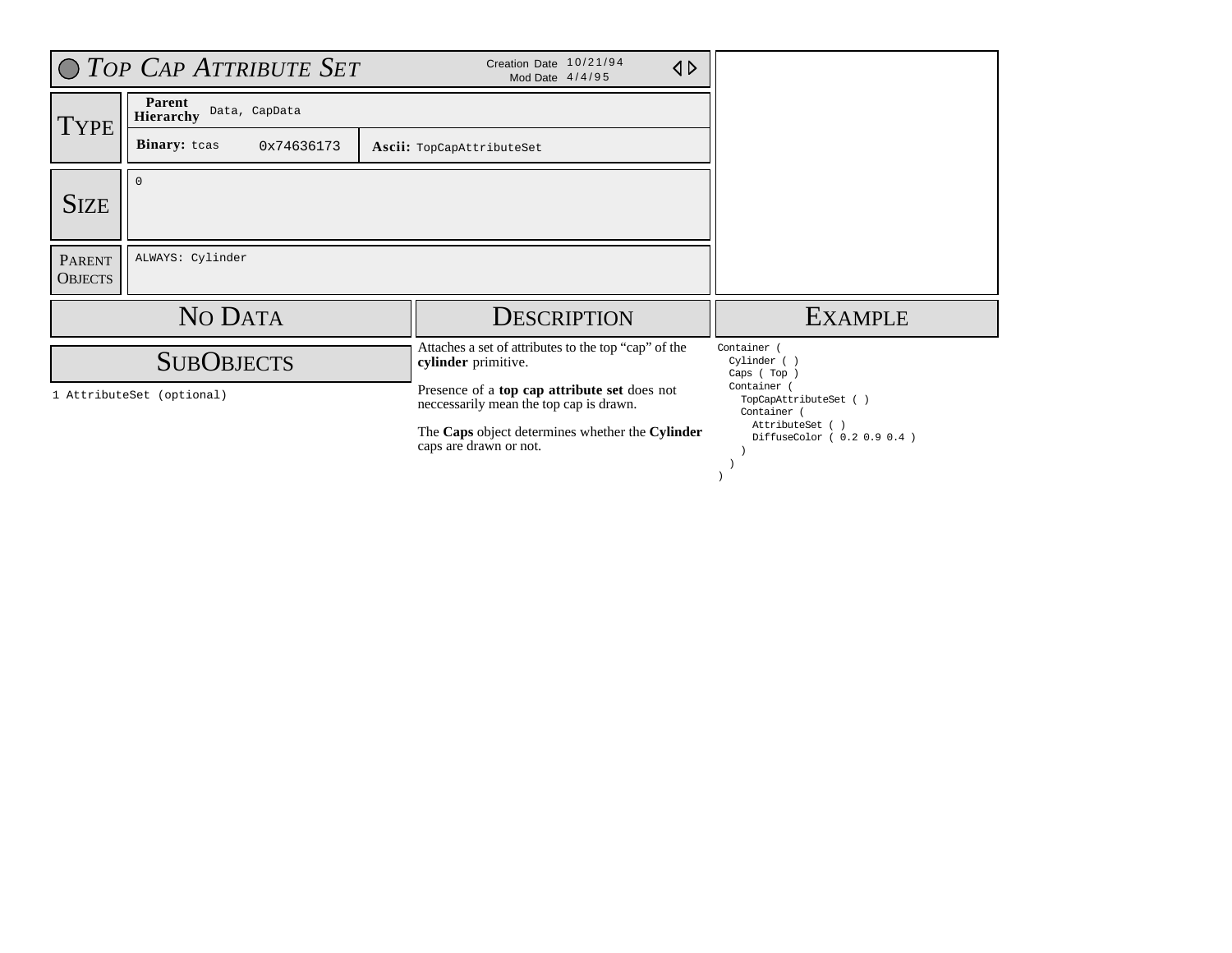# Top Cap Attribute Set

Creation Date 10/21/94
Mod Date 4/4/95

## Type

| | |
|---|---|
| **Parent Hierarchy** | Data, CapData |
| **Binary:** tcas 0x74636173 | **Ascii:** TopCapAttributeSet |

## Size

0

## Parent Objects

ALWAYS: Cylinder

## No Data

## SubObjects

1 AttributeSet (optional)

## Description

Attaches a set of attributes to the top “cap” of the **cylinder** primitive.

Presence of a **top cap attribute set** does not neccessarily mean the top cap is drawn.

The **Caps** object determines whether the **Cylinder** caps are drawn or not.

## Example

```
Container (
  Cylinder ( )
  Caps ( Top )
  Container (
    TopCapAttributeSet ( )
    Container (
      AttributeSet ( )
      DiffuseColor ( 0.2 0.9 0.4 )
    )
  )
)
```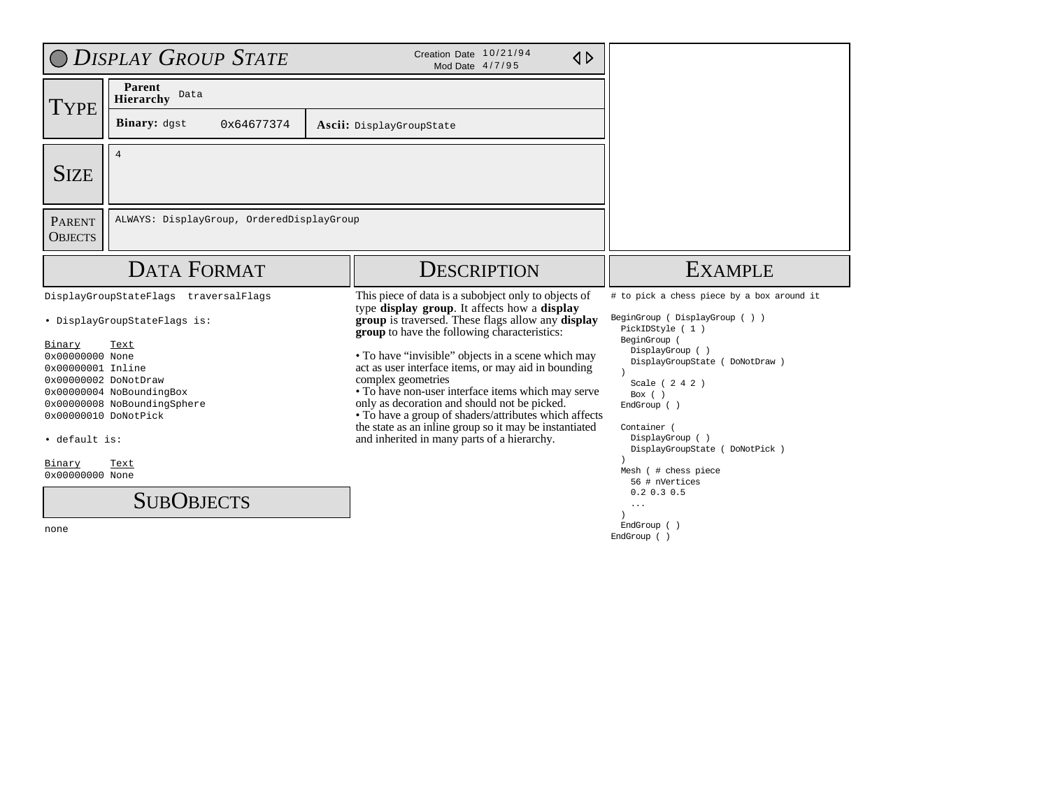# Display Group State

Creation Date 10/21/94
Mod Date 4/7/95

## Type

**Parent Hierarchy** Data

**Binary:** dgst 0x64677374 | **Ascii:** DisplayGroupState

## Size

4

## Parent Objects

ALWAYS: DisplayGroup, OrderedDisplayGroup

## Data Format

```
DisplayGroupStateFlags  traversalFlags
```

• DisplayGroupStateFlags is:

| Binary | Text |
|---|---|
| 0x00000000 | None |
| 0x00000001 | Inline |
| 0x00000002 | DoNotDraw |
| 0x00000004 | NoBoundingBox |
| 0x00000008 | NoBoundingSphere |
| 0x00000010 | DoNotPick |

• default is:

| Binary | Text |
|---|---|
| 0x00000000 | None |

## SubObjects

none

## Description

This piece of data is a subobject only to objects of type **display group**. It affects how a **display group** is traversed. These flags allow any **display group** to have the following characteristics:

• To have "invisible" objects in a scene which may act as user interface items, or may aid in bounding complex geometries
• To have non-user interface items which may serve only as decoration and should not be picked.
• To have a group of shaders/attributes which affects the state as an inline group so it may be instantiated and inherited in many parts of a hierarchy.

## Example

```
# to pick a chess piece by a box around it

BeginGroup ( DisplayGroup ( ) )
  PickIDStyle ( 1 )
  BeginGroup (
    DisplayGroup ( )
    DisplayGroupState ( DoNotDraw )
  )
    Scale ( 2 4 2 )
    Box ( )
  EndGroup ( )

  Container (
    DisplayGroup ( )
    DisplayGroupState ( DoNotPick )
  )
  Mesh ( # chess piece
    56 # nVertices
    0.2 0.3 0.5
    ...
  )
  EndGroup ( )
EndGroup ( )
```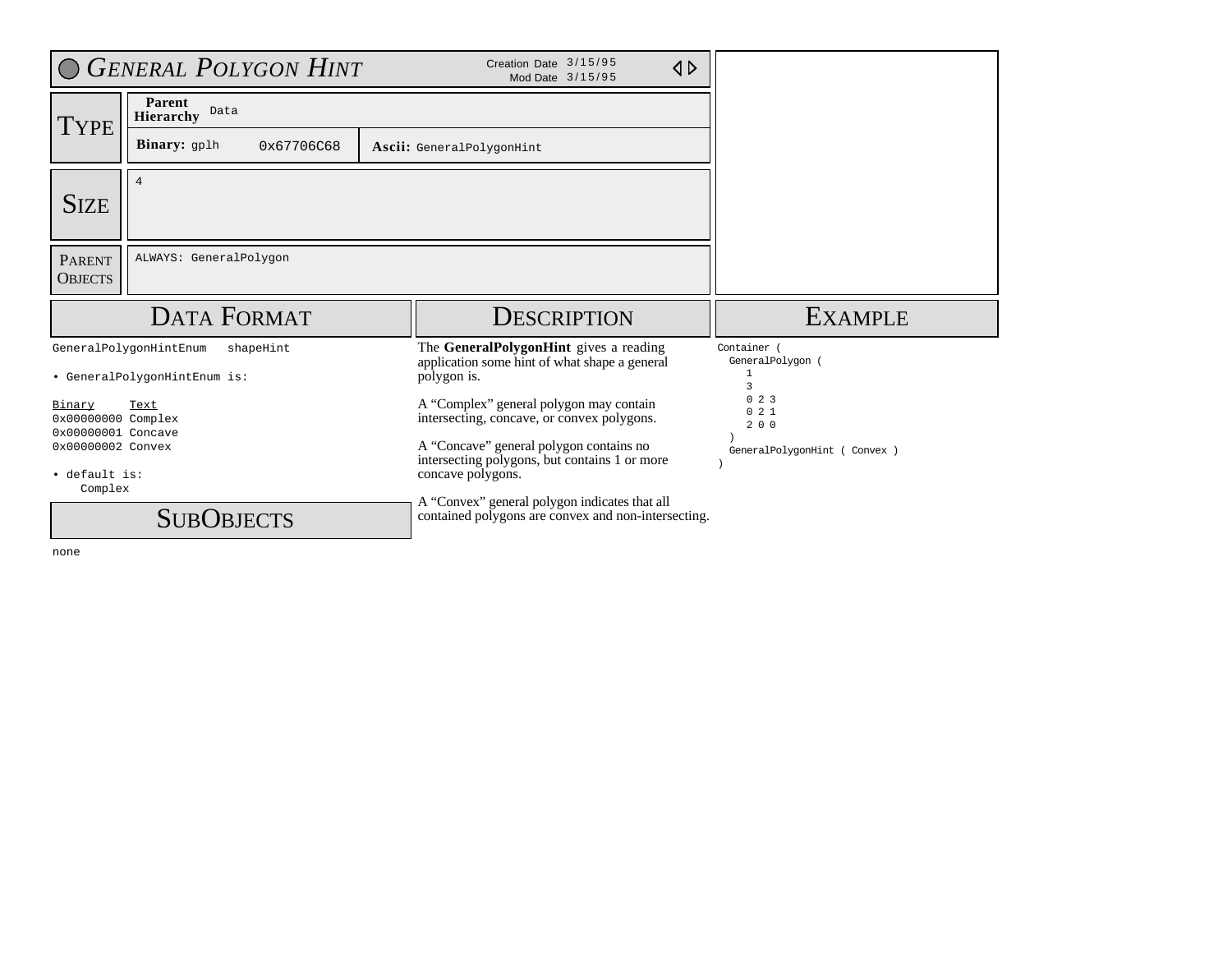# General Polygon Hint

Creation Date 3/15/95
Mod Date 3/15/95

## Type

**Parent Hierarchy** Data

**Binary:** gplh 0x67706C68

**Ascii:** GeneralPolygonHint

## Size

4

## Parent Objects

ALWAYS: GeneralPolygon

## Data Format

```
GeneralPolygonHintEnum   shapeHint
```

• GeneralPolygonHintEnum is:

| Binary | Text |
|---|---|
| 0x00000000 | Complex |
| 0x00000001 | Concave |
| 0x00000002 | Convex |

• default is:
  Complex

## SubObjects

none

## Description

The **GeneralPolygonHint** gives a reading application some hint of what shape a general polygon is.

A "Complex" general polygon may contain intersecting, concave, or convex polygons.

A "Concave" general polygon contains no intersecting polygons, but contains 1 or more concave polygons.

A "Convex" general polygon indicates that all contained polygons are convex and non-intersecting.

## Example

```
Container (
  GeneralPolygon (
    1
    3
    0 2 3
    0 2 1
    2 0 0
  )
  GeneralPolygonHint ( Convex )
)
```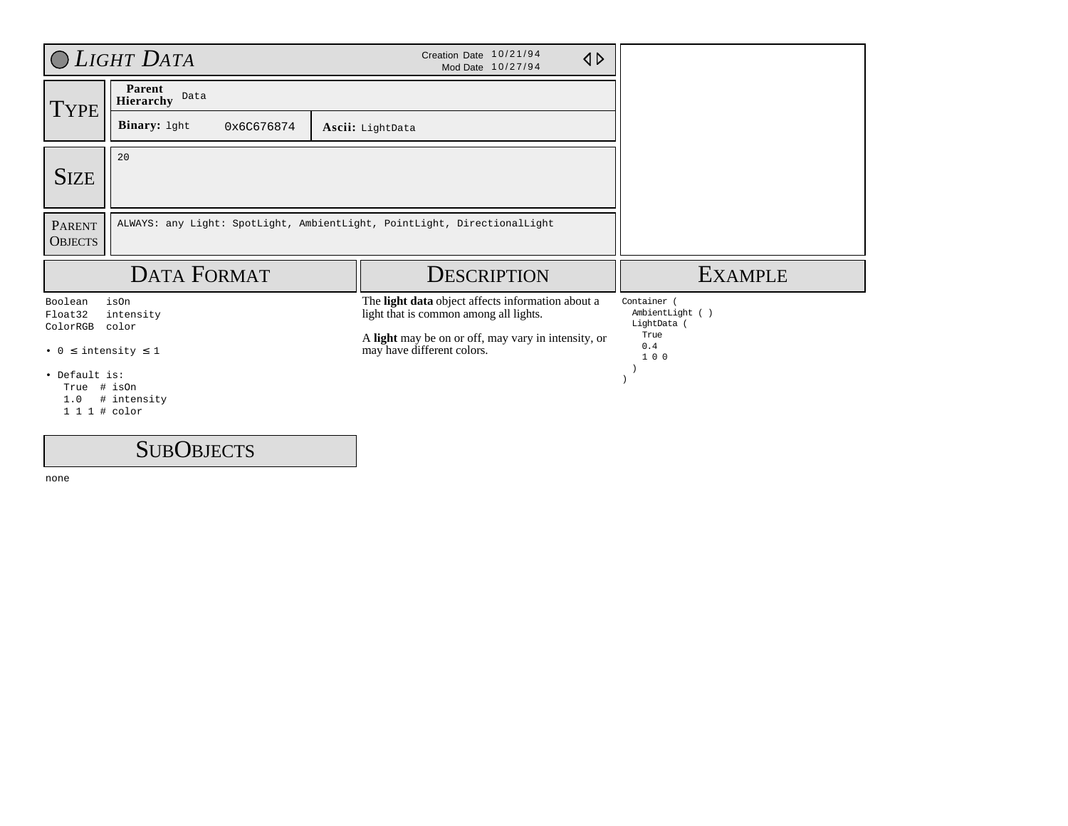# Light Data

Creation Date 10/21/94
Mod Date 10/27/94

## Type

| Parent Hierarchy | Data | |
|---|---|---|
| **Binary:** lght | 0x6C676874 | **Ascii:** LightData |

## Size

20

## Parent Objects

ALWAYS: any Light: SpotLight, AmbientLight, PointLight, DirectionalLight

## Data Format

```
Boolean   isOn
Float32   intensity
ColorRGB  color
```

- 0 ≤ intensity ≤ 1
- Default is:

```
True  # isOn
1.0   # intensity
1 1 1 # color
```

## Description

The **light data** object affects information about a light that is common among all lights.

A **light** may be on or off, may vary in intensity, or may have different colors.

## Example

```
Container (
  AmbientLight ( )
  LightData (
    True
    0.4
    1 0 0
  )
)
```

## SubObjects

none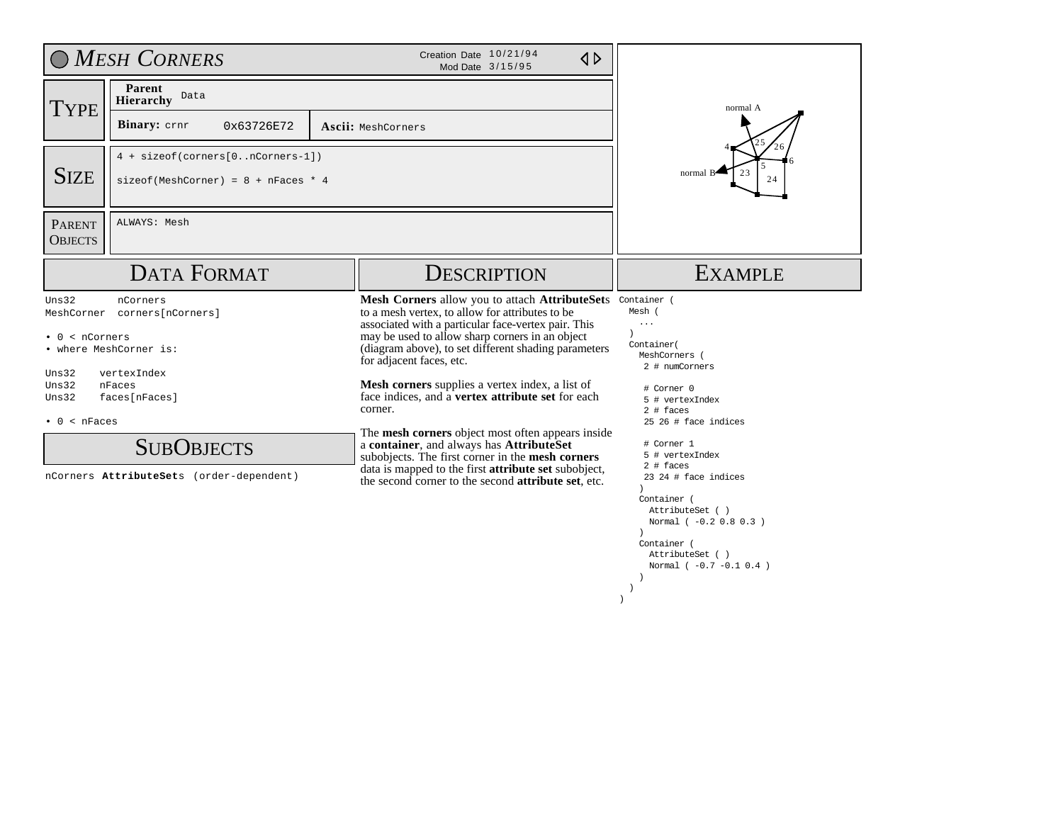# Mesh Corners

Creation Date 10/21/94
Mod Date 3/15/95

## Type

| | | |
|---|---|---|
| **Parent Hierarchy** | Data | |
| **Binary:** crnr | 0x63726E72 | **Ascii:** MeshCorners |

## Size

4 + sizeof(corners[0..nCorners-1])

sizeof(MeshCorner) = 8 + nFaces * 4

## Parent Objects

ALWAYS: Mesh

## Data Format

```
Uns32       nCorners
MeshCorner  corners[nCorners]
```

- 0 < nCorners
- where MeshCorner is:

```
Uns32    vertexIndex
Uns32    nFaces
Uns32    faces[nFaces]
```

- 0 < nFaces

## SubObjects

nCorners **AttributeSet**s (order-dependent)

## Description

**Mesh Corners** allow you to attach **AttributeSets** to a mesh vertex, to allow for attributes to be associated with a particular face-vertex pair. This may be used to allow sharp corners in an object (diagram above), to set different shading parameters for adjacent faces, etc.

**Mesh corners** supplies a vertex index, a list of face indices, and a **vertex attribute set** for each corner.

The **mesh corners** object most often appears inside a **container**, and always has **AttributeSet** subobjects. The first corner in the **mesh corners** data is mapped to the first **attribute set** subobject, the second corner to the second **attribute set**, etc.

## Example

```
Container (
  Mesh (
    ...
  )
  Container(
    MeshCorners (
      2 # numCorners

      # Corner 0
      5 # vertexIndex
      2 # faces
      25 26 # face indices

      # Corner 1
      5 # vertexIndex
      2 # faces
      23 24 # face indices
    )
    Container (
      AttributeSet ( )
      Normal ( -0.2 0.8 0.3 )
    )
    Container (
      AttributeSet ( )
      Normal ( -0.7 -0.1 0.4 )
    )
  )
)
```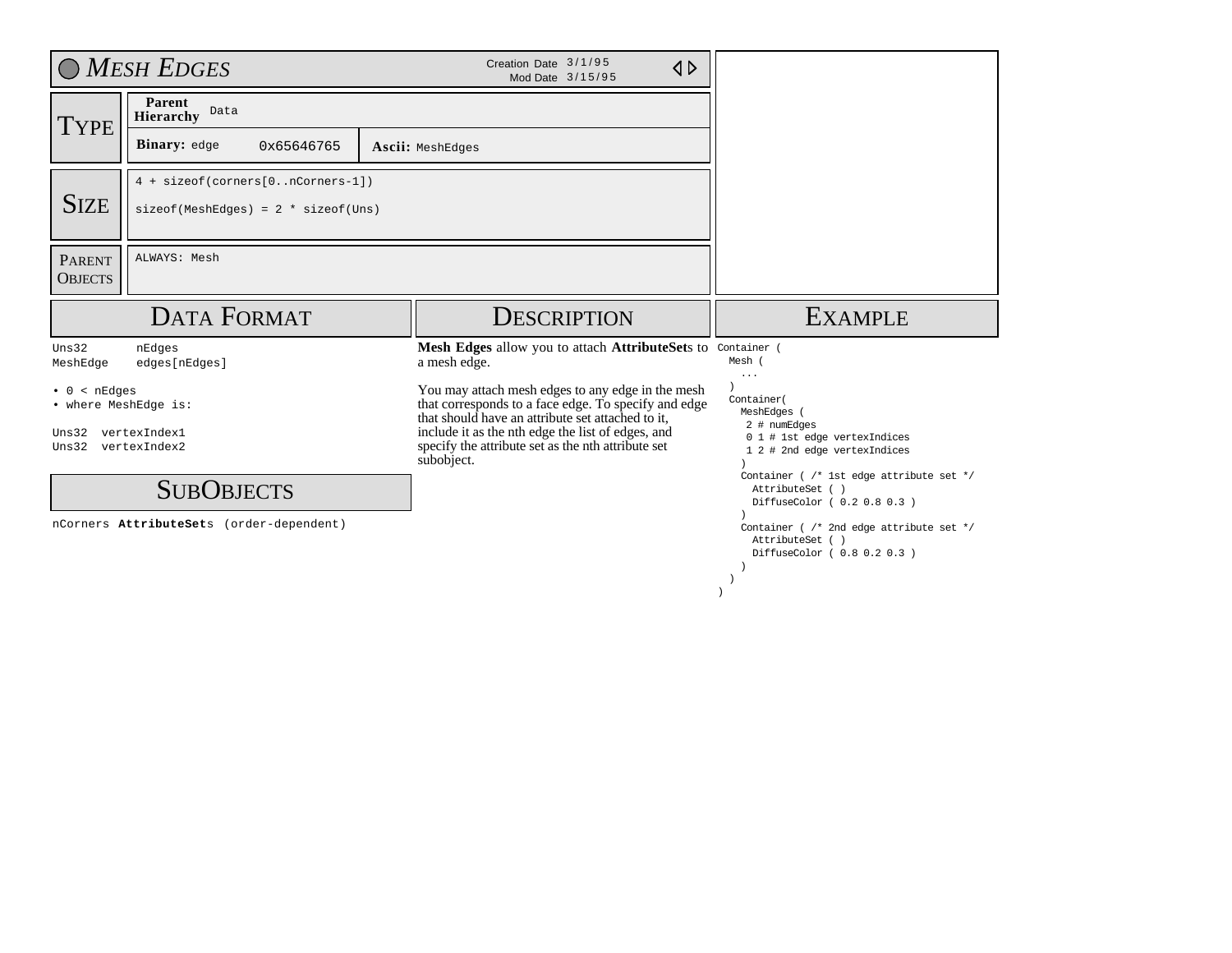# Mesh Edges

Creation Date 3/1/95
Mod Date 3/15/95

## Type

| | |
|---|---|
| **Parent Hierarchy** | Data |
| **Binary:** edge 0x65646765 | **Ascii:** MeshEdges |

## Size

```
4 + sizeof(corners[0..nCorners-1])

sizeof(MeshEdges) = 2 * sizeof(Uns)
```

## Parent Objects

ALWAYS: Mesh

## Data Format

```
Uns32      nEdges
MeshEdge   edges[nEdges]
```

- 0 < nEdges
- where MeshEdge is:

```
Uns32  vertexIndex1
Uns32  vertexIndex2
```

## SubObjects

nCorners **AttributeSet**s (order-dependent)

## Description

**Mesh Edges** allow you to attach **AttributeSet**s to a mesh edge.

You may attach mesh edges to any edge in the mesh that corresponds to a face edge. To specify and edge that should have an attribute set attached to it, include it as the nth edge the list of edges, and specify the attribute set as the nth attribute set subobject.

## Example

```
Container (
  Mesh (
    ...
  )
  Container(
    MeshEdges (
      2 # numEdges
      0 1 # 1st edge vertexIndices
      1 2 # 2nd edge vertexIndices
    )
    Container ( /* 1st edge attribute set */
      AttributeSet ( )
      DiffuseColor ( 0.2 0.8 0.3 )
    )
    Container ( /* 2nd edge attribute set */
      AttributeSet ( )
      DiffuseColor ( 0.8 0.2 0.3 )
    )
  )
)
```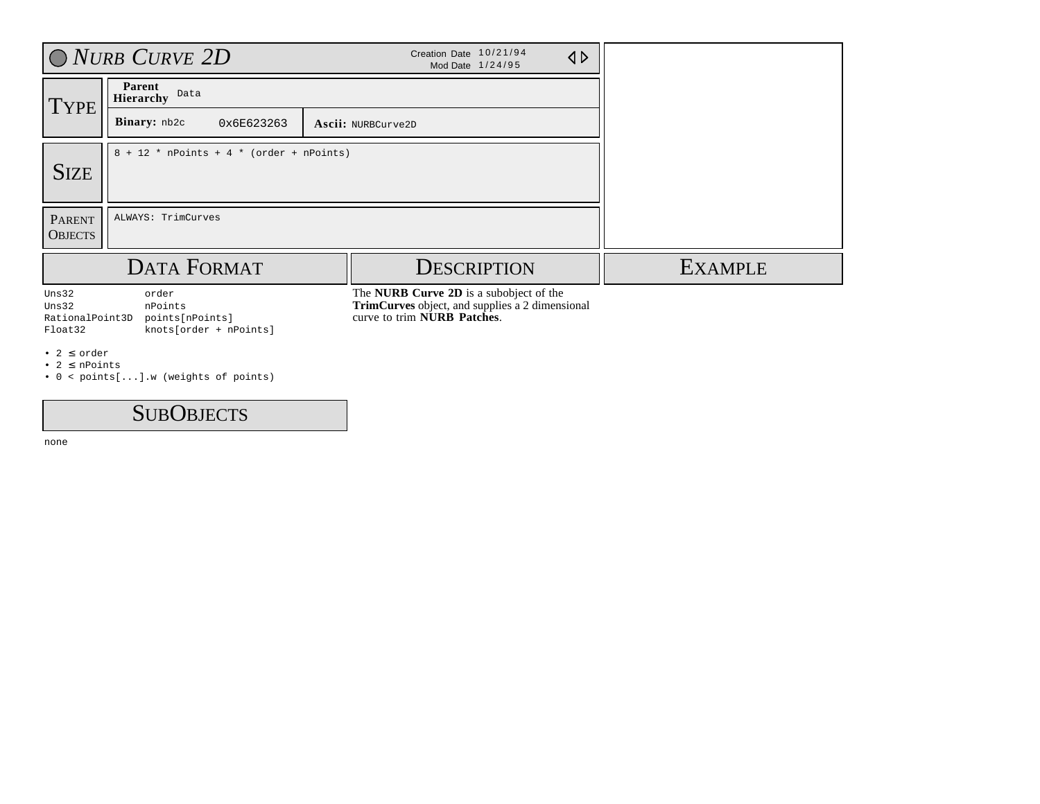# NURB Curve 2D

Creation Date 10/21/94
Mod Date 1/24/95

## Type

| | | | |
|---|---|---|---|
| **Parent Hierarchy** | Data | | |
| **Binary:** nb2c | 0x6E623263 | **Ascii:** NURBCurve2D | |

## Size

8 + 12 * nPoints + 4 * (order + nPoints)

## Parent Objects

ALWAYS: TrimCurves

## Data Format

```
Uns32             order
Uns32             nPoints
RationalPoint3D   points[nPoints]
Float32           knots[order + nPoints]
```

- 2 ≤ order
- 2 ≤ nPoints
- 0 < points[...].w (weights of points)

## SubObjects

none

## Description

The **NURB Curve 2D** is a subobject of the **TrimCurves** object, and supplies a 2 dimensional curve to trim **NURB Patches**.

## Example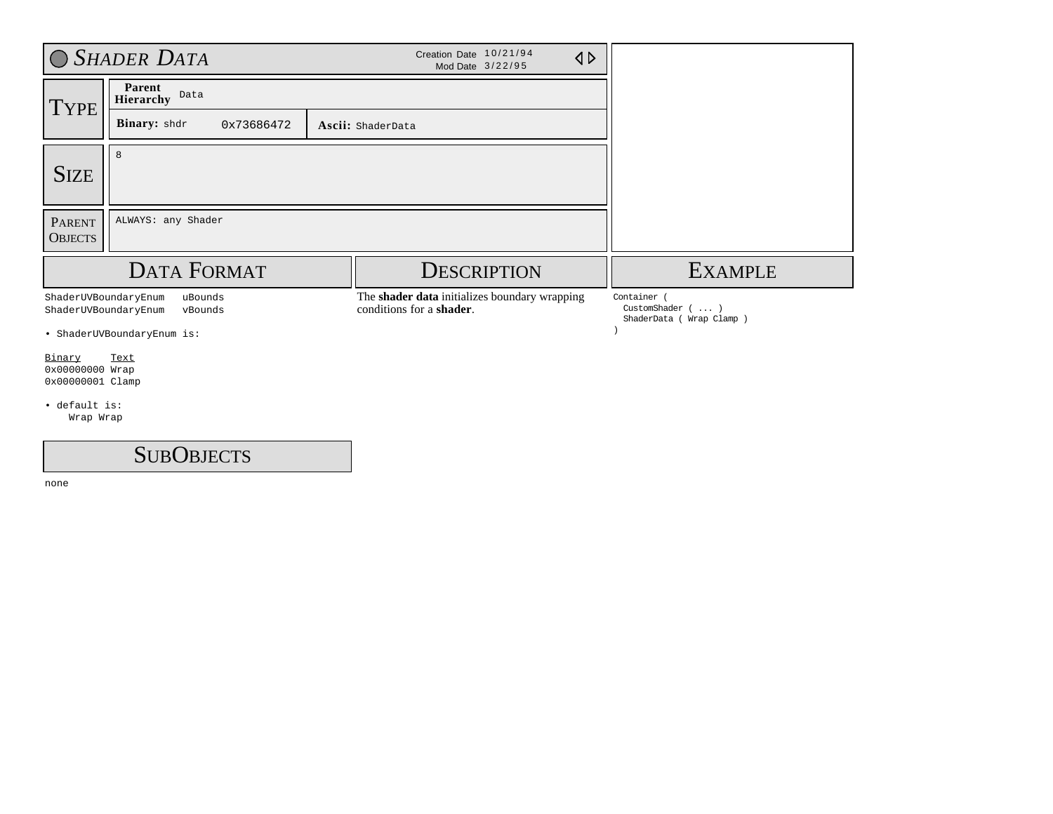# *Shader Data*

Creation Date 10/21/94
Mod Date 3/22/95

## Type

| | | |
|---|---|---|
| **Parent Hierarchy** | Data | |
| **Binary:** shdr | 0x73686472 | **Ascii:** ShaderData |

## Size

8

## Parent Objects

ALWAYS: any Shader

## Data Format

```
ShaderUVBoundaryEnum   uBounds
ShaderUVBoundaryEnum   vBounds
```

• ShaderUVBoundaryEnum is:

| Binary | Text |
|---|---|
| 0x00000000 | Wrap |
| 0x00000001 | Clamp |

• default is:
    Wrap Wrap

## Description

The **shader data** initializes boundary wrapping conditions for a **shader**.

## Example

```
Container (
  CustomShader ( ... )
  ShaderData ( Wrap Clamp )
)
```

## SubObjects

none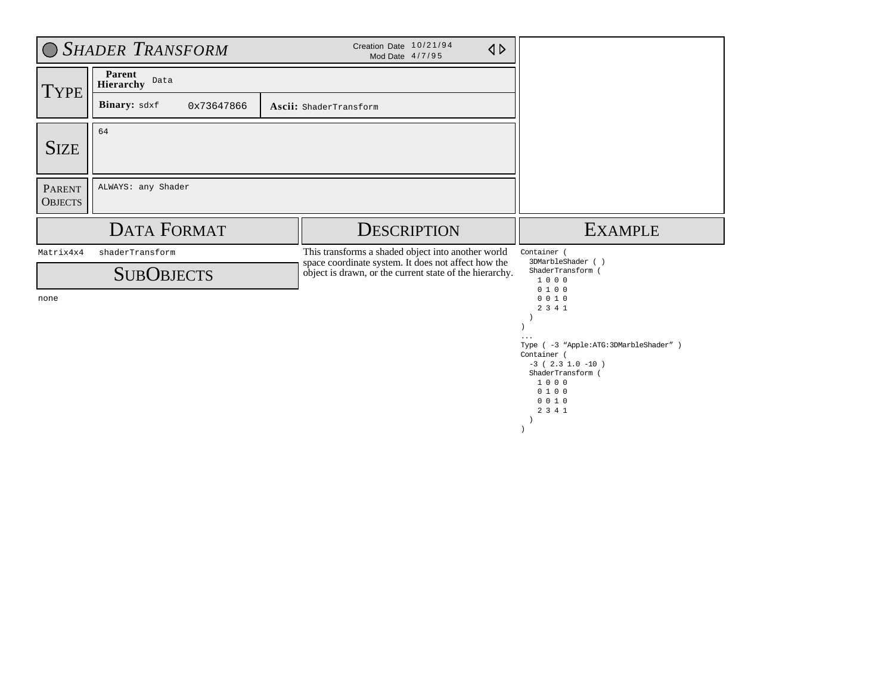# Shader Transform

Creation Date 10/21/94
Mod Date 4/7/95

## Type

| | | |
|---|---|---|
| **Parent Hierarchy** | Data | |
| **Binary:** sdxf | 0x73647866 | **Ascii:** ShaderTransform |

## Size

64

## Parent Objects

ALWAYS: any Shader

## Data Format

```
Matrix4x4    shaderTransform
```

## SubObjects

none

## Description

This transforms a shaded object into another world space coordinate system. It does not affect how the object is drawn, or the current state of the hierarchy.

## Example

```
Container (
  3DMarbleShader ( )
  ShaderTransform (
    1 0 0 0
    0 1 0 0
    0 0 1 0
    2 3 4 1
  )
)
...
Type ( -3 “Apple:ATG:3DMarbleShader” )
Container (
  -3 ( 2.3 1.0 -10 )
  ShaderTransform (
    1 0 0 0
    0 1 0 0
    0 0 1 0
    2 3 4 1
  )
)
```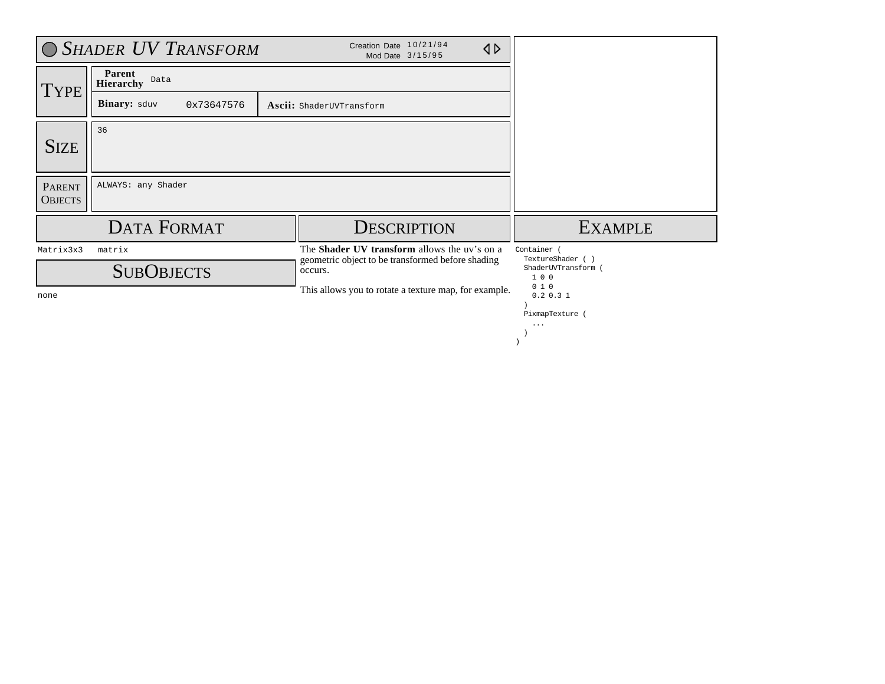# Shader UV Transform

Creation Date 10/21/94
Mod Date 3/15/95

| TYPE | | |
|---|---|---|
| **Parent Hierarchy** | Data | |
| **Binary:** sduv | 0x73647576 | **Ascii:** ShaderUVTransform |

**SIZE**

36

**PARENT OBJECTS**

ALWAYS: any Shader

## Data Format

| | |
|---|---|
| Matrix3x3 | matrix |

## SubObjects

none

## Description

The **Shader UV transform** allows the uv's on a geometric object to be transformed before shading occurs.

This allows you to rotate a texture map, for example.

## Example

```
Container (
  TextureShader ( )
  ShaderUVTransform (
    1 0 0
    0 1 0
    0.2 0.3 1
  )
  PixmapTexture (
    ...
  )
)
```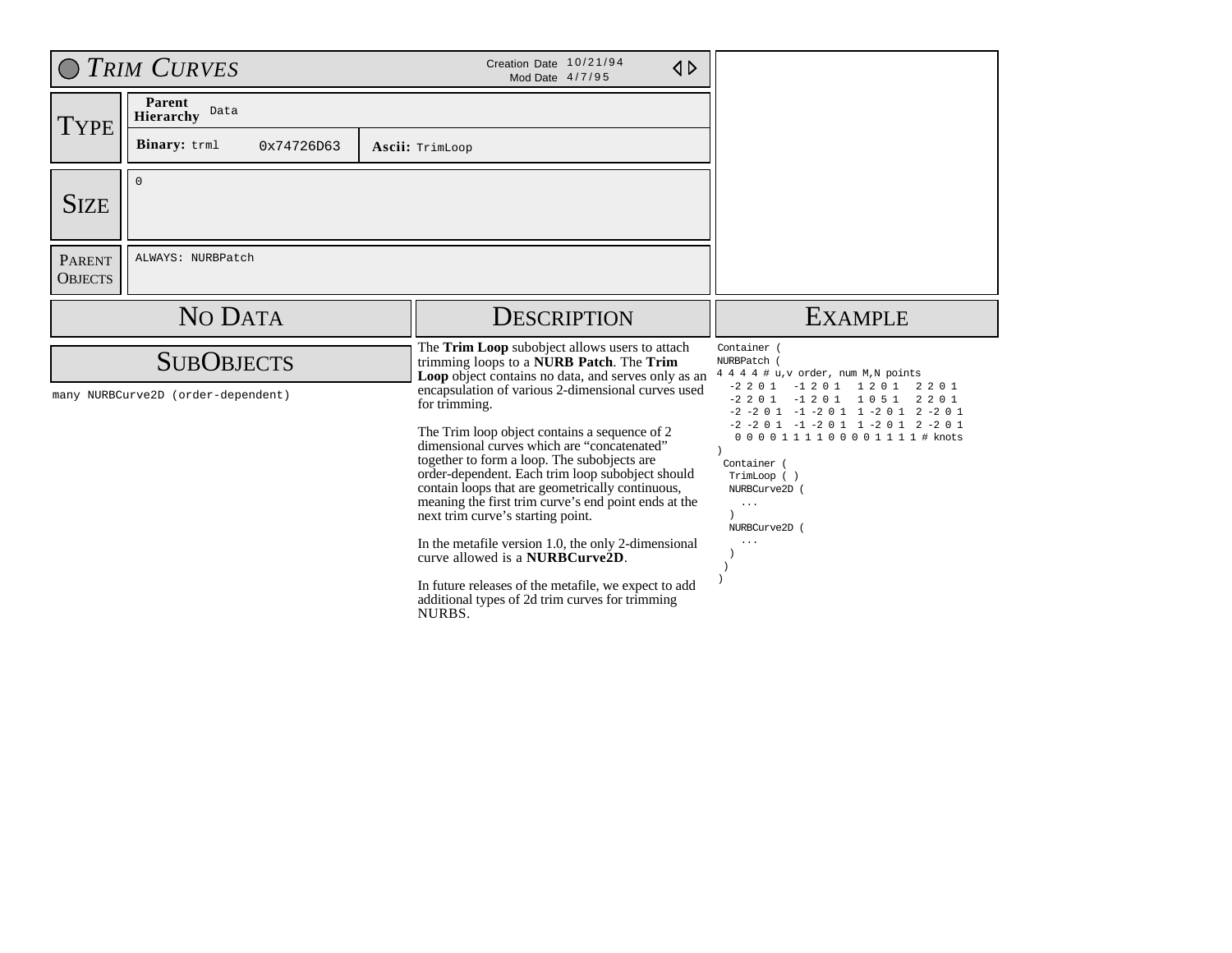# TRIM CURVES

Creation Date 10/21/94
Mod Date 4/7/95

## TYPE

**Parent Hierarchy** Data

**Binary:** trml 0x74726D63 | **Ascii:** TrimLoop

## SIZE

0

## PARENT OBJECTS

ALWAYS: NURBPatch

## NO DATA

## SUBOBJECTS

many NURBCurve2D (order-dependent)

## DESCRIPTION

The **Trim Loop** subobject allows users to attach trimming loops to a **NURB Patch**. The **Trim Loop** object contains no data, and serves only as an encapsulation of various 2-dimensional curves used for trimming.

The Trim loop object contains a sequence of 2 dimensional curves which are "concatenated" together to form a loop. The subobjects are order-dependent. Each trim loop subobject should contain loops that are geometrically continuous, meaning the first trim curve's end point ends at the next trim curve's starting point.

In the metafile version 1.0, the only 2-dimensional curve allowed is a **NURBCurve2D**.

In future releases of the metafile, we expect to add additional types of 2d trim curves for trimming NURBS.

## EXAMPLE

```
Container (
NURBPatch (
4 4 4 4 # u,v order, num M,N points
  -2 2 0 1   -1 2 0 1   1 2 0 1   2 2 0 1
  -2 2 0 1   -1 2 0 1   1 0 5 1   2 2 0 1
  -2 -2 0 1  -1 -2 0 1  1 -2 0 1  2 -2 0 1
  -2 -2 0 1  -1 -2 0 1  1 -2 0 1  2 -2 0 1
   0 0 0 0 1 1 1 1 0 0 0 0 1 1 1 1 # knots
)
 Container (
  TrimLoop ( )
  NURBCurve2D (
    ...
  )
  NURBCurve2D (
    ...
  )
 )
)
```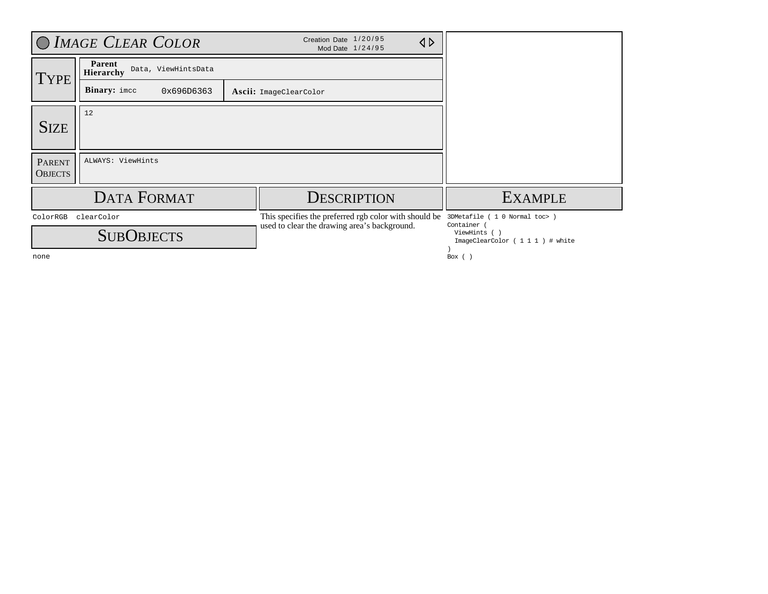# IMAGE CLEAR COLOR

Creation Date 1/20/95
Mod Date 1/24/95

## TYPE

| | |
|---|---|
| **Parent Hierarchy** | Data, ViewHintsData |
| **Binary:** imcc 0x696D6363 | **Ascii:** ImageClearColor |

## SIZE

12

## PARENT OBJECTS

ALWAYS: ViewHints

## DATA FORMAT

```
ColorRGB  clearColor
```

## SUBOBJECTS

none

## DESCRIPTION

This specifies the preferred rgb color with should be used to clear the drawing area's background.

## EXAMPLE

```
3DMetafile ( 1 0 Normal toc> )
Container (
  ViewHints ( )
  ImageClearColor ( 1 1 1 ) # white
)
Box ( )
```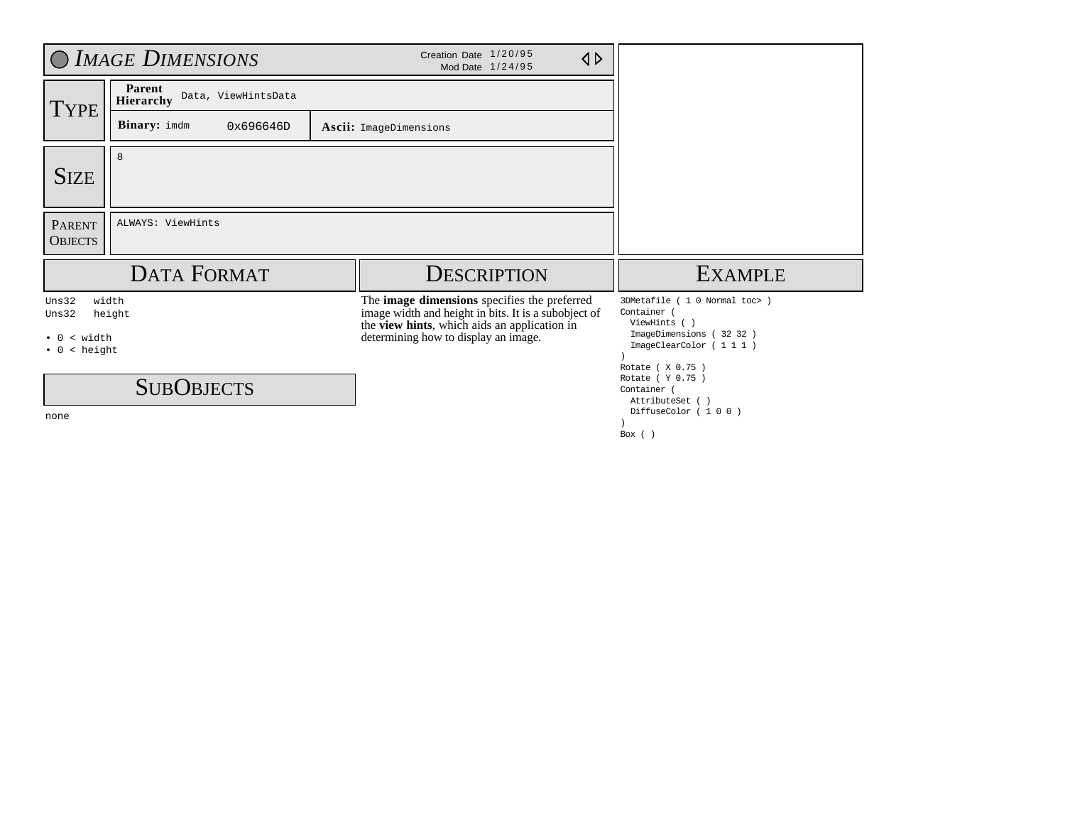# *Image Dimensions*

Creation Date 1/20/95
Mod Date 1/24/95

## Type

**Parent Hierarchy** Data, ViewHintsData

**Binary:** imdm 0x696646D

**Ascii:** ImageDimensions

## Size

8

## Parent Objects

ALWAYS: ViewHints

## Data Format

```
Uns32   width
Uns32   height
```

- 0 < width
- 0 < height

## SubObjects

none

## Description

The **image dimensions** specifies the preferred image width and height in bits. It is a subobject of the **view hints**, which aids an application in determining how to display an image.

## Example

```
3DMetafile ( 1 0 Normal toc> )
Container (
  ViewHints ( )
  ImageDimensions ( 32 32 )
  ImageClearColor ( 1 1 1 )
)
Rotate ( X 0.75 )
Rotate ( Y 0.75 )
Container (
  AttributeSet ( )
  DiffuseColor ( 1 0 0 )
)
Box ( )
```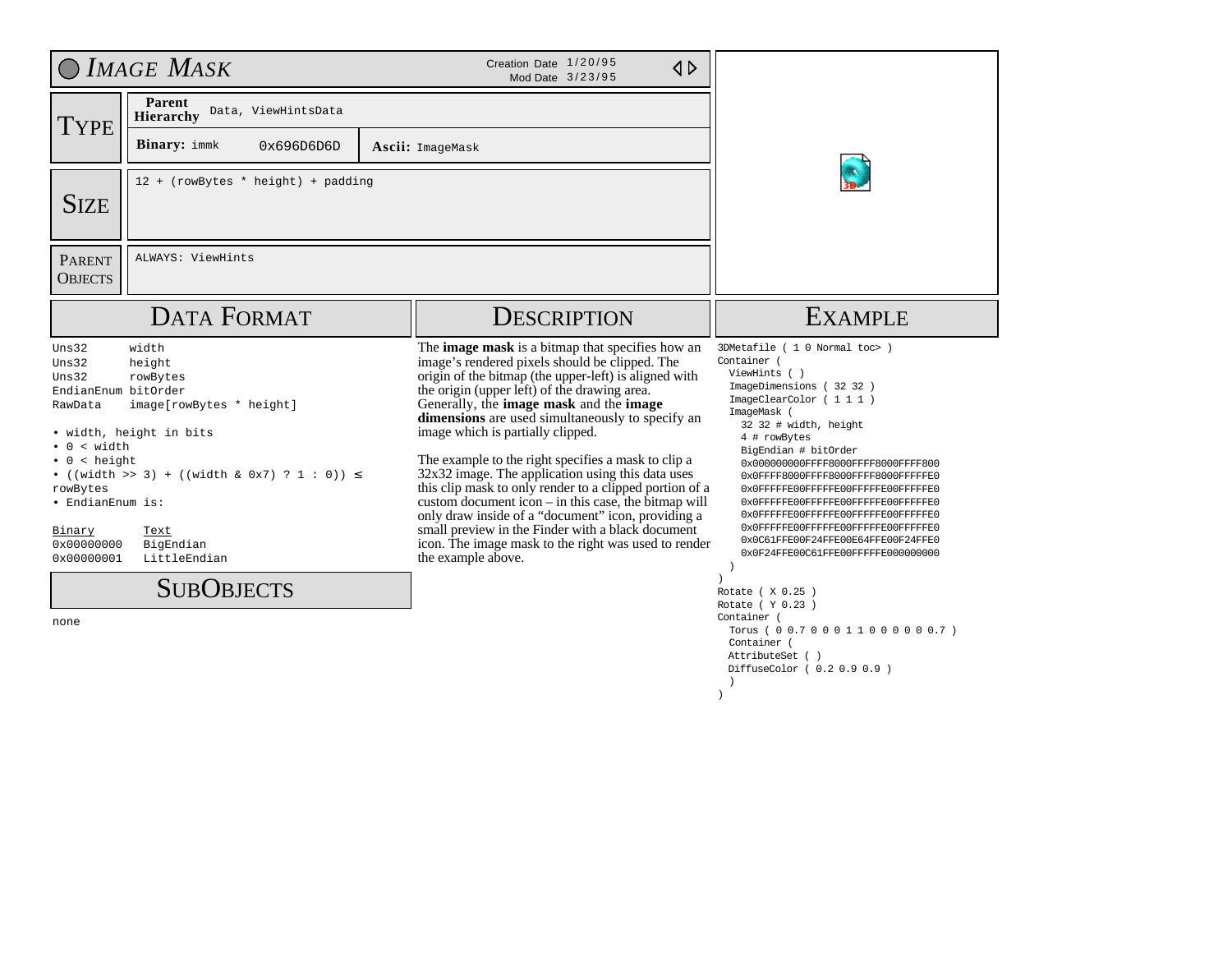# Image Mask

Creation Date 1/20/95
Mod Date 3/23/95

## Type

**Parent Hierarchy** Data, ViewHintsData

**Binary:** immk 0x696D6D6D

**Ascii:** ImageMask

## Size

12 + (rowBytes * height) + padding

## Parent Objects

ALWAYS: ViewHints

## Data Format

```
Uns32      width
Uns32      height
Uns32      rowBytes
EndianEnum bitOrder
RawData    image[rowBytes * height]
```

- width, height in bits
- 0 < width
- 0 < height
- ((width >> 3) + ((width & 0x7) ? 1 : 0)) ≤ rowBytes
- EndianEnum is:

| Binary | Text |
|---|---|
| 0x00000000 | BigEndian |
| 0x00000001 | LittleEndian |

## SubObjects

none

## Description

The **image mask** is a bitmap that specifies how an image's rendered pixels should be clipped. The origin of the bitmap (the upper-left) is aligned with the origin (upper left) of the drawing area. Generally, the **image mask** and the **image dimensions** are used simultaneously to specify an image which is partially clipped.

The example to the right specifies a mask to clip a 32x32 image. The application using this data uses this clip mask to only render to a clipped portion of a custom document icon – in this case, the bitmap will only draw inside of a "document" icon, providing a small preview in the Finder with a black document icon. The image mask to the right was used to render the example above.

## Example

```
3DMetafile ( 1 0 Normal toc> )
Container (
  ViewHints ( )
  ImageDimensions ( 32 32 )
  ImageClearColor ( 1 1 1 )
  ImageMask (
    32 32 # width, height
    4 # rowBytes
    BigEndian # bitOrder
    0x000000000FFFF8000FFFF8000FFFF800
    0x0FFFF8000FFFF8000FFFF8000FFFFFE0
    0x0FFFFFE00FFFFFE00FFFFFE00FFFFFE0
    0x0FFFFFE00FFFFFE00FFFFFE00FFFFFE0
    0x0FFFFFE00FFFFFE00FFFFFE00FFFFFE0
    0x0FFFFFE00FFFFFE00FFFFFE00FFFFFE0
    0x0C61FFE00F24FFE00E64FFE00F24FFE0
    0x0F24FFE00C61FFE00FFFFFE000000000
  )
)
Rotate ( X 0.25 )
Rotate ( Y 0.23 )
Container (
  Torus ( 0 0.7 0 0 0 1 1 0 0 0 0 0 0.7 )
  Container (
  AttributeSet ( )
  DiffuseColor ( 0.2 0.9 0.9 )
  )
)
```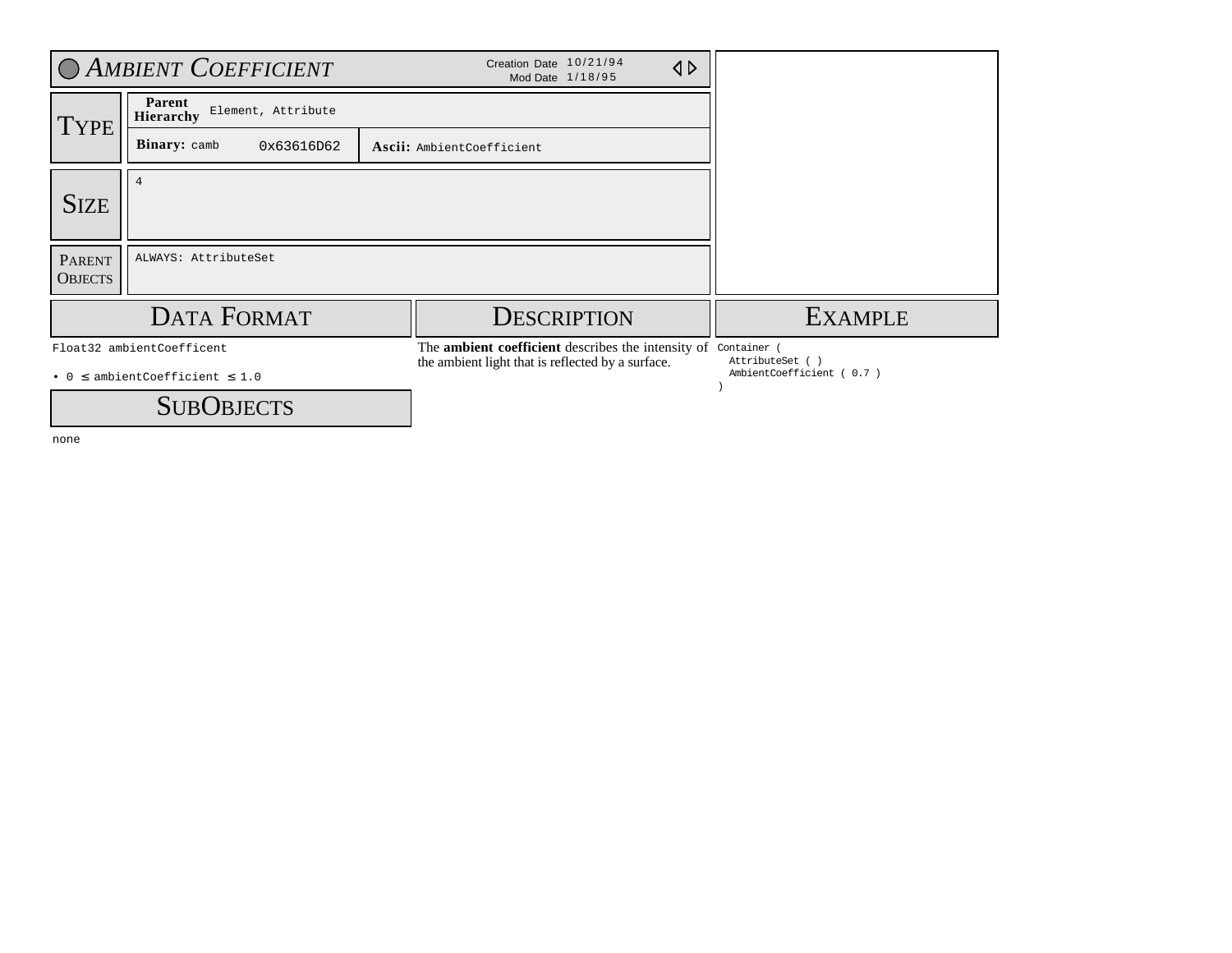# *Ambient Coefficient*

Creation Date 10/21/94
Mod Date 1/18/95

## Type

| | |
|---|---|
| **Parent Hierarchy** | Element, Attribute |
| **Binary:** camb 0x63616D62 | **Ascii:** AmbientCoefficient |

## Size

4

## Parent Objects

ALWAYS: AttributeSet

## Data Format

```
Float32 ambientCoefficent
```

- $0 \le$ ambientCoefficient $\le 1.0$

## SubObjects

none

## Description

The **ambient coefficient** describes the intensity of the ambient light that is reflected by a surface.

## Example

```
Container (
  AttributeSet ( )
  AmbientCoefficient ( 0.7 )
)
```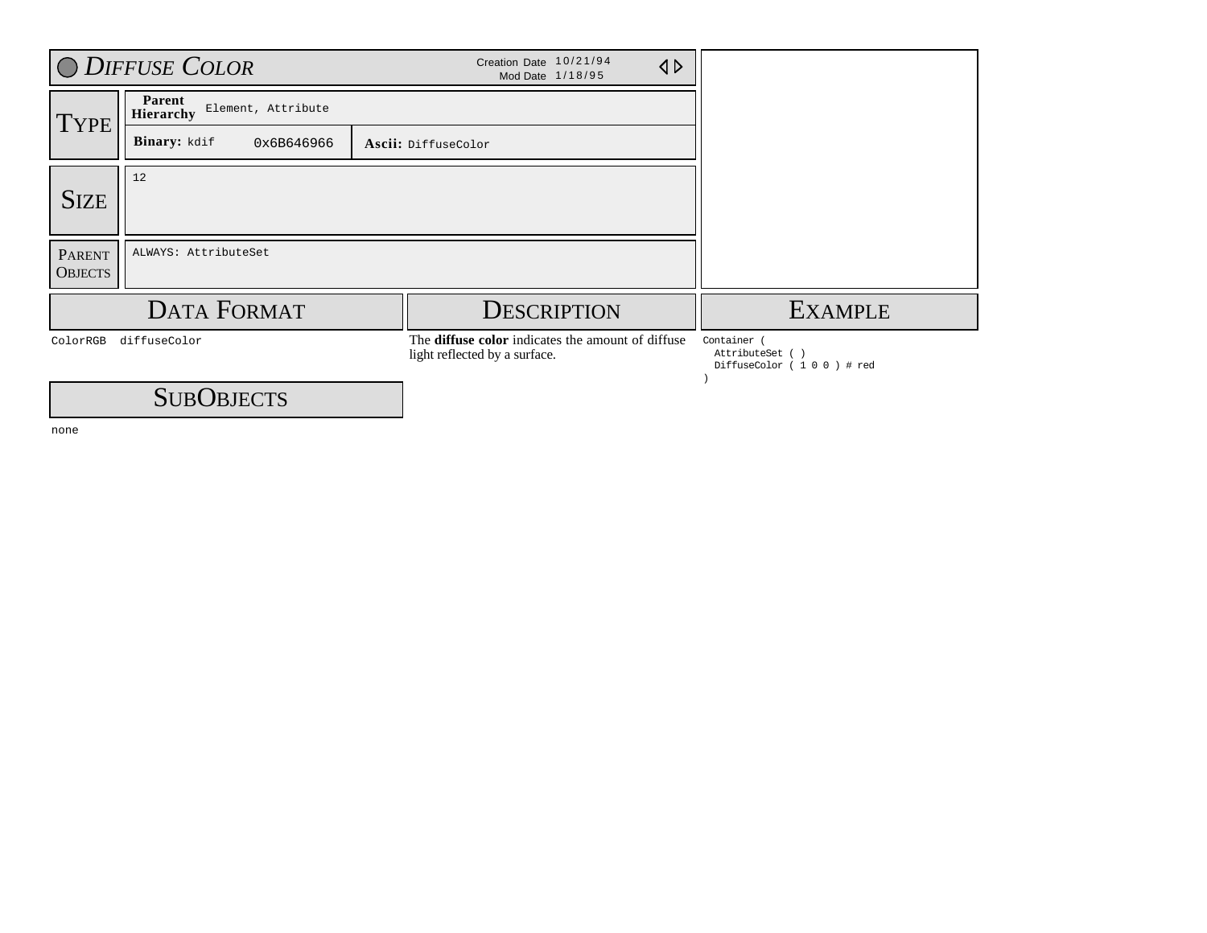# Diffuse Color

Creation Date 10/21/94
Mod Date 1/18/95

## Type

| | |
|---|---|
| **Parent Hierarchy** | Element, Attribute |
| **Binary:** kdif 0x6B646966 | **Ascii:** DiffuseColor |

## Size

12

## Parent Objects

ALWAYS: AttributeSet

## Data Format

```
ColorRGB   diffuseColor
```

## Description

The **diffuse color** indicates the amount of diffuse light reflected by a surface.

## Example

```
Container (
  AttributeSet ( )
  DiffuseColor ( 1 0 0 ) # red
)
```

## SubObjects

none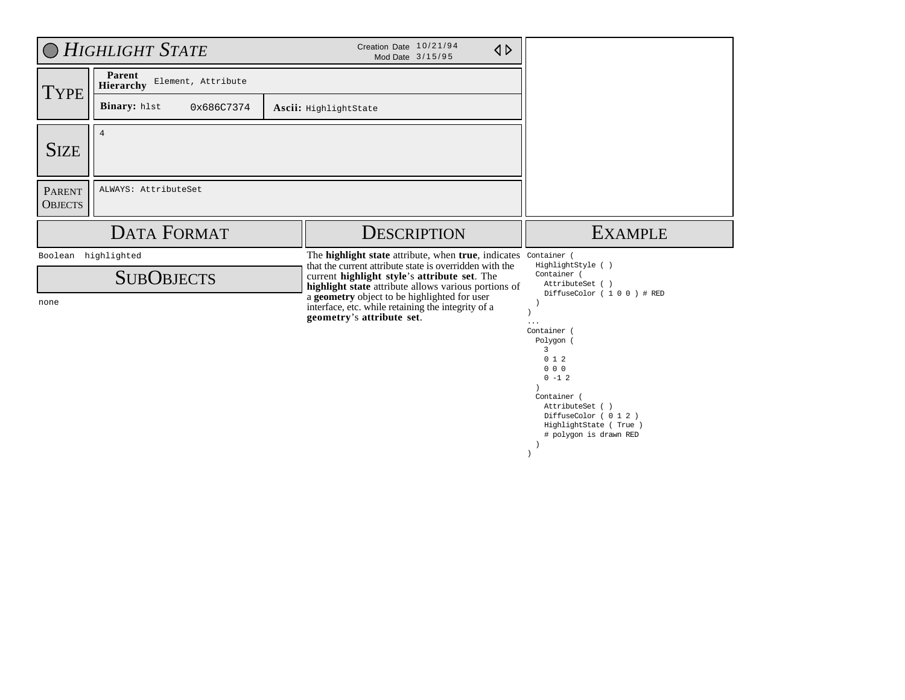# *Highlight State*

Creation Date 10/21/94
Mod Date 3/15/95

## Type

| | |
|---|---|
| **Parent Hierarchy** | Element, Attribute |
| **Binary:** hlst 0x686C7374 | **Ascii:** HighlightState |

## Size

4

## Parent Objects

ALWAYS: AttributeSet

## Data Format

```
Boolean  highlighted
```

## SubObjects

none

## Description

The **highlight state** attribute, when **true**, indicates that the current attribute state is overridden with the current **highlight style**'s **attribute set**. The **highlight state** attribute allows various portions of a **geometry** object to be highlighted for user interface, etc. while retaining the integrity of a **geometry**'s **attribute set**.

## Example

```
Container (
  HighlightStyle ( )
  Container (
    AttributeSet ( )
    DiffuseColor ( 1 0 0 ) # RED
  )
)
...
Container (
  Polygon (
    3
    0 1 2
    0 0 0
    0 -1 2
  )
  Container (
    AttributeSet ( )
    DiffuseColor ( 0 1 2 )
    HighlightState ( True )
    # polygon is drawn RED
  )
)
```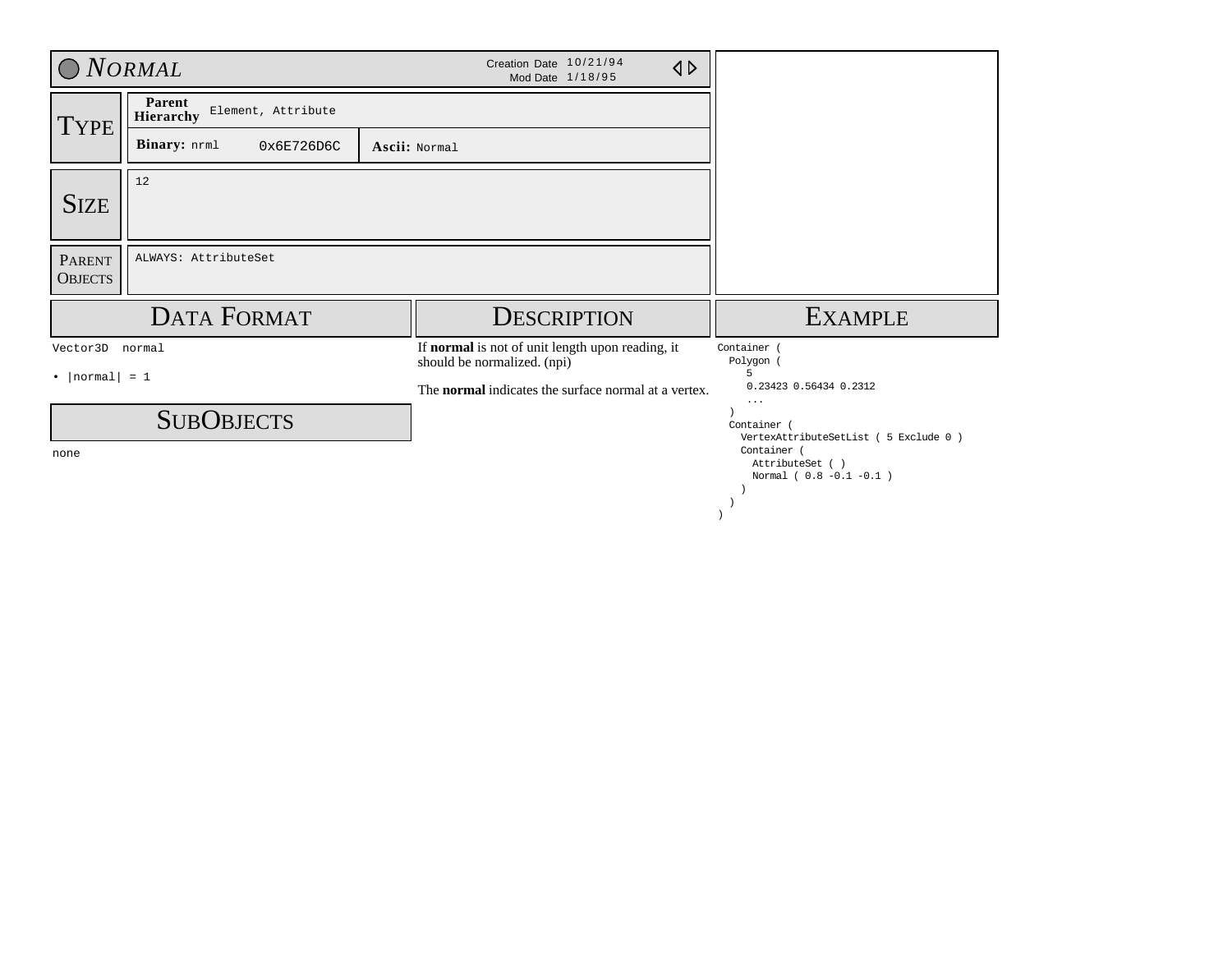# NORMAL

Creation Date 10/21/94
Mod Date 1/18/95

## TYPE

| | |
|---|---|
| **Parent Hierarchy** | Element, Attribute |
| **Binary:** nrml 0x6E726D6C | **Ascii:** Normal |

## SIZE

12

## PARENT OBJECTS

ALWAYS: AttributeSet

## DATA FORMAT

```
Vector3D  normal
```

- |normal| = 1

## SUBOBJECTS

none

## DESCRIPTION

If **normal** is not of unit length upon reading, it should be normalized. (npi)

The **normal** indicates the surface normal at a vertex.

## EXAMPLE

```
Container (
  Polygon (
     5
     0.23423 0.56434 0.2312
     ...
  )
  Container (
    VertexAttributeSetList ( 5 Exclude 0 )
    Container (
      AttributeSet ( )
      Normal ( 0.8 -0.1 -0.1 )
    )
  )
)
```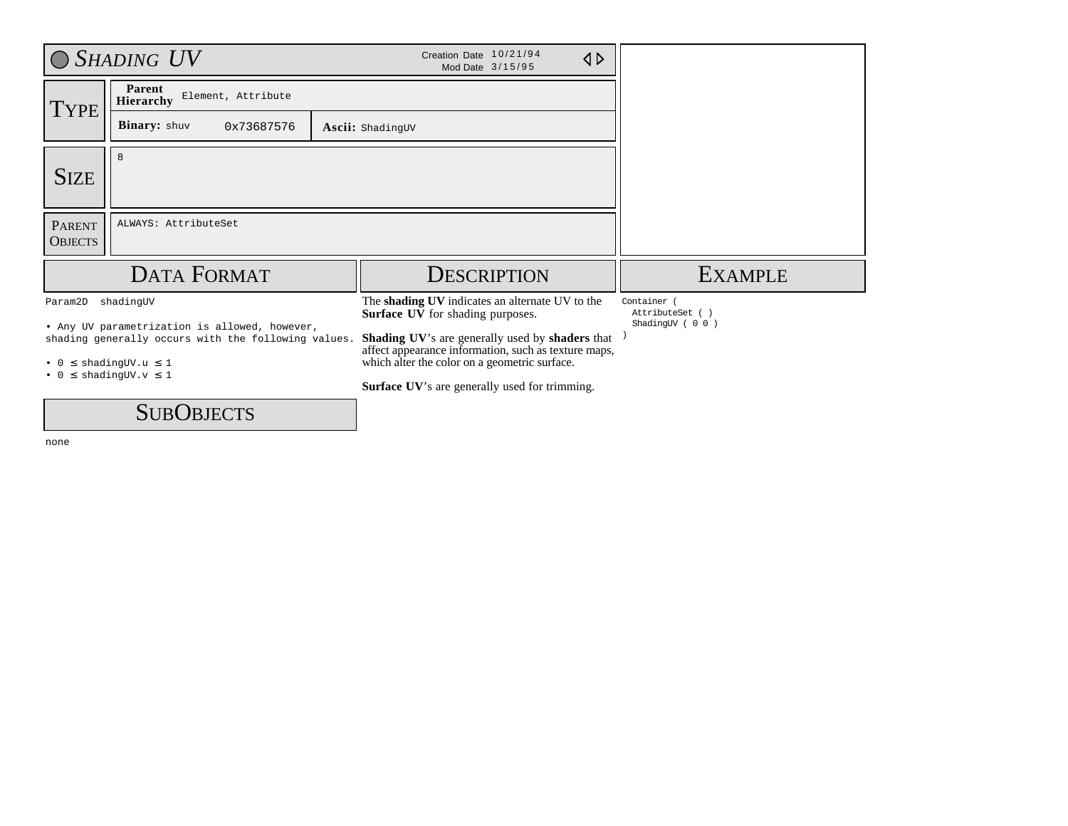# Shading UV

Creation Date 10/21/94
Mod Date 3/15/95

## Type

| | | | |
|---|---|---|---|
| **Parent Hierarchy** | Element, Attribute | | |
| **Binary:** shuv | 0x73687576 | **Ascii:** ShadingUV | |

## Size

8

## Parent Objects

ALWAYS: AttributeSet

## Data Format

```
Param2D  shadingUV
```

• Any UV parametrization is allowed, however, shading generally occurs with the following values.

• $0 \leq$ shadingUV.u $\leq 1$
• $0 \leq$ shadingUV.v $\leq 1$

## SubObjects

none

## Description

The **shading UV** indicates an alternate UV to the **Surface UV** for shading purposes.

**Shading UV**'s are generally used by **shaders** that affect appearance information, such as texture maps, which alter the color on a geometric surface.

**Surface UV**'s are generally used for trimming.

## Example

```
Container (
  AttributeSet ( )
  ShadingUV ( 0 0 )
)
```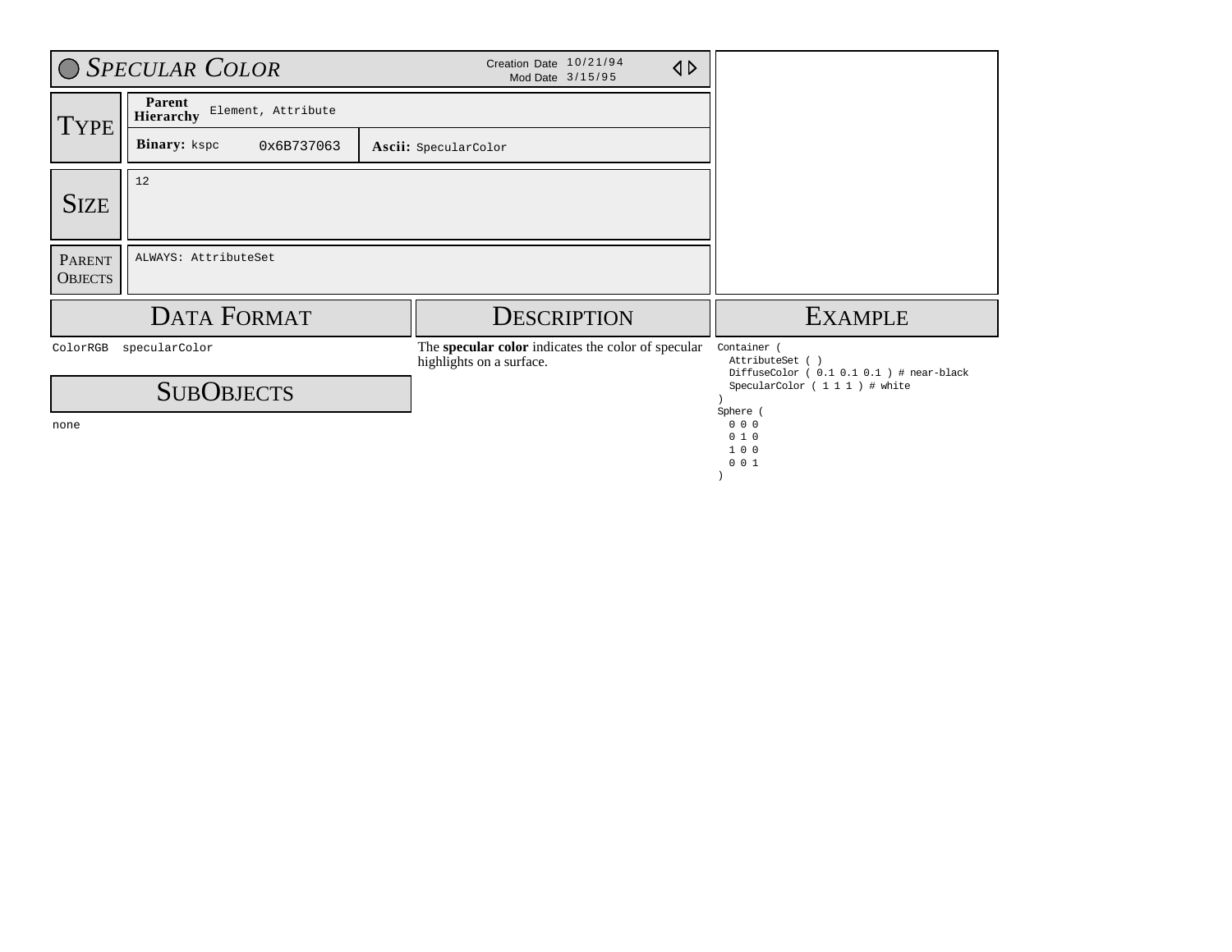# *Specular Color*

Creation Date 10/21/94
Mod Date 3/15/95

## Type

**Parent Hierarchy** Element, Attribute

**Binary:** kspc 0x6B737063

**Ascii:** SpecularColor

## Size

12

## Parent Objects

ALWAYS: AttributeSet

## Data Format

ColorRGB specularColor

## SubObjects

none

## Description

The **specular color** indicates the color of specular highlights on a surface.

## Example

```
Container (
  AttributeSet ( )
  DiffuseColor ( 0.1 0.1 0.1 ) # near-black
  SpecularColor ( 1 1 1 ) # white
)
Sphere (
  0 0 0
  0 1 0
  1 0 0
  0 0 1
)
```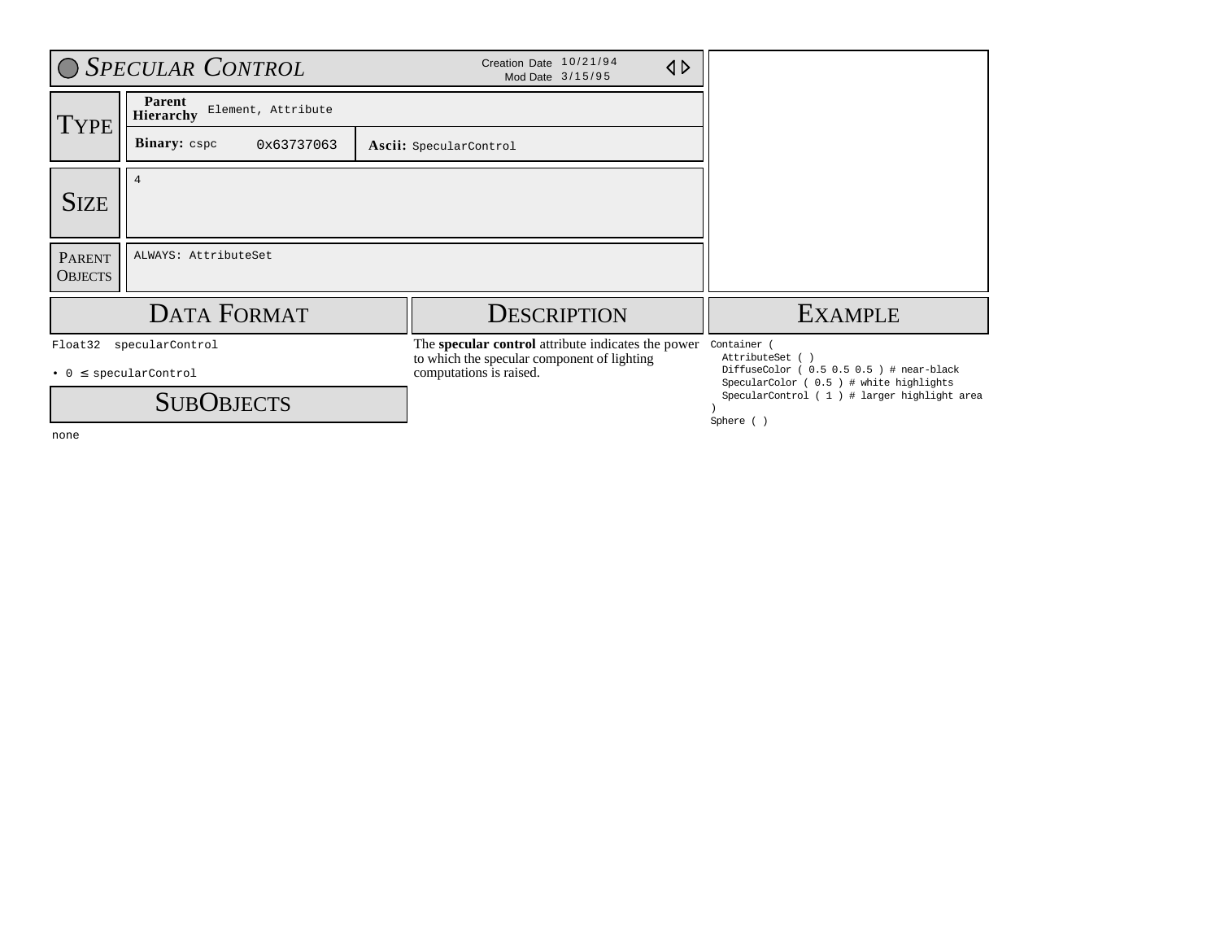# Specular Control

Creation Date 10/21/94
Mod Date 3/15/95

## Type

**Parent Hierarchy** Element, Attribute

**Binary:** cspc 0x63737063

**Ascii:** SpecularControl

## Size

4

## Parent Objects

ALWAYS: AttributeSet

## Data Format

```
Float32 specularControl
```

- $0 \leq$ specularControl

## SubObjects

none

## Description

The **specular control** attribute indicates the power to which the specular component of lighting computations is raised.

## Example

```
Container (
  AttributeSet ( )
  DiffuseColor ( 0.5 0.5 0.5 ) # near-black
  SpecularColor ( 0.5 ) # white highlights
  SpecularControl ( 1 ) # larger highlight area
)
Sphere ( )
```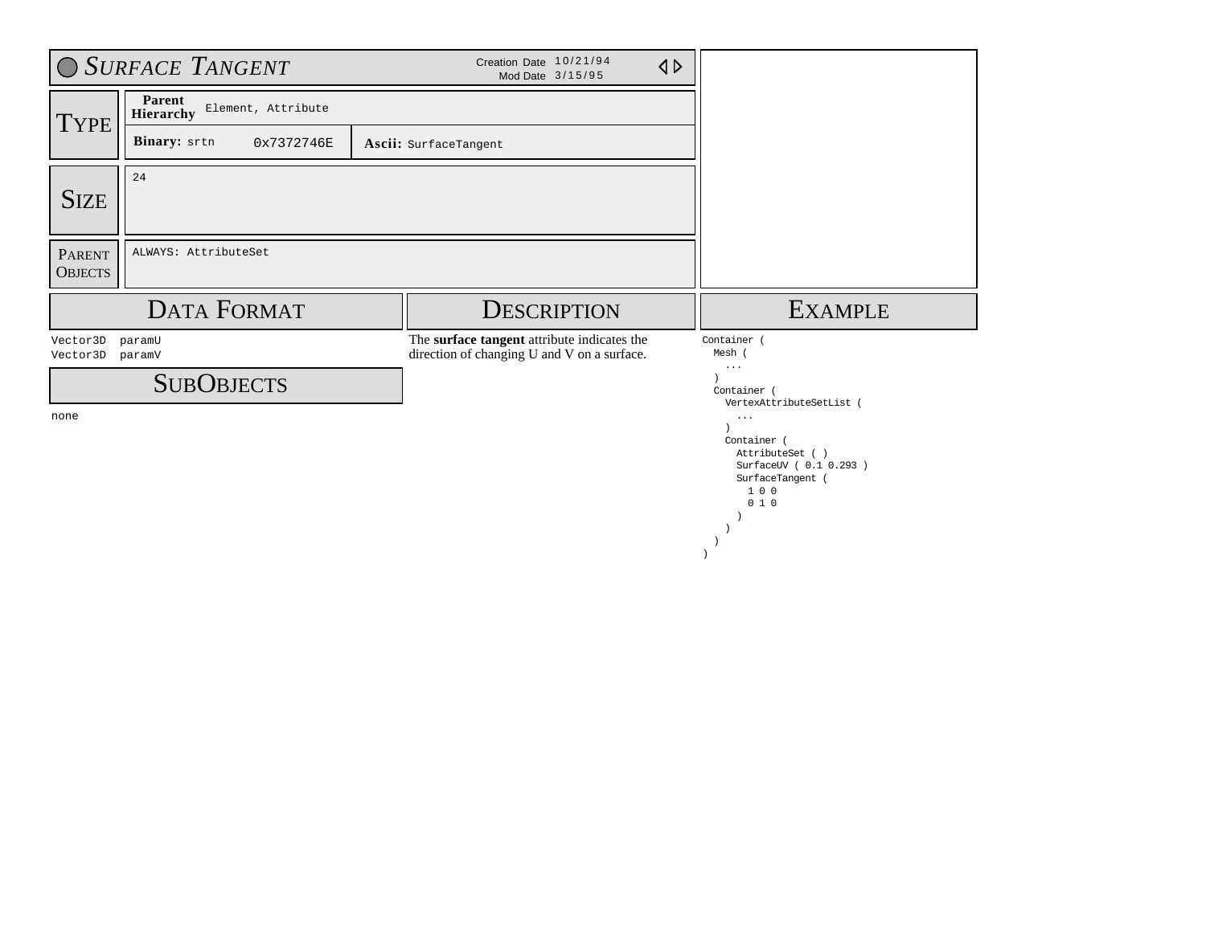# *Surface Tangent*

Creation Date 10/21/94
Mod Date 3/15/95

## Type

| | |
|---|---|
| **Parent Hierarchy** | Element, Attribute |
| **Binary:** srtn 0x7372746E | **Ascii:** SurfaceTangent |

## Size

24

## Parent Objects

ALWAYS: AttributeSet

## Data Format

```
Vector3D  paramU
Vector3D  paramV
```

## SubObjects

none

## Description

The **surface tangent** attribute indicates the direction of changing U and V on a surface.

## Example

```
Container (
  Mesh (
    ...
  )
  Container (
    VertexAttributeSetList (
      ...
    )
    Container (
      AttributeSet ( )
      SurfaceUV ( 0.1 0.293 )
      SurfaceTangent (
        1 0 0
        0 1 0
      )
    )
  )
)
```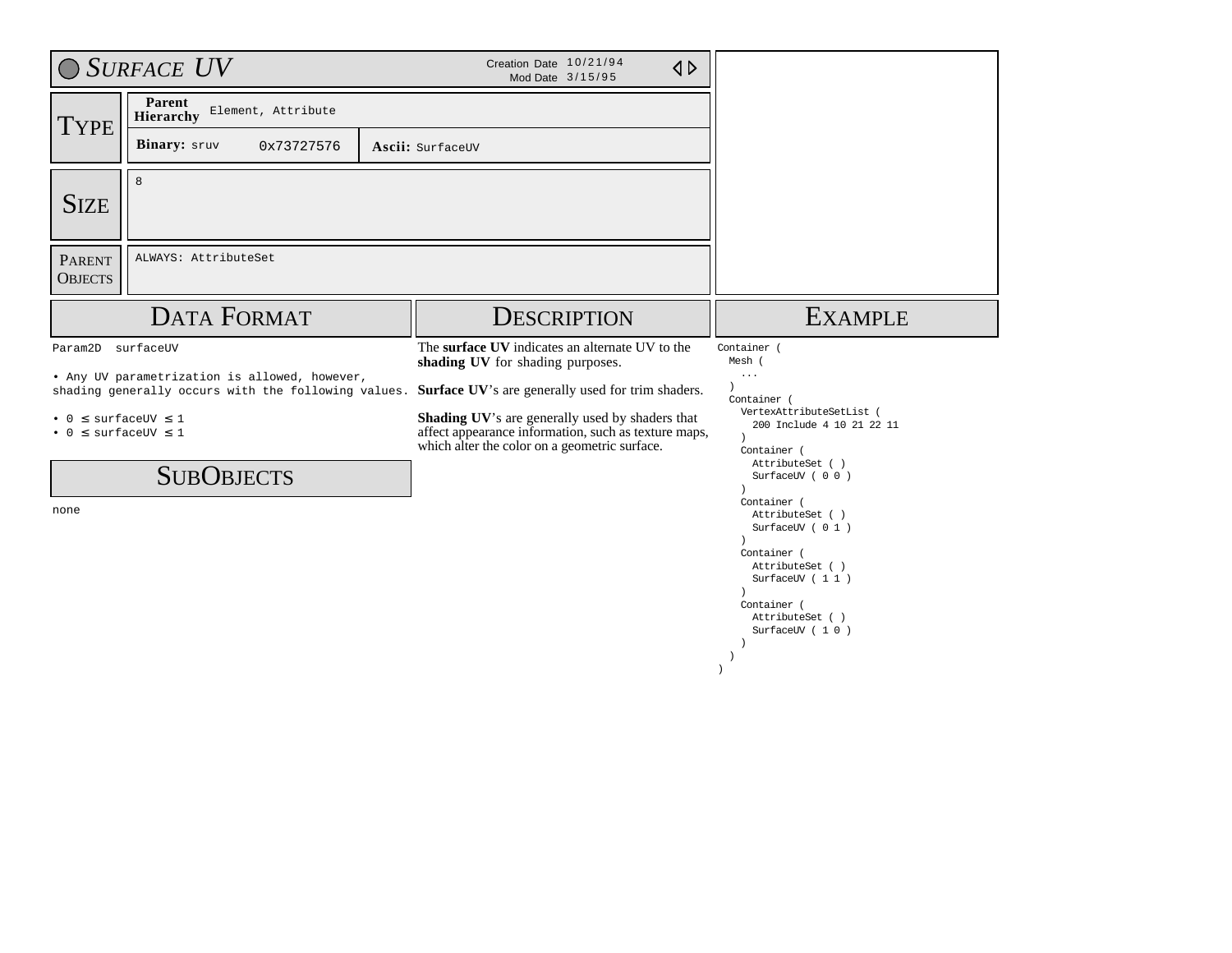# *Surface UV*

Creation Date 10/21/94
Mod Date 3/15/95

## Type

| | | | |
|---|---|---|---|
| **Parent Hierarchy** | Element, Attribute | | |
| **Binary:** sruv | 0x73727576 | **Ascii:** SurfaceUV | |

## Size

8

## Parent Objects

ALWAYS: AttributeSet

## Data Format

Param2D surfaceUV

• Any UV parametrization is allowed, however, shading generally occurs with the following values.

• $0 \leq$ surfaceUV $\leq 1$
• $0 \leq$ surfaceUV $\leq 1$

## SubObjects

none

## Description

The **surface UV** indicates an alternate UV to the **shading UV** for shading purposes.

**Surface UV**'s are generally used for trim shaders.

**Shading UV**'s are generally used by shaders that affect appearance information, such as texture maps, which alter the color on a geometric surface.

## Example

```
Container (
  Mesh (
    ...
  )
  Container (
    VertexAttributeSetList (
      200 Include 4 10 21 22 11
    )
    Container (
      AttributeSet ( )
      SurfaceUV ( 0 0 )
    )
    Container (
      AttributeSet ( )
      SurfaceUV ( 0 1 )
    )
    Container (
      AttributeSet ( )
      SurfaceUV ( 1 1 )
    )
    Container (
      AttributeSet ( )
      SurfaceUV ( 1 0 )
    )
  )
)
```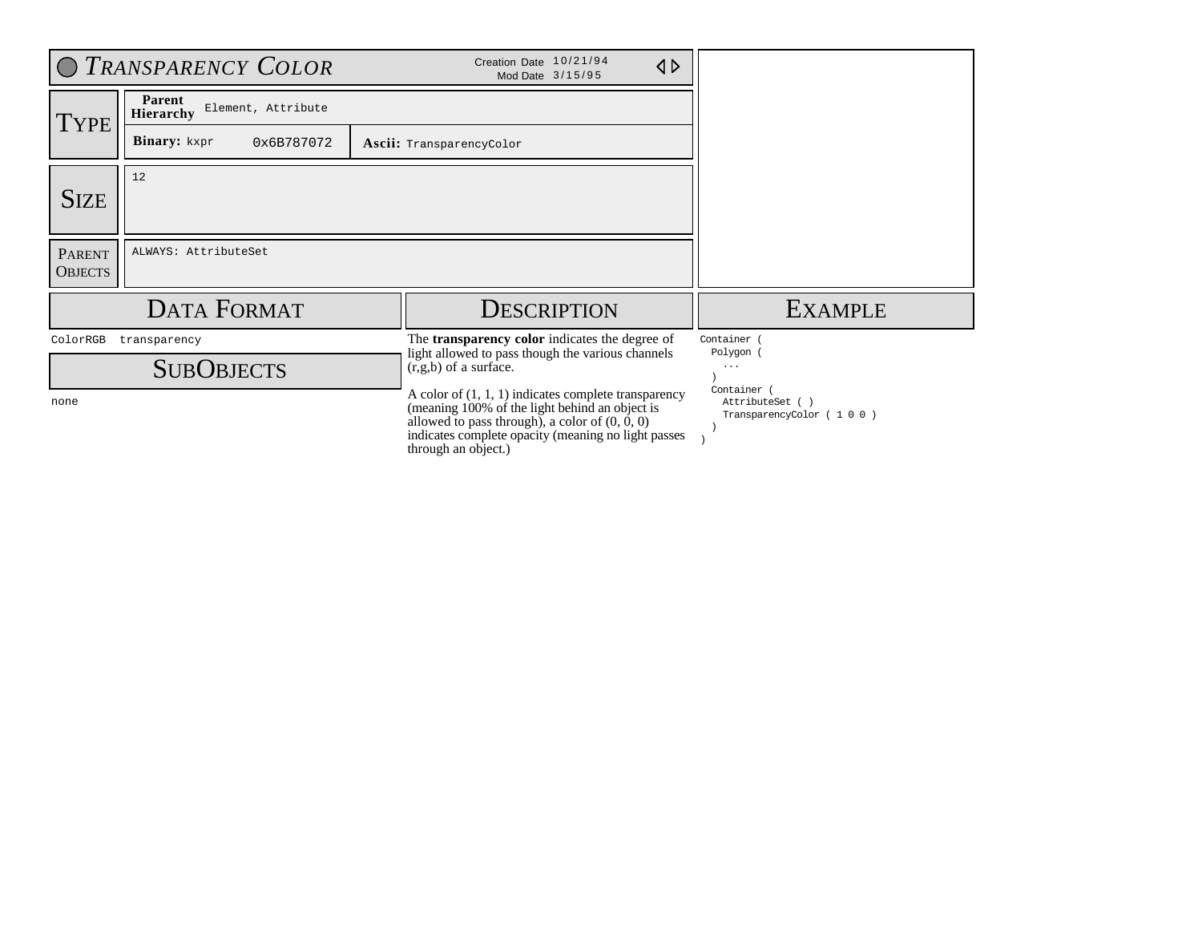# *Transparency Color*

Creation Date 10/21/94
Mod Date 3/15/95

## Type

**Parent Hierarchy** Element, Attribute

**Binary:** kxpr 0x6B787072

**Ascii:** TransparencyColor

## Size

12

## Parent Objects

ALWAYS: AttributeSet

## Data Format

ColorRGB transparency

## SubObjects

none

## Description

The **transparency color** indicates the degree of light allowed to pass though the various channels (r,g,b) of a surface.

A color of (1, 1, 1) indicates complete transparency (meaning 100% of the light behind an object is allowed to pass through), a color of (0, 0, 0) indicates complete opacity (meaning no light passes through an object.)

## Example

```
Container (
  Polygon (
    ...
  )
  Container (
    AttributeSet ( )
    TransparencyColor ( 1 0 0 )
  )
)
```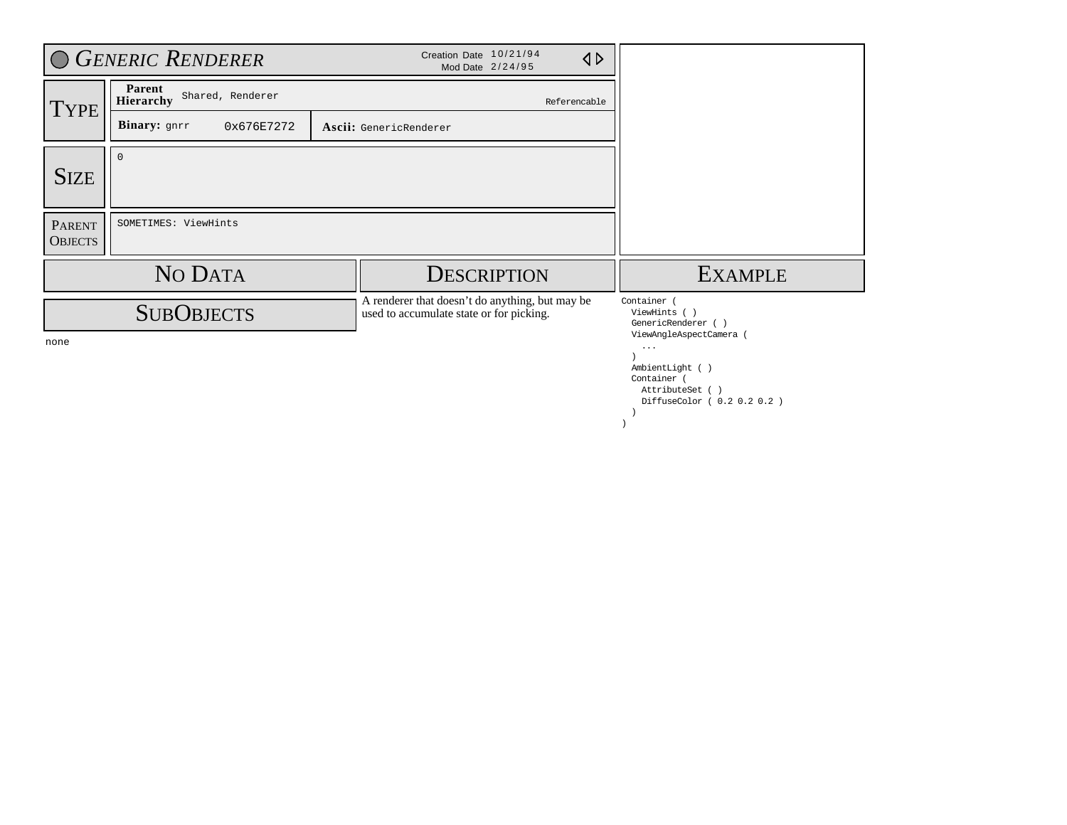# *Generic Renderer*

Creation Date 10/21/94
Mod Date 2/24/95

## Type

| | | |
|---|---|---|
| **Parent Hierarchy** | Shared, Renderer | Referencable |
| **Binary:** gnrr | 0x676E7272 | **Ascii:** GenericRenderer |

## Size

0

## Parent Objects

SOMETIMES: ViewHints

## No Data

## SubObjects

none

## Description

A renderer that doesn't do anything, but may be used to accumulate state or for picking.

## Example

```
Container (
  ViewHints ( )
  GenericRenderer ( )
  ViewAngleAspectCamera (
    ...
  )
  AmbientLight ( )
  Container (
    AttributeSet ( )
    DiffuseColor ( 0.2 0.2 0.2 )
  )
)
```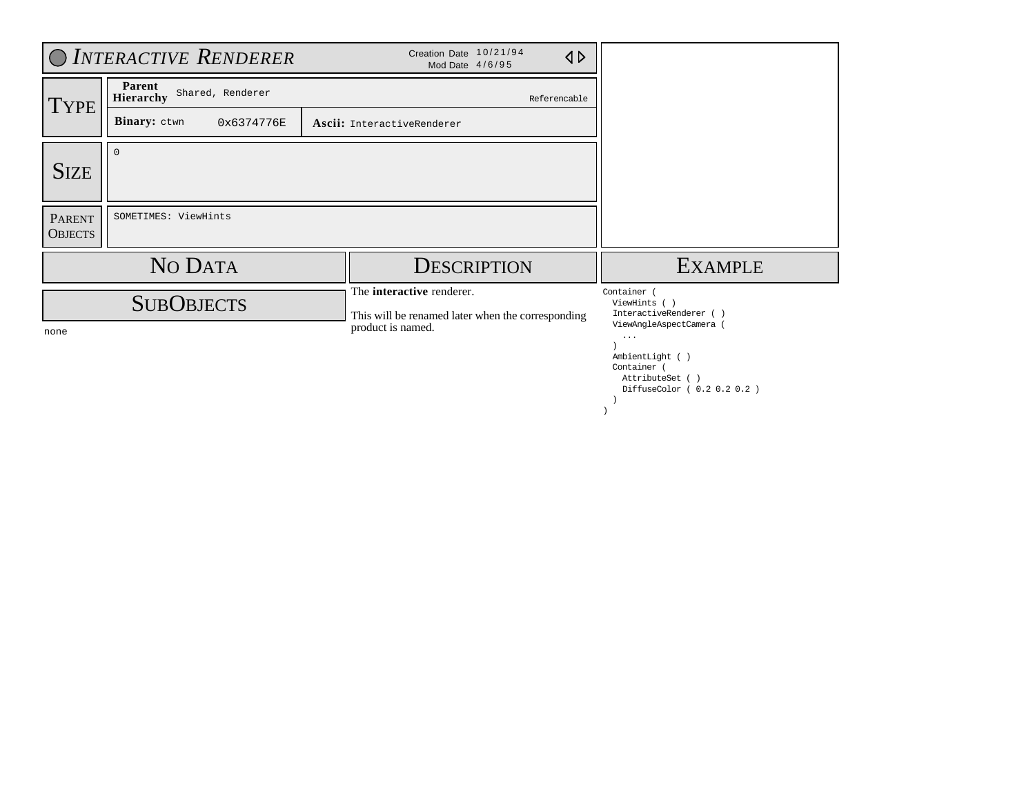# *Interactive Renderer*

Creation Date 10/21/94
Mod Date 4/6/95

## Type

| **Parent Hierarchy** | Shared, Renderer | Referencable |
|---|---|---|
| **Binary:** ctwn | 0x6374776E | **Ascii:** InteractiveRenderer |

## Size

0

## Parent Objects

SOMETIMES: ViewHints

## No Data

## SubObjects

none

## Description

The **interactive** renderer.

This will be renamed later when the corresponding product is named.

## Example

```
Container (
  ViewHints ( )
  InteractiveRenderer ( )
  ViewAngleAspectCamera (
    ...
  )
  AmbientLight ( )
  Container (
    AttributeSet ( )
    DiffuseColor ( 0.2 0.2 0.2 )
  )
)
```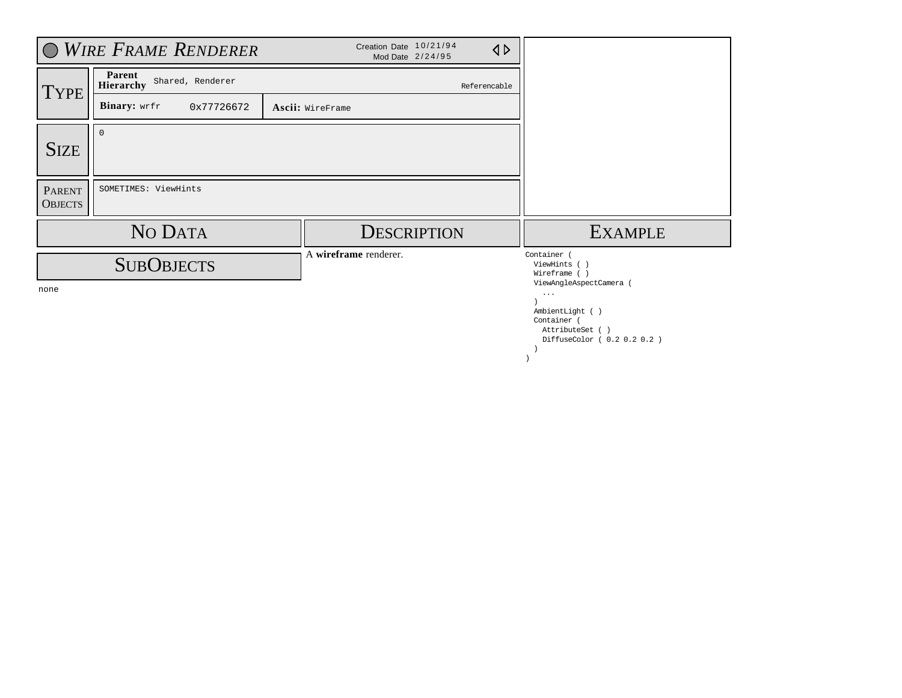# Wire Frame Renderer

Creation Date 10/21/94
Mod Date 2/24/95

## Type

| | | |
|---|---|---|
| **Parent Hierarchy** | Shared, Renderer | Referencable |
| **Binary:** wrfr | 0x77726672 | **Ascii:** WireFrame |

## Size

0

## Parent Objects

SOMETIMES: ViewHints

## No Data

## SubObjects

none

## Description

A **wireframe** renderer.

## Example

```
Container (
  ViewHints ( )
  Wireframe ( )
  ViewAngleAspectCamera (
    ...
  )
  AmbientLight ( )
  Container (
    AttributeSet ( )
    DiffuseColor ( 0.2 0.2 0.2 )
  )
)
```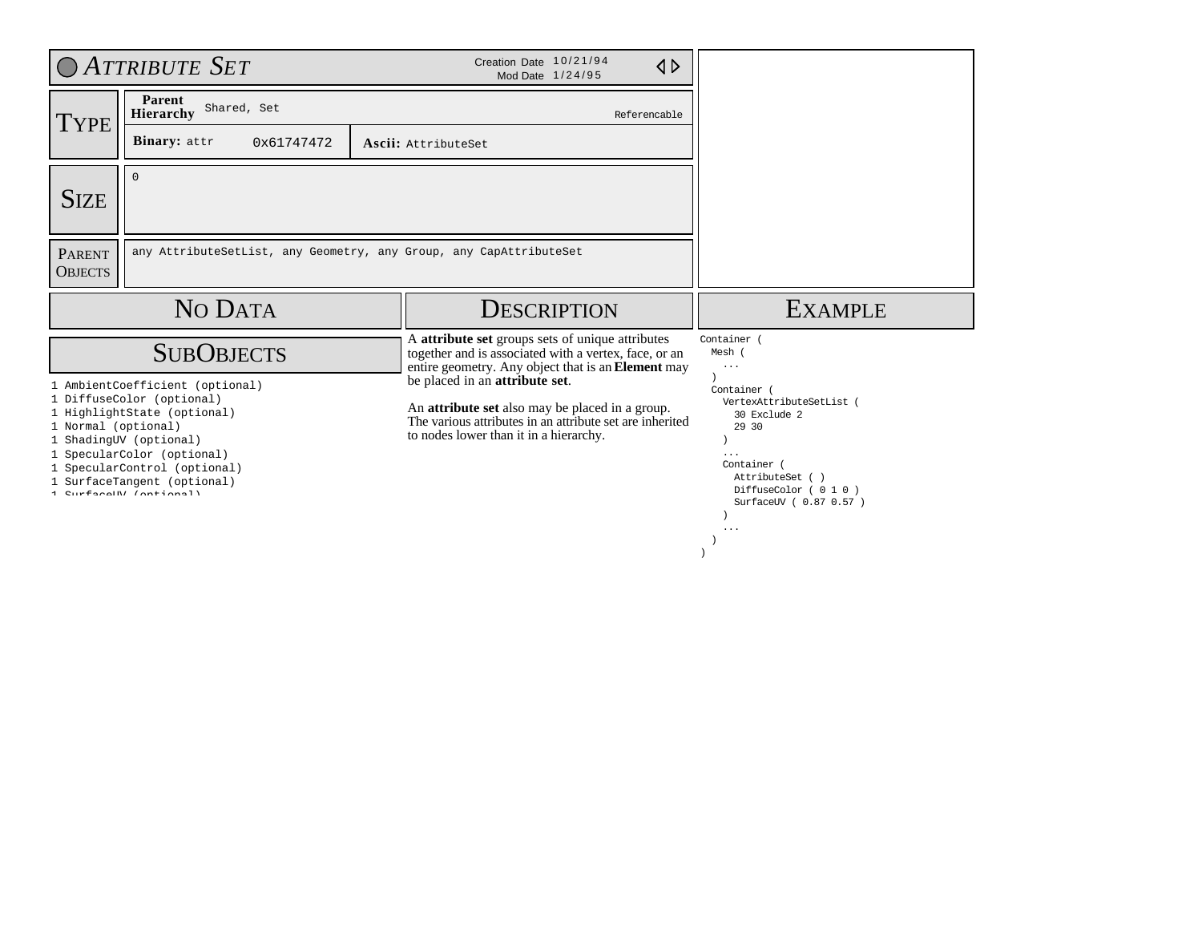# ATTRIBUTE SET

Creation Date 10/21/94
Mod Date 1/24/95

## TYPE

**Parent Hierarchy** Shared, Set — Referencable

**Binary:** attr 0x61747472

**Ascii:** AttributeSet

## SIZE

0

## PARENT OBJECTS

any AttributeSetList, any Geometry, any Group, any CapAttributeSet

## NO DATA

## SUBOBJECTS

```
1 AmbientCoefficient (optional)
1 DiffuseColor (optional)
1 HighlightState (optional)
1 Normal (optional)
1 ShadingUV (optional)
1 SpecularColor (optional)
1 SpecularControl (optional)
1 SurfaceTangent (optional)
1 SurfaceUV (optional)
```

## DESCRIPTION

A **attribute set** groups sets of unique attributes together and is associated with a vertex, face, or an entire geometry. Any object that is an **Element** may be placed in an **attribute set**.

An **attribute set** also may be placed in a group. The various attributes in an attribute set are inherited to nodes lower than it in a hierarchy.

## EXAMPLE

```
Container (
  Mesh (
    ...
  )
  Container (
    VertexAttributeSetList (
      30 Exclude 2
      29 30
    )
    ...
    Container (
      AttributeSet ( )
      DiffuseColor ( 0 1 0 )
      SurfaceUV ( 0.87 0.57 )
    )
    ...
  )
)
```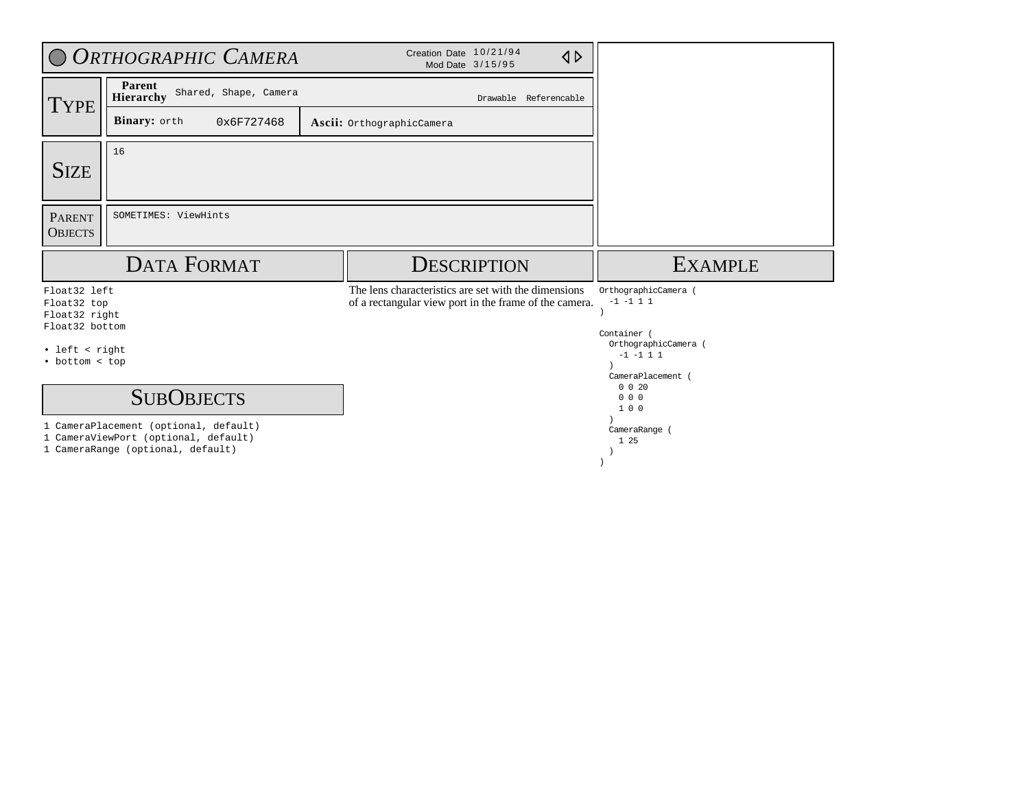# Orthographic Camera

Creation Date 10/21/94
Mod Date 3/15/95

## Type

| | | |
|---|---|---|
| **Parent Hierarchy** | Shared, Shape, Camera | Drawable Referencable |
| **Binary:** orth | 0x6F727468 | **Ascii:** OrthographicCamera |

## Size

16

## Parent Objects

SOMETIMES: ViewHints

## Data Format

```
Float32 left
Float32 top
Float32 right
Float32 bottom
```

- left < right
- bottom < top

## SubObjects

```
1 CameraPlacement (optional, default)
1 CameraViewPort (optional, default)
1 CameraRange (optional, default)
```

## Description

The lens characteristics are set with the dimensions of a rectangular view port in the frame of the camera.

## Example

```
OrthographicCamera (
  -1 -1 1 1
)

Container (
  OrthographicCamera (
    -1 -1 1 1
  )
  CameraPlacement (
    0 0 20
    0 0 0
    1 0 0
  )
  CameraRange (
    1 25
  )
)
```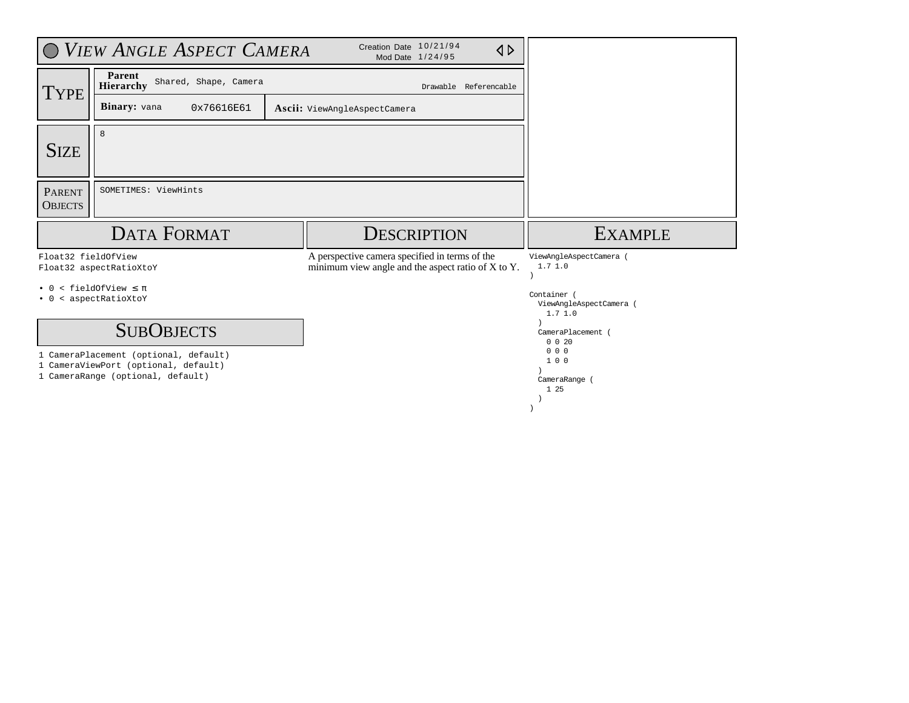# View Angle Aspect Camera

Creation Date 10/21/94
Mod Date 1/24/95

## Type

| | | |
|---|---|---|
| **Parent Hierarchy** | Shared, Shape, Camera | Drawable Referencable |
| **Binary:** vana | 0x76616E61 | **Ascii:** ViewAngleAspectCamera |

## Size

8

## Parent Objects

SOMETIMES: ViewHints

## Data Format

```
Float32 fieldOfView
Float32 aspectRatioXtoY
```

- 0 < fieldOfView ≤ π
- 0 < aspectRatioXtoY

## SubObjects

```
1 CameraPlacement (optional, default)
1 CameraViewPort (optional, default)
1 CameraRange (optional, default)
```

## Description

A perspective camera specified in terms of the minimum view angle and the aspect ratio of X to Y.

## Example

```
ViewAngleAspectCamera (
  1.7 1.0
)

Container (
  ViewAngleAspectCamera (
    1.7 1.0
  )
  CameraPlacement (
    0 0 20
    0 0 0
    1 0 0
  )
  CameraRange (
    1 25
  )
)
```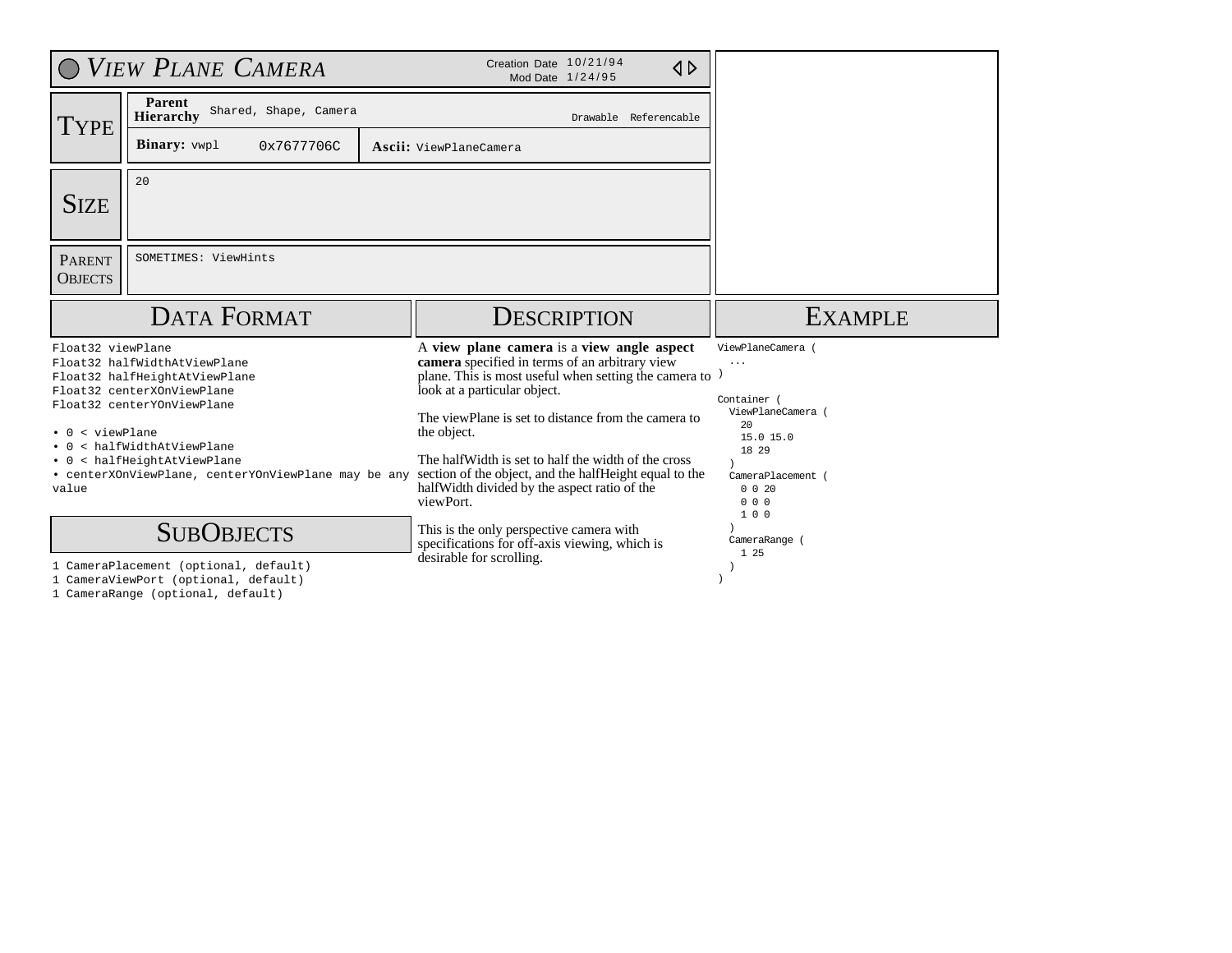# View Plane Camera

Creation Date 10/21/94
Mod Date 1/24/95

## Type

| Parent Hierarchy | Shared, Shape, Camera | Drawable Referencable |
|---|---|---|
| **Binary:** vwpl | 0x7677706C | **Ascii:** ViewPlaneCamera |

## Size

20

## Parent Objects

SOMETIMES: ViewHints

## Data Format

```
Float32 viewPlane
Float32 halfWidthAtViewPlane
Float32 halfHeightAtViewPlane
Float32 centerXOnViewPlane
Float32 centerYOnViewPlane
```

- 0 < viewPlane
- 0 < halfWidthAtViewPlane
- 0 < halfHeightAtViewPlane
- centerXOnViewPlane, centerYOnViewPlane may be any value

## SubObjects

1 CameraPlacement (optional, default)
1 CameraViewPort (optional, default)
1 CameraRange (optional, default)

## Description

A **view plane camera** is a **view angle aspect camera** specified in terms of an arbitrary view plane. This is most useful when setting the camera to look at a particular object.

The viewPlane is set to distance from the camera to the object.

The halfWidth is set to half the width of the cross section of the object, and the halfHeight equal to the halfWidth divided by the aspect ratio of the viewPort.

This is the only perspective camera with specifications for off-axis viewing, which is desirable for scrolling.

## Example

```
ViewPlaneCamera (
  ...
)

Container (
  ViewPlaneCamera (
    20
    15.0 15.0
    18 29
  )
  CameraPlacement (
    0 0 20
    0 0 0
    1 0 0
  )
  CameraRange (
    1 25
  )
)
```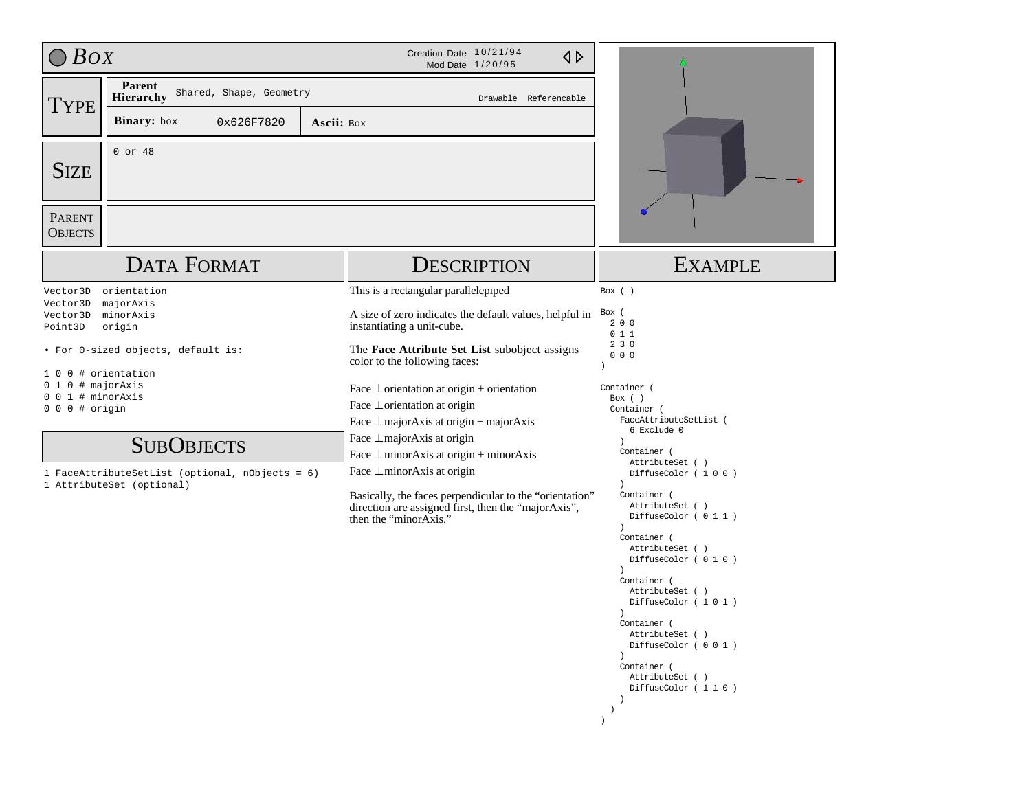# Box

Creation Date 10/21/94
Mod Date 1/20/95

## Type

| | | | |
|---|---|---|---|
| **Parent Hierarchy** | Shared, Shape, Geometry | | Drawable Referencable |
| **Binary:** box | 0x626F7820 | **Ascii:** Box | |

## Size

0 or 48

## Parent Objects

## Data Format

```
Vector3D  orientation
Vector3D  majorAxis
Vector3D  minorAxis
Point3D   origin
```

• For 0-sized objects, default is:

```
1 0 0 # orientation
0 1 0 # majorAxis
0 0 1 # minorAxis
0 0 0 # origin
```

## SubObjects

```
1 FaceAttributeSetList (optional, nObjects = 6)
1 AttributeSet (optional)
```

## Description

This is a rectangular parallelepiped

A size of zero indicates the default values, helpful in instantiating a unit-cube.

The **Face Attribute Set List** subobject assigns color to the following faces:

Face ⊥orientation at origin + orientation
Face ⊥orientation at origin
Face ⊥majorAxis at origin + majorAxis
Face ⊥majorAxis at origin
Face ⊥minorAxis at origin + minorAxis
Face ⊥minorAxis at origin

Basically, the faces perpendicular to the "orientation" direction are assigned first, then the "majorAxis", then the "minorAxis."

## Example

```
Box ( )

Box (
  2 0 0
  0 1 1
  2 3 0
  0 0 0
)

Container (
  Box ( )
  Container (
    FaceAttributeSetList (
      6 Exclude 0
    )
    Container (
      AttributeSet ( )
      DiffuseColor ( 1 0 0 )
    )
    Container (
      AttributeSet ( )
      DiffuseColor ( 0 1 1 )
    )
    Container (
      AttributeSet ( )
      DiffuseColor ( 0 1 0 )
    )
    Container (
      AttributeSet ( )
      DiffuseColor ( 1 0 1 )
    )
    Container (
      AttributeSet ( )
      DiffuseColor ( 0 0 1 )
    )
    Container (
      AttributeSet ( )
      DiffuseColor ( 1 1 0 )
    )
  )
)
```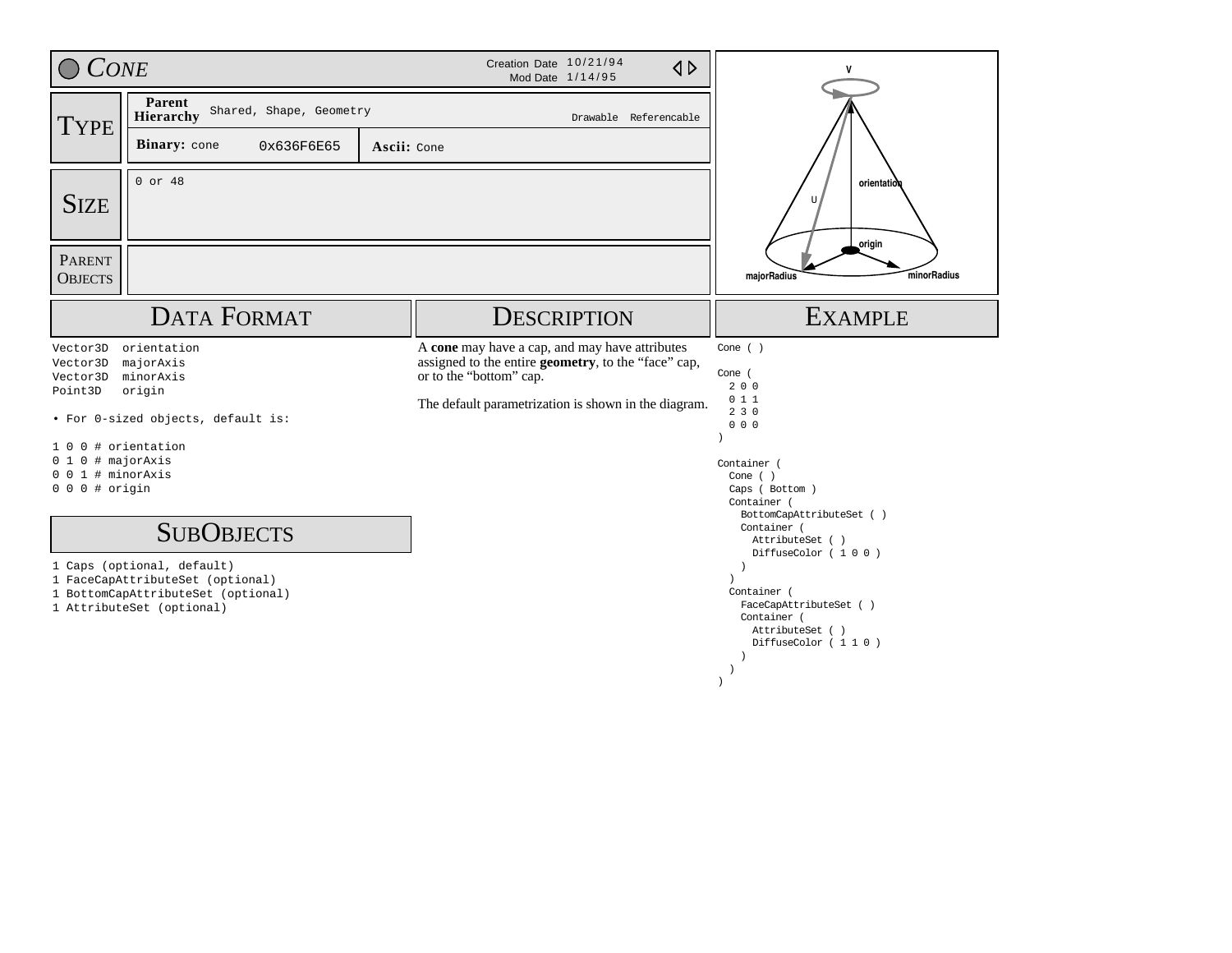# CONE

Creation Date 10/21/94
Mod Date 1/14/95

## TYPE

**Parent Hierarchy** Shared, Shape, Geometry — Drawable Referencable

**Binary:** cone 0x636F6E65 **Ascii:** Cone

## SIZE

0 or 48

## PARENT OBJECTS

## DATA FORMAT

```
Vector3D  orientation
Vector3D  majorAxis
Vector3D  minorAxis
Point3D   origin
```

• For 0-sized objects, default is:

```
1 0 0 # orientation
0 1 0 # majorAxis
0 0 1 # minorAxis
0 0 0 # origin
```

## SUBOBJECTS

```
1 Caps (optional, default)
1 FaceCapAttributeSet (optional)
1 BottomCapAttributeSet (optional)
1 AttributeSet (optional)
```

## DESCRIPTION

A **cone** may have a cap, and may have attributes assigned to the entire **geometry**, to the "face" cap, or to the "bottom" cap.

The default parametrization is shown in the diagram.

## EXAMPLE

```
Cone ( )

Cone (
  2 0 0
  0 1 1
  2 3 0
  0 0 0
)

Container (
  Cone ( )
  Caps ( Bottom )
  Container (
    BottomCapAttributeSet ( )
    Container (
      AttributeSet ( )
      DiffuseColor ( 1 0 0 )
    )
  )
  Container (
    FaceCapAttributeSet ( )
    Container (
      AttributeSet ( )
      DiffuseColor ( 1 1 0 )
    )
  )
)
```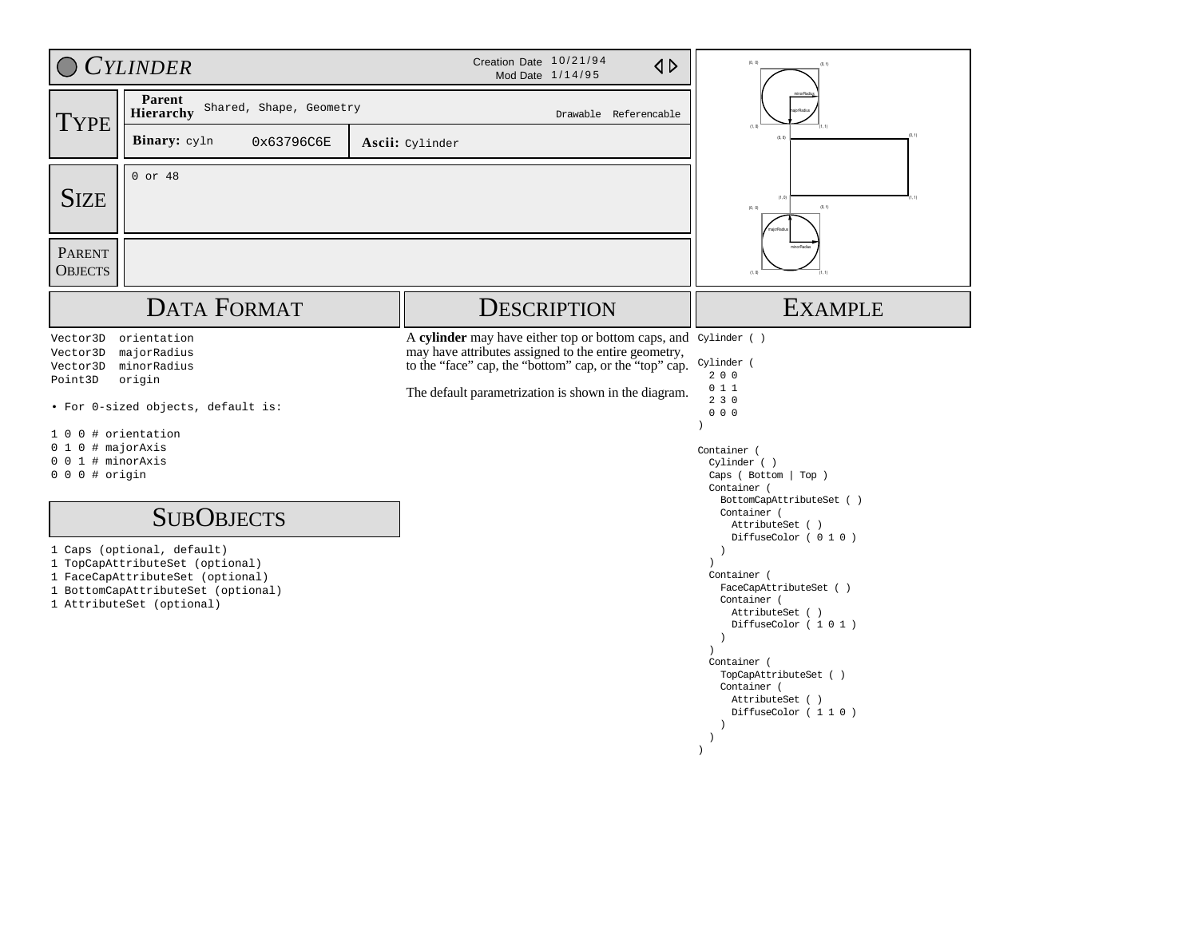# CYLINDER

Creation Date 10/21/94
Mod Date 1/14/95

## TYPE

**Parent Hierarchy** Shared, Shape, Geometry — Drawable Referencable

**Binary:** cyln 0x63796C6E **Ascii:** Cylinder

## SIZE

0 or 48

## PARENT OBJECTS

## DATA FORMAT

```
Vector3D  orientation
Vector3D  majorRadius
Vector3D  minorRadius
Point3D   origin
```

• For 0-sized objects, default is:

```
1 0 0 # orientation
0 1 0 # majorAxis
0 0 1 # minorAxis
0 0 0 # origin
```

## SUBOBJECTS

1 Caps (optional, default)
1 TopCapAttributeSet (optional)
1 FaceCapAttributeSet (optional)
1 BottomCapAttributeSet (optional)
1 AttributeSet (optional)

## DESCRIPTION

A **cylinder** may have either top or bottom caps, and may have attributes assigned to the entire geometry, to the “face” cap, the “bottom” cap, or the “top” cap.

The default parametrization is shown in the diagram.

## EXAMPLE

```
Cylinder ( )

Cylinder (
  2 0 0
  0 1 1
  2 3 0
  0 0 0
)

Container (
  Cylinder ( )
  Caps ( Bottom | Top )
  Container (
    BottomCapAttributeSet ( )
    Container (
      AttributeSet ( )
      DiffuseColor ( 0 1 0 )
    )
  )
  Container (
    FaceCapAttributeSet ( )
    Container (
      AttributeSet ( )
      DiffuseColor ( 1 0 1 )
    )
  )
  Container (
    TopCapAttributeSet ( )
    Container (
      AttributeSet ( )
      DiffuseColor ( 1 1 0 )
    )
  )
)
```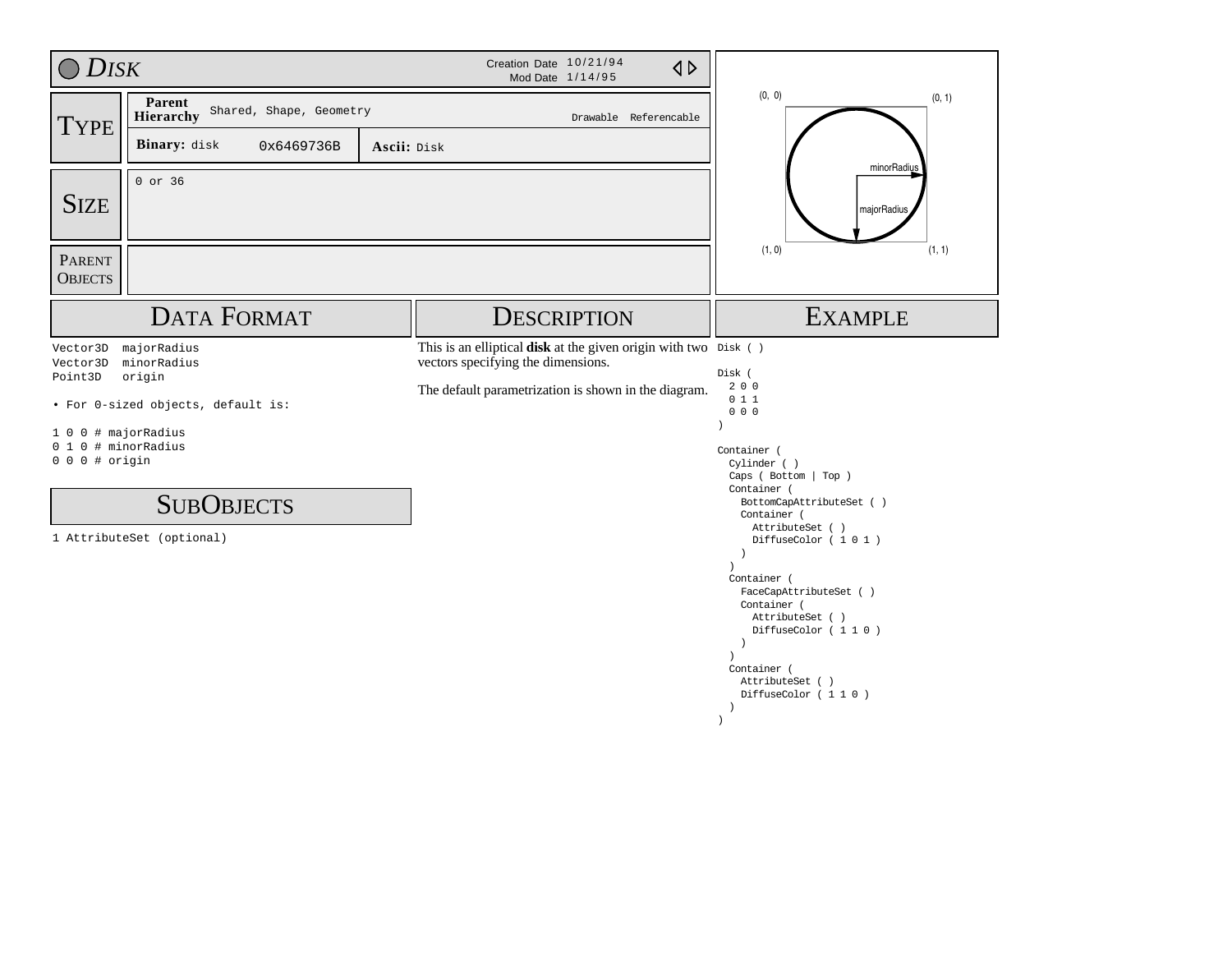# DISK

Creation Date 10/21/94
Mod Date 1/14/95

## TYPE

**Parent Hierarchy** Shared, Shape, Geometry — Drawable Referencable

**Binary:** disk 0x6469736B **Ascii:** Disk

## SIZE

0 or 36

## PARENT OBJECTS

## DATA FORMAT

```
Vector3D  majorRadius
Vector3D  minorRadius
Point3D   origin
```

• For 0-sized objects, default is:

```
1 0 0 # majorRadius
0 1 0 # minorRadius
0 0 0 # origin
```

## SUBOBJECTS

1 AttributeSet (optional)

## DESCRIPTION

This is an elliptical **disk** at the given origin with two vectors specifying the dimensions.

The default parametrization is shown in the diagram.

(0, 0) (0, 1) minorRadius majorRadius (1, 0) (1, 1)

## EXAMPLE

```
Disk ( )

Disk (
  2 0 0
  0 1 1
  0 0 0
)

Container (
  Cylinder ( )
  Caps ( Bottom | Top )
  Container (
    BottomCapAttributeSet ( )
    Container (
      AttributeSet ( )
      DiffuseColor ( 1 0 1 )
    )
  )
  Container (
    FaceCapAttributeSet ( )
    Container (
      AttributeSet ( )
      DiffuseColor ( 1 1 0 )
    )
  )
  Container (
    AttributeSet ( )
    DiffuseColor ( 1 1 0 )
  )
)
```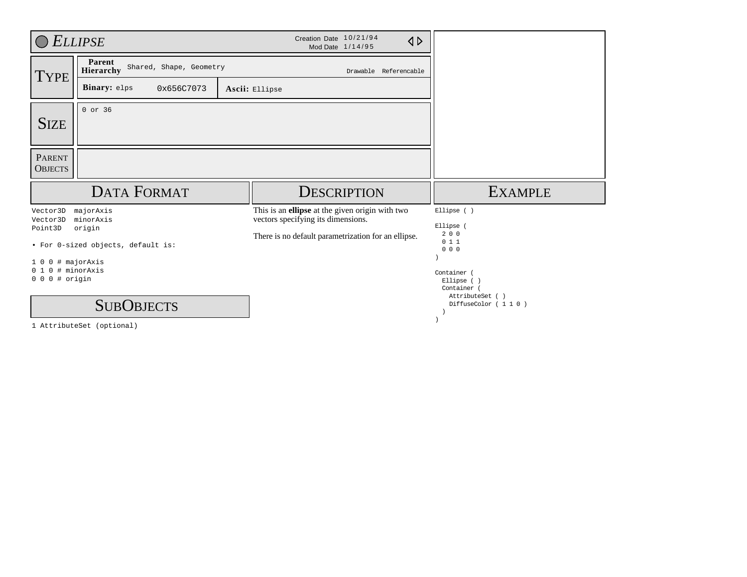# *Ellipse*

Creation Date 10/21/94
Mod Date 1/14/95

## Type

**Parent Hierarchy** Shared, Shape, Geometry

Drawable Referencable

**Binary:** elps 0x656C7073

**Ascii:** Ellipse

## Size

0 or 36

## Parent Objects

## Data Format

```
Vector3D  majorAxis
Vector3D  minorAxis
Point3D   origin
```

• For 0-sized objects, default is:

```
1 0 0 # majorAxis
0 1 0 # minorAxis
0 0 0 # origin
```

## SubObjects

1 AttributeSet (optional)

## Description

This is an **ellipse** at the given origin with two vectors specifying its dimensions.

There is no default parametrization for an ellipse.

## Example

```
Ellipse ( )

Ellipse (
  2 0 0
  0 1 1
  0 0 0
)

Container (
  Ellipse ( )
  Container (
    AttributeSet ( )
    DiffuseColor ( 1 1 0 )
  )
)
```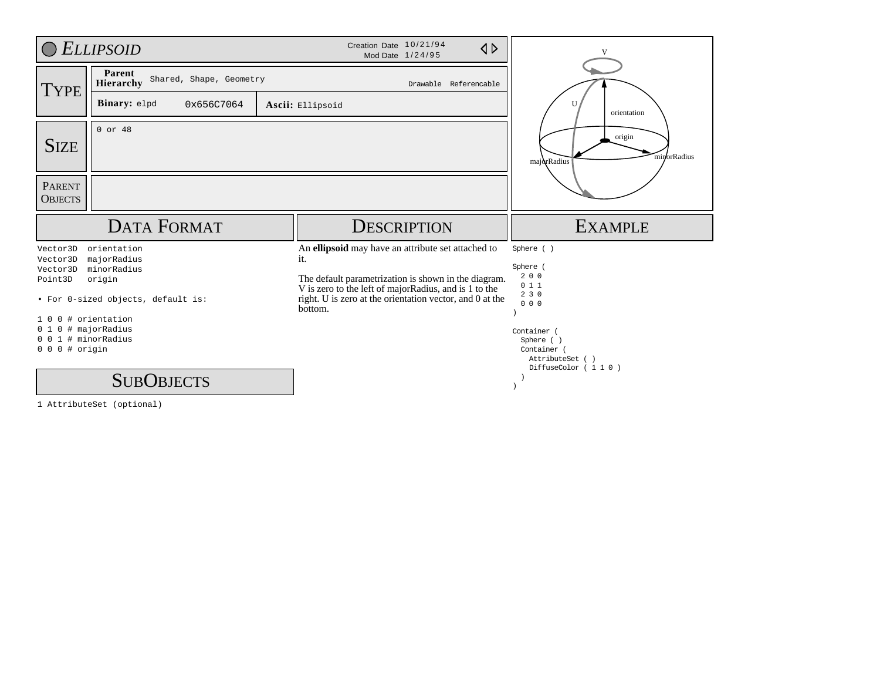# ELLIPSOID

Creation Date 10/21/94
Mod Date 1/24/95

## TYPE

**Parent Hierarchy** Shared, Shape, Geometry

Drawable Referencable

**Binary:** elpd 0x656C7064

**Ascii:** Ellipsoid

## SIZE

0 or 48

## PARENT OBJECTS

## DATA FORMAT

```
Vector3D  orientation
Vector3D  majorRadius
Vector3D  minorRadius
Point3D   origin
```

• For 0-sized objects, default is:

```
1 0 0 # orientation
0 1 0 # majorRadius
0 0 1 # minorRadius
0 0 0 # origin
```

## SUBOBJECTS

1 AttributeSet (optional)

## DESCRIPTION

An **ellipsoid** may have an attribute set attached to it.

The default parametrization is shown in the diagram. V is zero to the left of majorRadius, and is 1 to the right. U is zero at the orientation vector, and 0 at the bottom.

## EXAMPLE

```
Sphere ( )

Sphere (
  2 0 0
  0 1 1
  2 3 0
  0 0 0
)

Container (
  Sphere ( )
  Container (
    AttributeSet ( )
    DiffuseColor ( 1 1 0 )
  )
)
```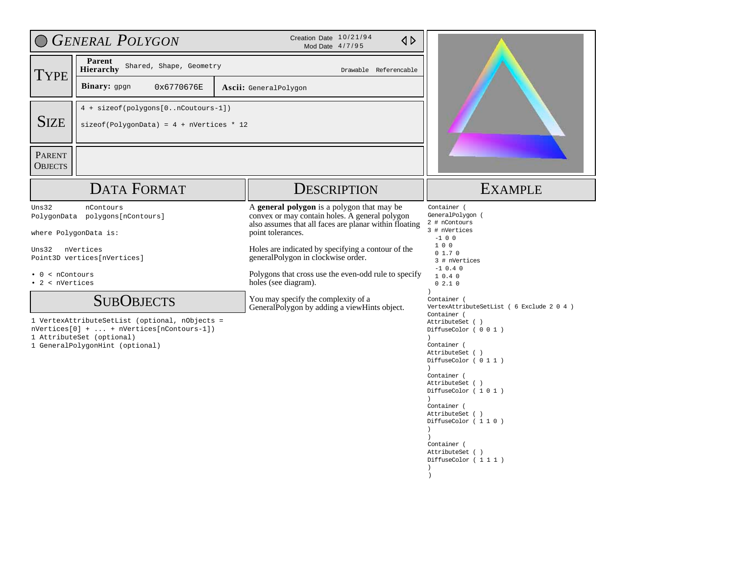# General Polygon

Creation Date 10/21/94
Mod Date 4/7/95

## Type

| | | | |
|---|---|---|---|
| **Parent Hierarchy** | Shared, Shape, Geometry | | Drawable Referencable |
| **Binary:** gpgn | 0x6770676E | **Ascii:** GeneralPolygon | |

## Size

4 + sizeof(polygons[0..nCoutours-1])

sizeof(PolygonData) = 4 + nVertices * 12

## Parent Objects

## Data Format

```
Uns32       nContours
PolygonData polygons[nContours]

where PolygonData is:

Uns32   nVertices
Point3D vertices[nVertices]
```

- 0 < nContours
- 2 < nVertices

## SubObjects

1 VertexAttributeSetList (optional, nObjects = nVertices[0] + ... + nVertices[nContours-1])
1 AttributeSet (optional)
1 GeneralPolygonHint (optional)

## Description

A **general polygon** is a polygon that may be convex or may contain holes. A general polygon also assumes that all faces are planar within floating point tolerances.

Holes are indicated by specifying a contour of the generalPolygon in clockwise order.

Polygons that cross use the even-odd rule to specify holes (see diagram).

You may specify the complexity of a GeneralPolygon by adding a viewHints object.

## Example

```
Container (
GeneralPolygon (
2 # nContours
3 # nVertices
  -1 0 0
  1 0 0
  0 1.7 0
  3 # nVertices
  -1 0.4 0
  1 0.4 0
  0 2.1 0
)
Container (
VertexAttributeSetList ( 6 Exclude 2 0 4 )
Container (
AttributeSet ( )
DiffuseColor ( 0 0 1 )
)
Container (
AttributeSet ( )
DiffuseColor ( 0 1 1 )
)
Container (
AttributeSet ( )
DiffuseColor ( 1 0 1 )
)
Container (
AttributeSet ( )
DiffuseColor ( 1 1 0 )
)
)
Container (
AttributeSet ( )
DiffuseColor ( 1 1 1 )
)
)
```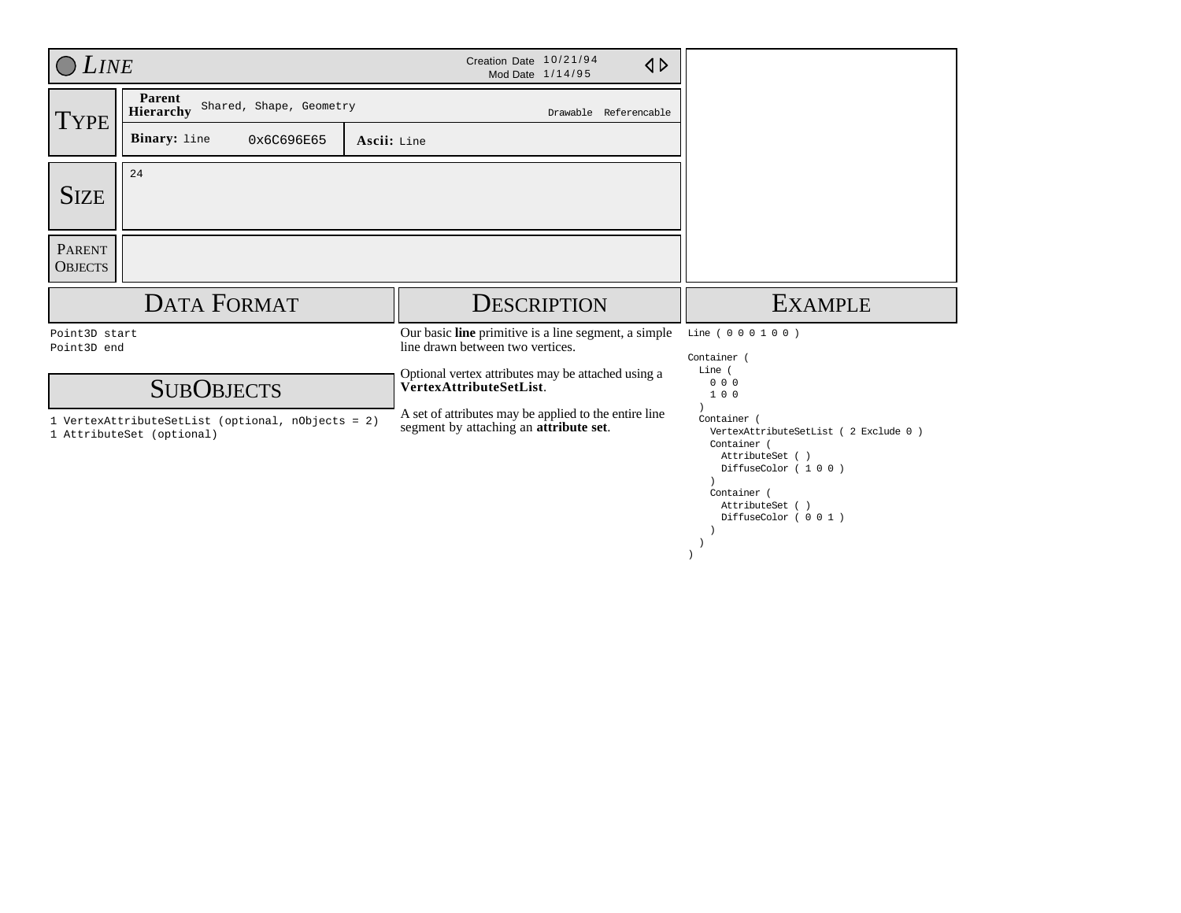# Line

Creation Date 10/21/94
Mod Date 1/14/95

## Type

**Parent Hierarchy** Shared, Shape, Geometry — Drawable Referencable

**Binary:** line 0x6C696E65 — **Ascii:** Line

## Size

24

## Parent Objects

## Data Format

```
Point3D start
Point3D end
```

## SubObjects

```
1 VertexAttributeSetList (optional, nObjects = 2)
1 AttributeSet (optional)
```

## Description

Our basic **line** primitive is a line segment, a simple line drawn between two vertices.

Optional vertex attributes may be attached using a **VertexAttributeSetList**.

A set of attributes may be applied to the entire line segment by attaching an **attribute set**.

## Example

```
Line ( 0 0 0 1 0 0 )

Container (
  Line (
    0 0 0
    1 0 0
  )
  Container (
    VertexAttributeSetList ( 2 Exclude 0 )
    Container (
      AttributeSet ( )
      DiffuseColor ( 1 0 0 )
    )
    Container (
      AttributeSet ( )
      DiffuseColor ( 0 0 1 )
    )
  )
)
```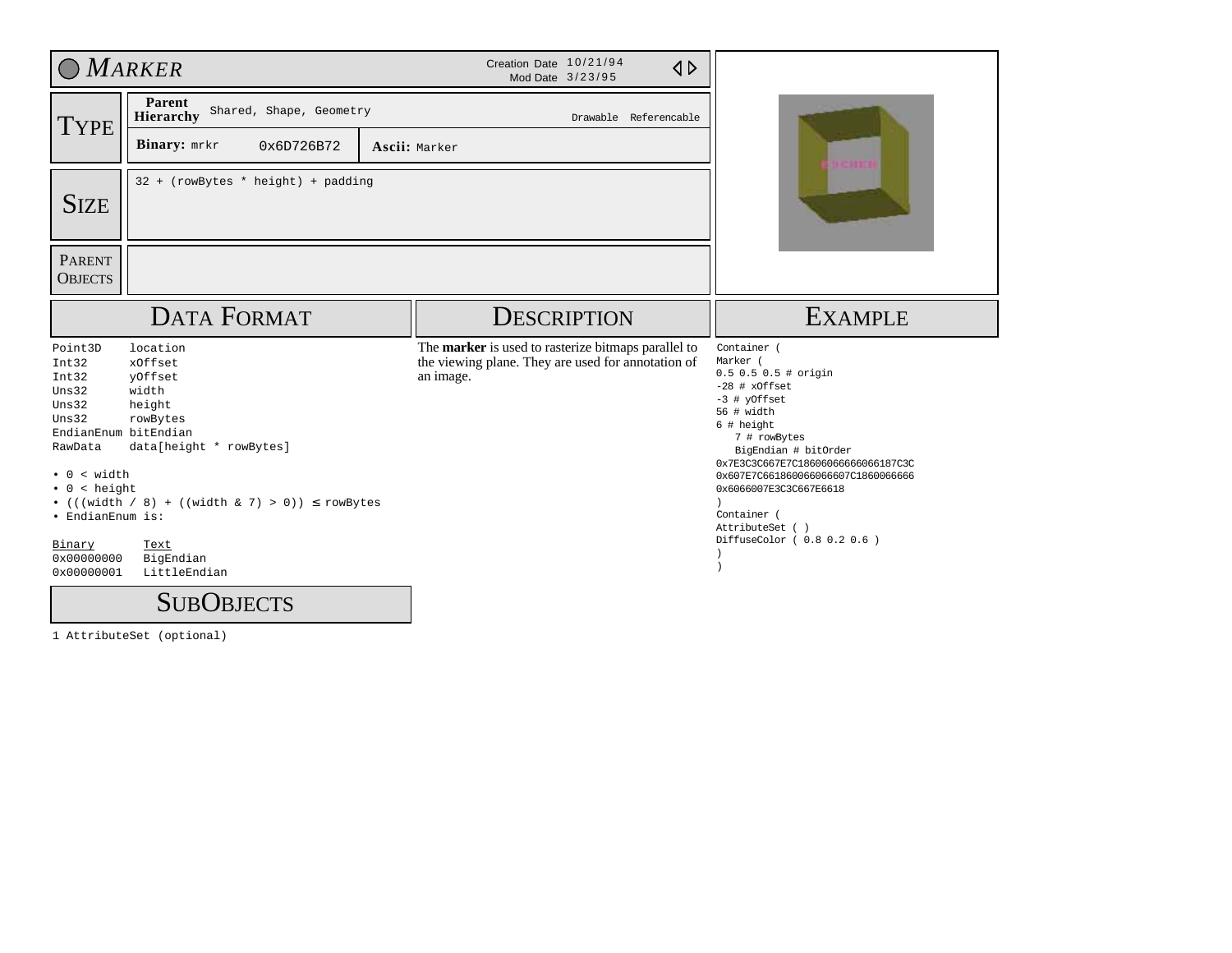# Marker

Creation Date 10/21/94
Mod Date 3/23/95

## Type

**Parent Hierarchy** Shared, Shape, Geometry

Drawable Referencable

**Binary:** mrkr 0x6D726B72

**Ascii:** Marker

## Size

32 + (rowBytes * height) + padding

## Parent Objects

## Data Format

```
Point3D     location
Int32       xOffset
Int32       yOffset
Uns32       width
Uns32       height
Uns32       rowBytes
EndianEnum  bitEndian
RawData     data[height * rowBytes]
```

- 0 < width
- 0 < height
- (((width / 8) + ((width & 7) > 0)) ≤ rowBytes
- EndianEnum is:

| Binary | Text |
|---|---|
| 0x00000000 | BigEndian |
| 0x00000001 | LittleEndian |

## SubObjects

1 AttributeSet (optional)

## Description

The **marker** is used to rasterize bitmaps parallel to the viewing plane. They are used for annotation of an image.

## Example

```
Container (
Marker (
0.5 0.5 0.5 # origin
-28 # xOffset
-3 # yOffset
56 # width
6 # height
   7 # rowBytes
   BigEndian # bitOrder
0x7E3C3C667E7C18606066666066187C3C
0x607E7C661860066066607C1860066666
0x6066007E3C3C667E6618
)
Container (
AttributeSet ( )
DiffuseColor ( 0.8 0.2 0.6 )
)
)
```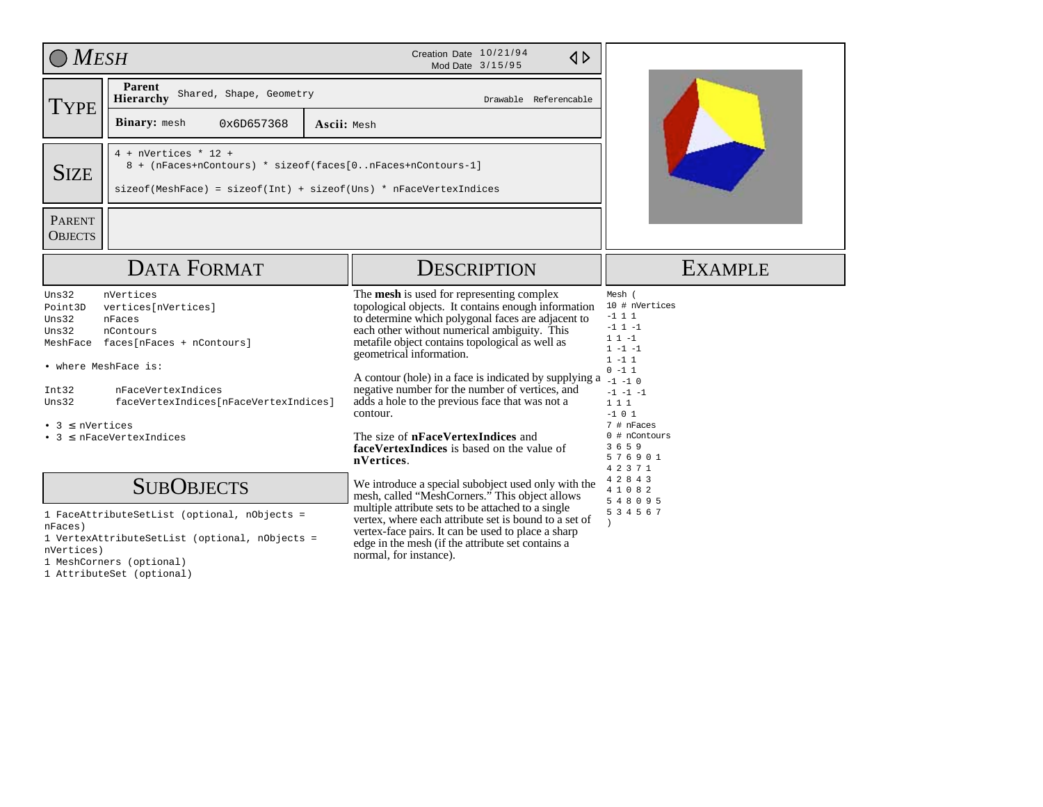# Mesh

Creation Date 10/21/94
Mod Date 3/15/95

## Type

**Parent Hierarchy** Shared, Shape, Geometry

Drawable Referencable

**Binary:** mesh 0x6D657368

**Ascii:** Mesh

## Size

```
4 + nVertices * 12 +
  8 + (nFaces+nContours) * sizeof(faces[0..nFaces+nContours-1]

sizeof(MeshFace) = sizeof(Int) + sizeof(Uns) * nFaceVertexIndices
```

## Parent Objects

## Data Format

```
Uns32     nVertices
Point3D   vertices[nVertices]
Uns32     nFaces
Uns32     nContours
MeshFace  faces[nFaces + nContours]
```

• where MeshFace is:

```
Int32     nFaceVertexIndices
Uns32     faceVertexIndices[nFaceVertexIndices]
```

- 3 ≤ nVertices
- 3 ≤ nFaceVertexIndices

## SubObjects

1 FaceAttributeSetList (optional, nObjects = nFaces)
1 VertexAttributeSetList (optional, nObjects = nVertices)
1 MeshCorners (optional)
1 AttributeSet (optional)

## Description

The **mesh** is used for representing complex topological objects. It contains enough information to determine which polygonal faces are adjacent to each other without numerical ambiguity. This metafile object contains topological as well as geometrical information.

A contour (hole) in a face is indicated by supplying a negative number for the number of vertices, and adds a hole to the previous face that was not a contour.

The size of **nFaceVertexIndices** and **faceVertexIndices** is based on the value of **nVertices**.

We introduce a special subobject used only with the mesh, called "MeshCorners." This object allows multiple attribute sets to be attached to a single vertex, where each attribute set is bound to a set of vertex-face pairs. It can be used to place a sharp edge in the mesh (if the attribute set contains a normal, for instance).

## Example

```
Mesh (
10 # nVertices
-1 1 1
-1 1 -1
1 1 -1
1 -1 -1
1 -1 1
0 -1 1
-1 -1 0
-1 -1 -1
1 1 1
-1 0 1
7 # nFaces
0 # nContours
3 6 5 9
5 7 6 9 0 1
4 2 3 7 1
4 2 8 4 3
4 1 0 8 2
5 4 8 0 9 5
5 3 4 5 6 7
)
```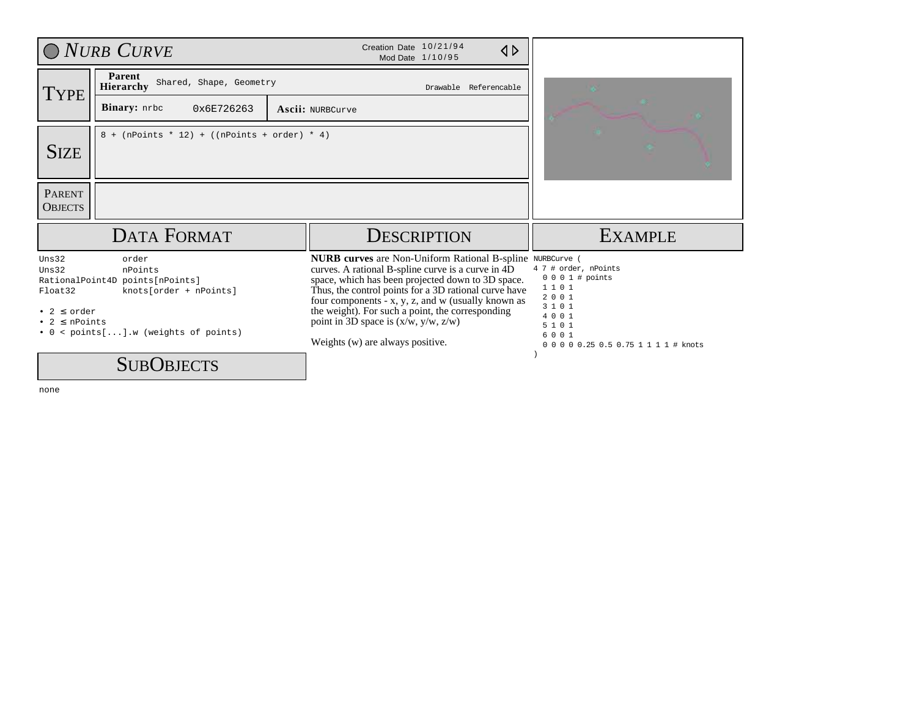# *NURB CURVE*

Creation Date 10/21/94
Mod Date 1/10/95

## TYPE

**Parent Hierarchy** Shared, Shape, Geometry

Drawable Referencable

**Binary:** nrbc 0x6E726263

**Ascii:** NURBCurve

## SIZE

```
8 + (nPoints * 12) + ((nPoints + order) * 4)
```

## PARENT OBJECTS

## DATA FORMAT

```
Uns32            order
Uns32            nPoints
RationalPoint4D  points[nPoints]
Float32          knots[order + nPoints]
```

- 2 ≤ order
- 2 ≤ nPoints
- 0 < points[...].w (weights of points)

## SUBOBJECTS

none

## DESCRIPTION

**NURB curves** are Non-Uniform Rational B-spline curves. A rational B-spline curve is a curve in 4D space, which has been projected down to 3D space. Thus, the control points for a 3D rational curve have four components - x, y, z, and w (usually known as the weight). For such a point, the corresponding point in 3D space is (x/w, y/w, z/w)

Weights (w) are always positive.

## EXAMPLE

```
NURBCurve (
4 7 # order, nPoints
  0 0 0 1 # points
  1 1 0 1
  2 0 0 1
  3 1 0 1
  4 0 0 1
  5 1 0 1
  6 0 0 1
  0 0 0 0 0.25 0.5 0.75 1 1 1 1 # knots
)
```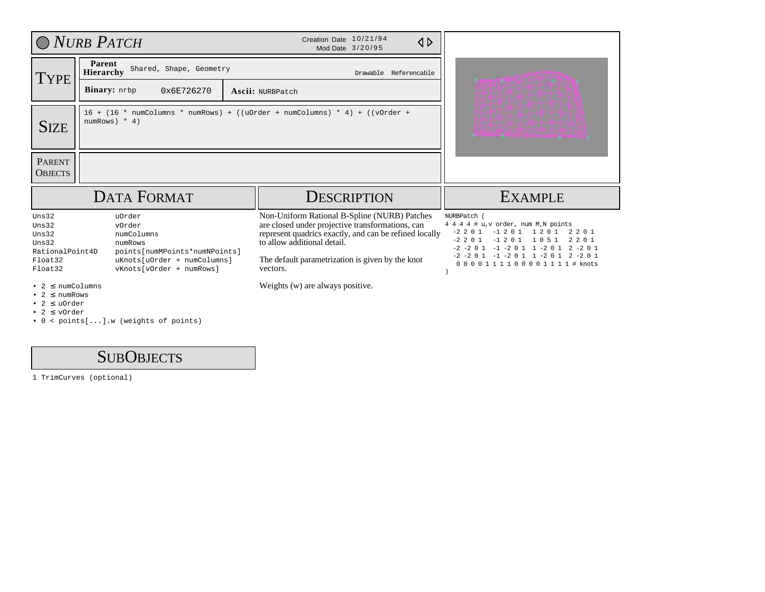# NURB PATCH

Creation Date 10/21/94
Mod Date 3/20/95

## TYPE

| | | |
|---|---|---|
| **Parent Hierarchy** | Shared, Shape, Geometry | Drawable Referencable |
| **Binary:** nrbp | 0x6E726270 | **Ascii:** NURBPatch |

## SIZE

16 + (16 * numColumns * numRows) + ((uOrder + numColumns) * 4) + ((vOrder + numRows) * 4)

## PARENT OBJECTS

## DATA FORMAT

| | |
|---|---|
| Uns32 | uOrder |
| Uns32 | vOrder |
| Uns32 | numColumns |
| Uns32 | numRows |
| RationalPoint4D | points[numMPoints*numNPoints] |
| Float32 | uKnots[uOrder + numColumns] |
| Float32 | vKnots[vOrder + numRows] |

- $2 \leq$ numColumns
- $2 \leq$ numRows
- $2 \leq$ uOrder
- $2 \leq$ vOrder
- 0 < points[...].w (weights of points)

## DESCRIPTION

Non-Uniform Rational B-Spline (NURB) Patches are closed under projective transformations, can represent quadrics exactly, and can be refined locally to allow additional detail.

The default parametrization is given by the knot vectors.

Weights (w) are always positive.

## EXAMPLE

```
NURBPatch (
4 4 4 4 # u,v order, num M,N points
  -2 2 0 1   -1 2 0 1   1 2 0 1   2 2 0 1
  -2 2 0 1   -1 2 0 1   1 0 5 1   2 2 0 1
  -2 -2 0 1  -1 -2 0 1  1 -2 0 1  2 -2 0 1
  -2 -2 0 1  -1 -2 0 1  1 -2 0 1  2 -2 0 1
   0 0 0 0 1 1 1 1 0 0 0 0 1 1 1 1 # knots
)
```

## SUBOBJECTS

1 TrimCurves (optional)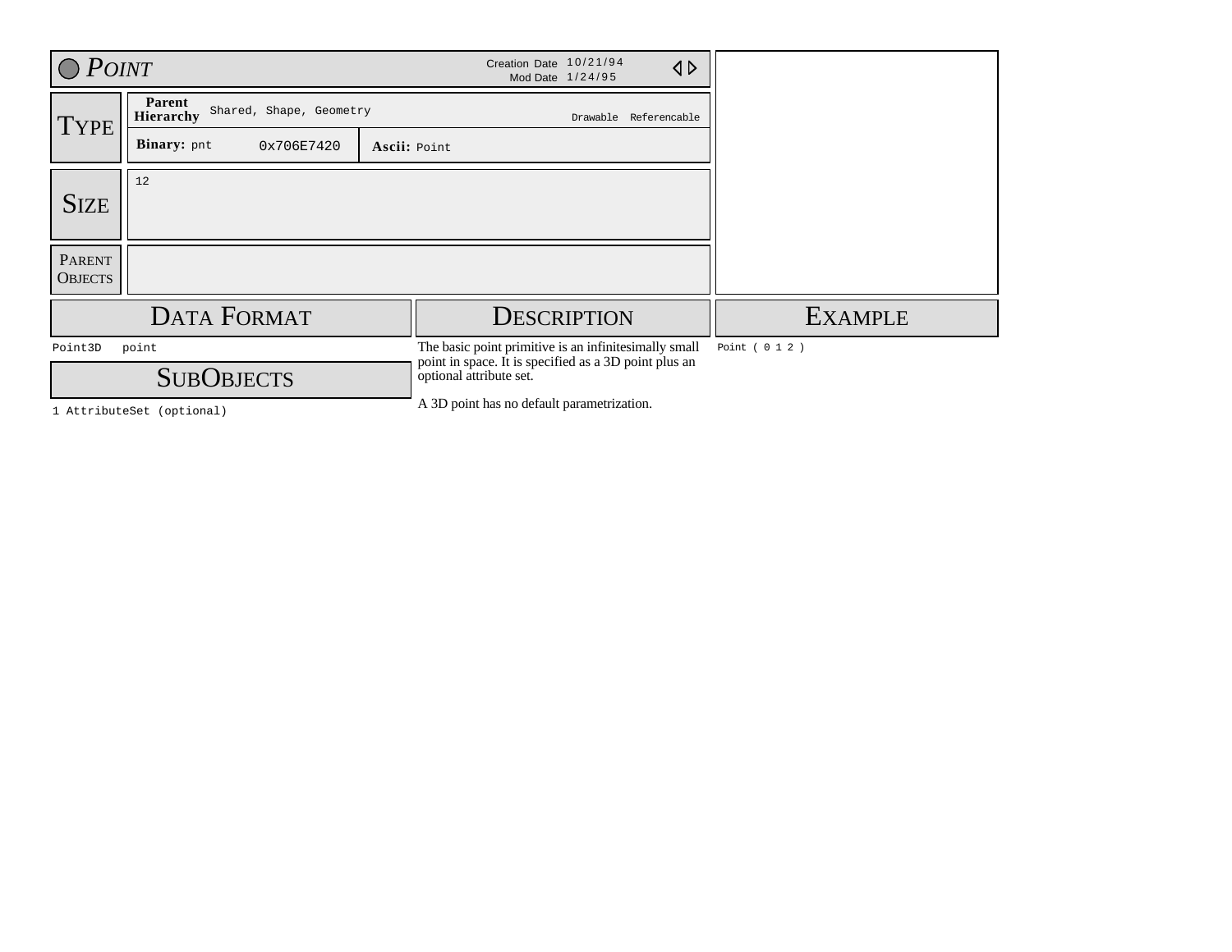# POINT

Creation Date 10/21/94
Mod Date 1/24/95

| TYPE | | |
|---|---|---|
| **Parent Hierarchy** | Shared, Shape, Geometry | Drawable Referencable |
| **Binary:** pnt | 0x706E7420 | **Ascii:** Point |

| SIZE |
|---|
| 12 |

| PARENT OBJECTS |
|---|
| |

## DATA FORMAT

```
Point3D   point
```

## SUBOBJECTS

```
1 AttributeSet (optional)
```

## DESCRIPTION

The basic point primitive is an infinitesimally small point in space. It is specified as a 3D point plus an optional attribute set.

A 3D point has no default parametrization.

## EXAMPLE

```
Point ( 0 1 2 )
```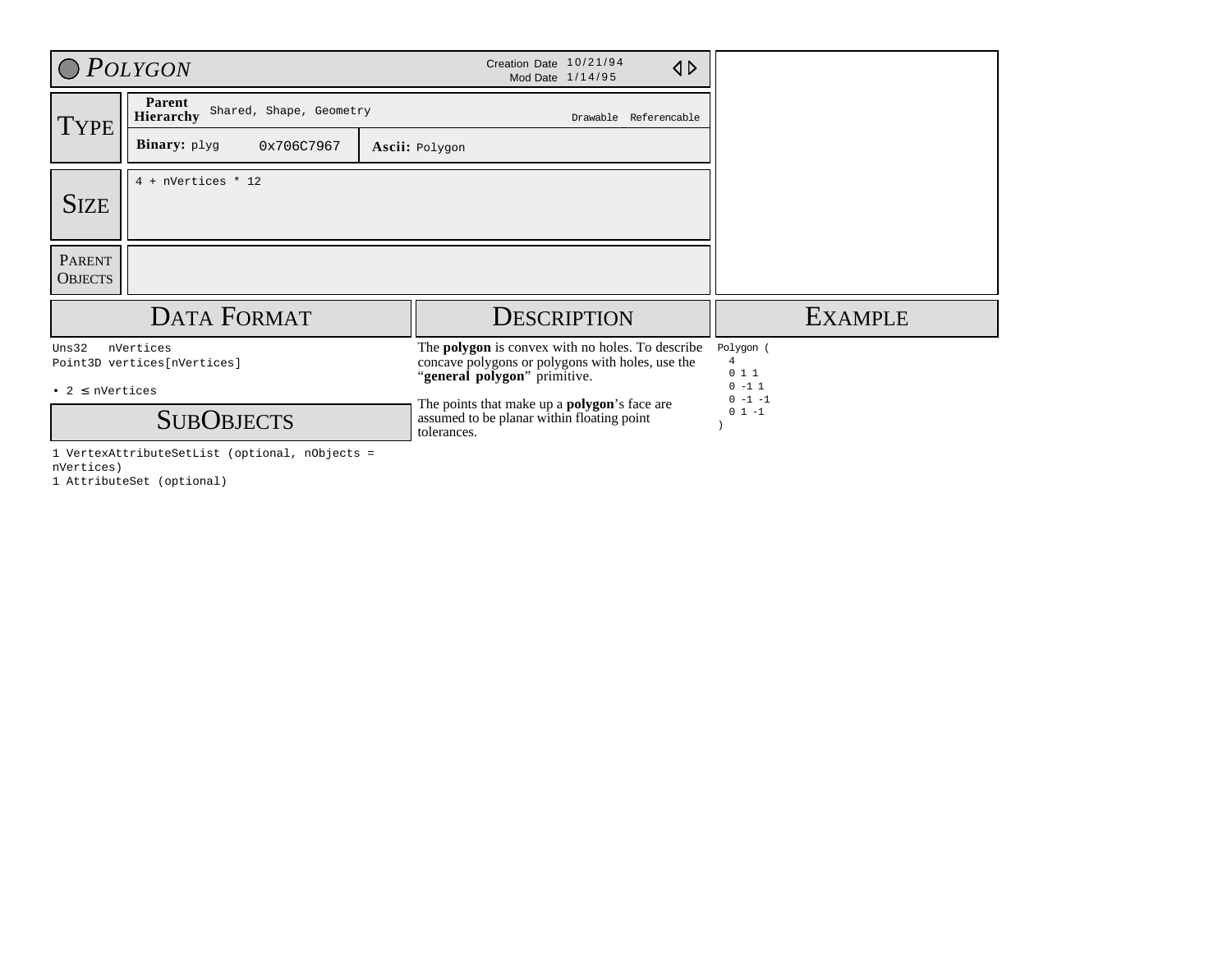# Polygon

Creation Date 10/21/94
Mod Date 1/14/95

## Type

**Parent Hierarchy** Shared, Shape, Geometry

Drawable Referencable

**Binary:** plyg 0x706C7967

**Ascii:** Polygon

## Size

4 + nVertices * 12

## Parent Objects

## Data Format

```
Uns32   nVertices
Point3D vertices[nVertices]
```

• 2 ≤ nVertices

## SubObjects

1 VertexAttributeSetList (optional, nObjects = nVertices)
1 AttributeSet (optional)

## Description

The **polygon** is convex with no holes. To describe concave polygons or polygons with holes, use the “**general polygon**” primitive.

The points that make up a **polygon**’s face are assumed to be planar within floating point tolerances.

## Example

```
Polygon (
  4
  0 1 1
  0 -1 1
  0 -1 -1
  0 1 -1
)
```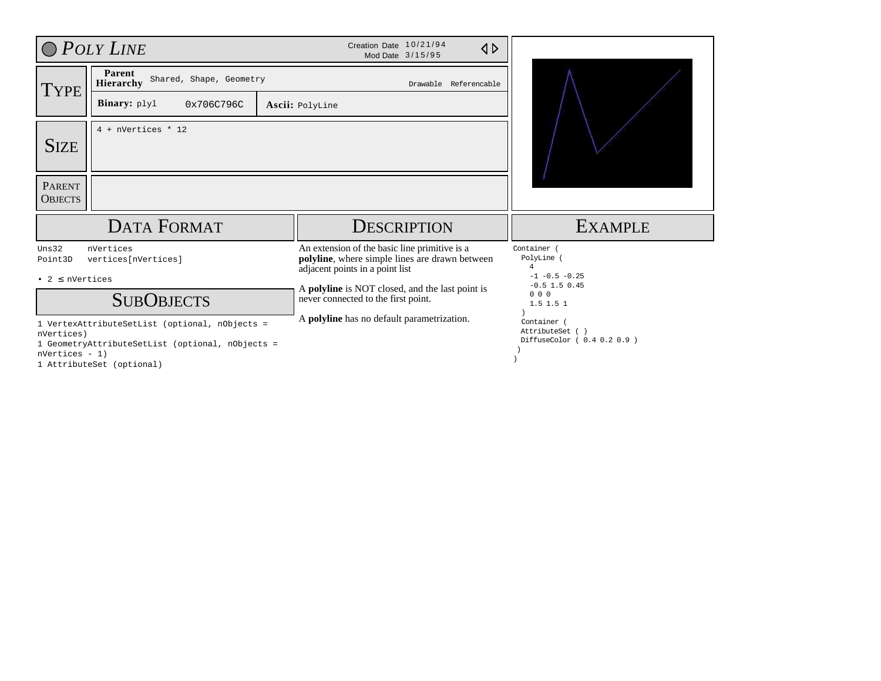# Poly Line

Creation Date 10/21/94
Mod Date 3/15/95

## Type

| **Parent Hierarchy** | Shared, Shape, Geometry | Drawable Referencable |
| --- | --- | --- |
| **Binary:** plyl | 0x706C796C | **Ascii:** PolyLine |

## Size

4 + nVertices * 12

## Parent Objects

## Data Format

```
Uns32     nVertices
Point3D   vertices[nVertices]
```

• 2 ≤ nVertices

## SubObjects

1 VertexAttributeSetList (optional, nObjects = nVertices)
1 GeometryAttributeSetList (optional, nObjects = nVertices - 1)
1 AttributeSet (optional)

## Description

An extension of the basic line primitive is a **polyline**, where simple lines are drawn between adjacent points in a point list

A **polyline** is NOT closed, and the last point is never connected to the first point.

A **polyline** has no default parametrization.

## Example

```
Container (
  PolyLine (
    4
    -1 -0.5 -0.25
    -0.5 1.5 0.45
    0 0 0
    1.5 1.5 1
  )
  Container (
  AttributeSet ( )
  DiffuseColor ( 0.4 0.2 0.9 )
 )
)
```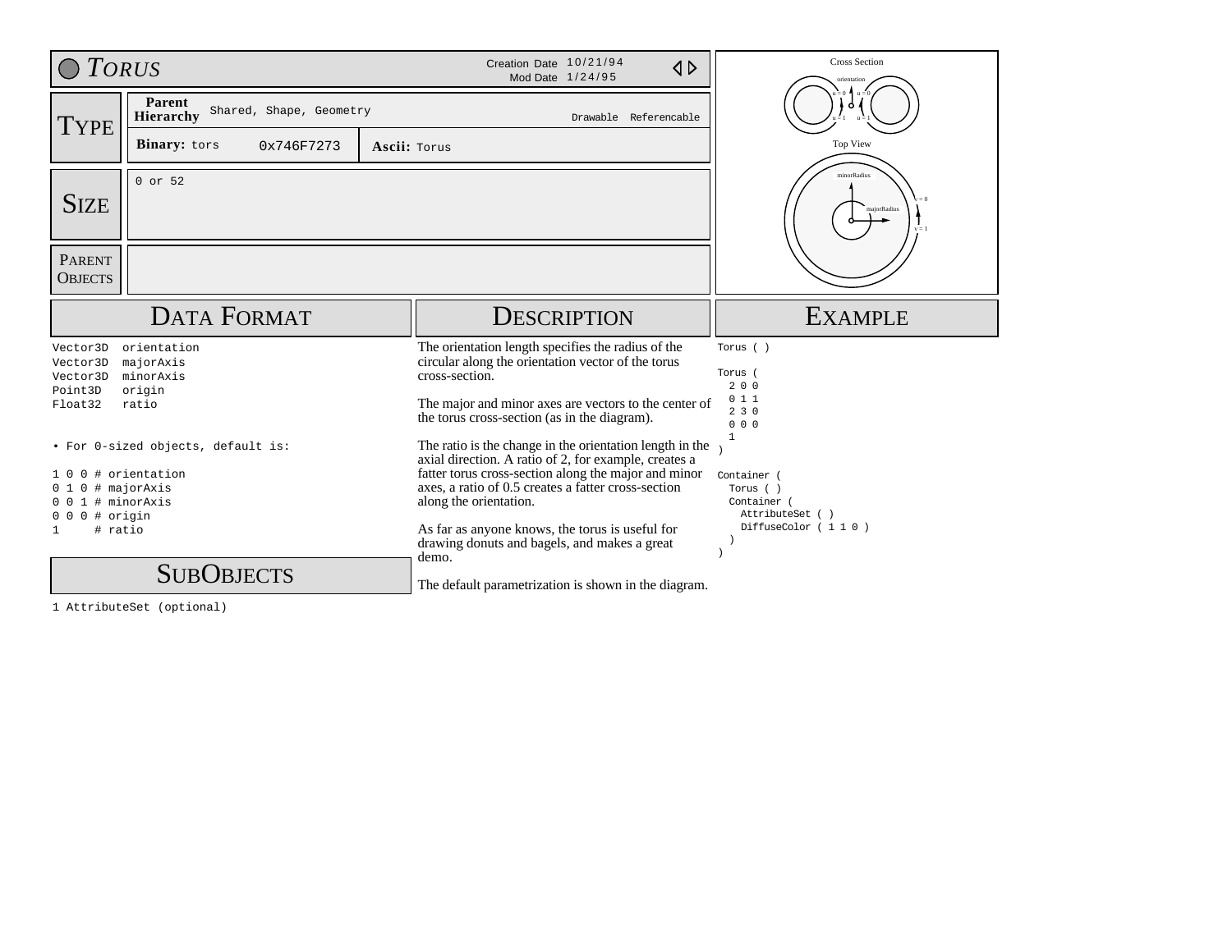# TORUS

Creation Date 10/21/94
Mod Date 1/24/95

## TYPE

**Parent Hierarchy** Shared, Shape, Geometry — Drawable Referencable

**Binary:** tors 0x746F7273 — **Ascii:** Torus

## SIZE

0 or 52

## PARENT OBJECTS

## DATA FORMAT

```
Vector3D  orientation
Vector3D  majorAxis
Vector3D  minorAxis
Point3D   origin
Float32   ratio
```

• For 0-sized objects, default is:

```
1 0 0 # orientation
0 1 0 # majorAxis
0 0 1 # minorAxis
0 0 0 # origin
1     # ratio
```

## SUBOBJECTS

1 AttributeSet (optional)

## DESCRIPTION

The orientation length specifies the radius of the circular along the orientation vector of the torus cross-section.

The major and minor axes are vectors to the center of the torus cross-section (as in the diagram).

The ratio is the change in the orientation length in the axial direction. A ratio of 2, for example, creates a fatter torus cross-section along the major and minor axes, a ratio of 0.5 creates a fatter cross-section along the orientation.

As far as anyone knows, the torus is useful for drawing donuts and bagels, and makes a great demo.

The default parametrization is shown in the diagram.

## EXAMPLE

```
Torus ( )

Torus (
  2 0 0
  0 1 1
  2 3 0
  0 0 0
  1
)

Container (
  Torus ( )
  Container (
    AttributeSet ( )
    DiffuseColor ( 1 1 0 )
  )
)
```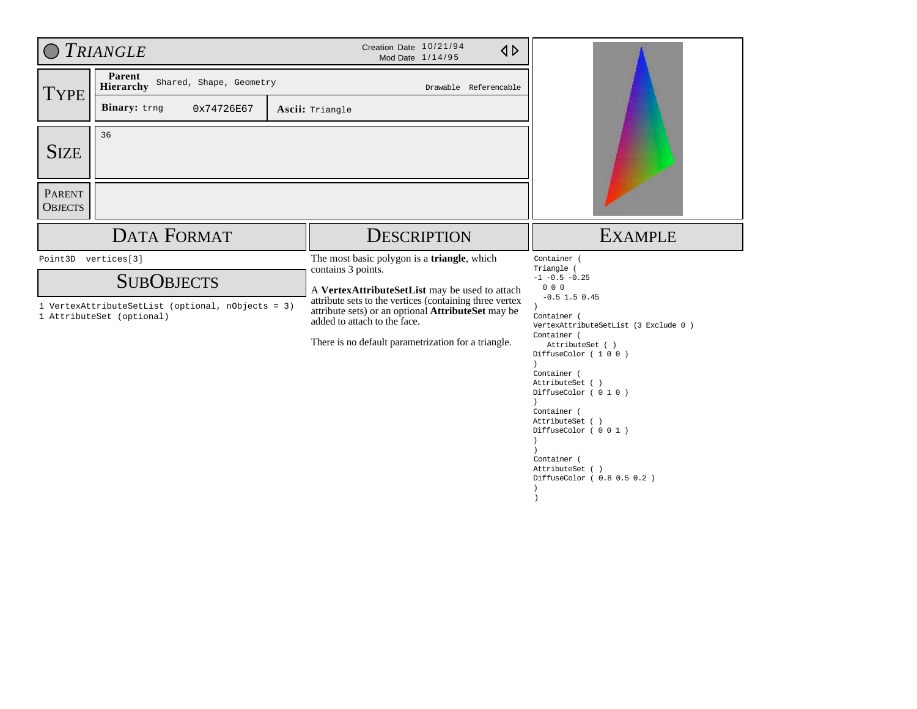# TRIANGLE

Creation Date 10/21/94
Mod Date 1/14/95

## TYPE

| | | |
|---|---|---|
| **Parent Hierarchy** | Shared, Shape, Geometry | Drawable Referencable |
| **Binary:** trng | 0x74726E67 | **Ascii:** Triangle |

## SIZE

36

## PARENT OBJECTS

## DATA FORMAT

```
Point3D  vertices[3]
```

## SUBOBJECTS

```
1 VertexAttributeSetList (optional, nObjects = 3)
1 AttributeSet (optional)
```

## DESCRIPTION

The most basic polygon is a **triangle**, which contains 3 points.

A **VertexAttributeSetList** may be used to attach attribute sets to the vertices (containing three vertex attribute sets) or an optional **AttributeSet** may be added to attach to the face.

There is no default parametrization for a triangle.

## EXAMPLE

```
Container (
Triangle (
-1 -0.5 -0.25
  0 0 0
  -0.5 1.5 0.45
)
Container (
VertexAttributeSetList (3 Exclude 0 )
Container (
   AttributeSet ( )
DiffuseColor ( 1 0 0 )
)
Container (
AttributeSet ( )
DiffuseColor ( 0 1 0 )
)
Container (
AttributeSet ( )
DiffuseColor ( 0 0 1 )
)
)
Container (
AttributeSet ( )
DiffuseColor ( 0.8 0.5 0.2 )
)
)
```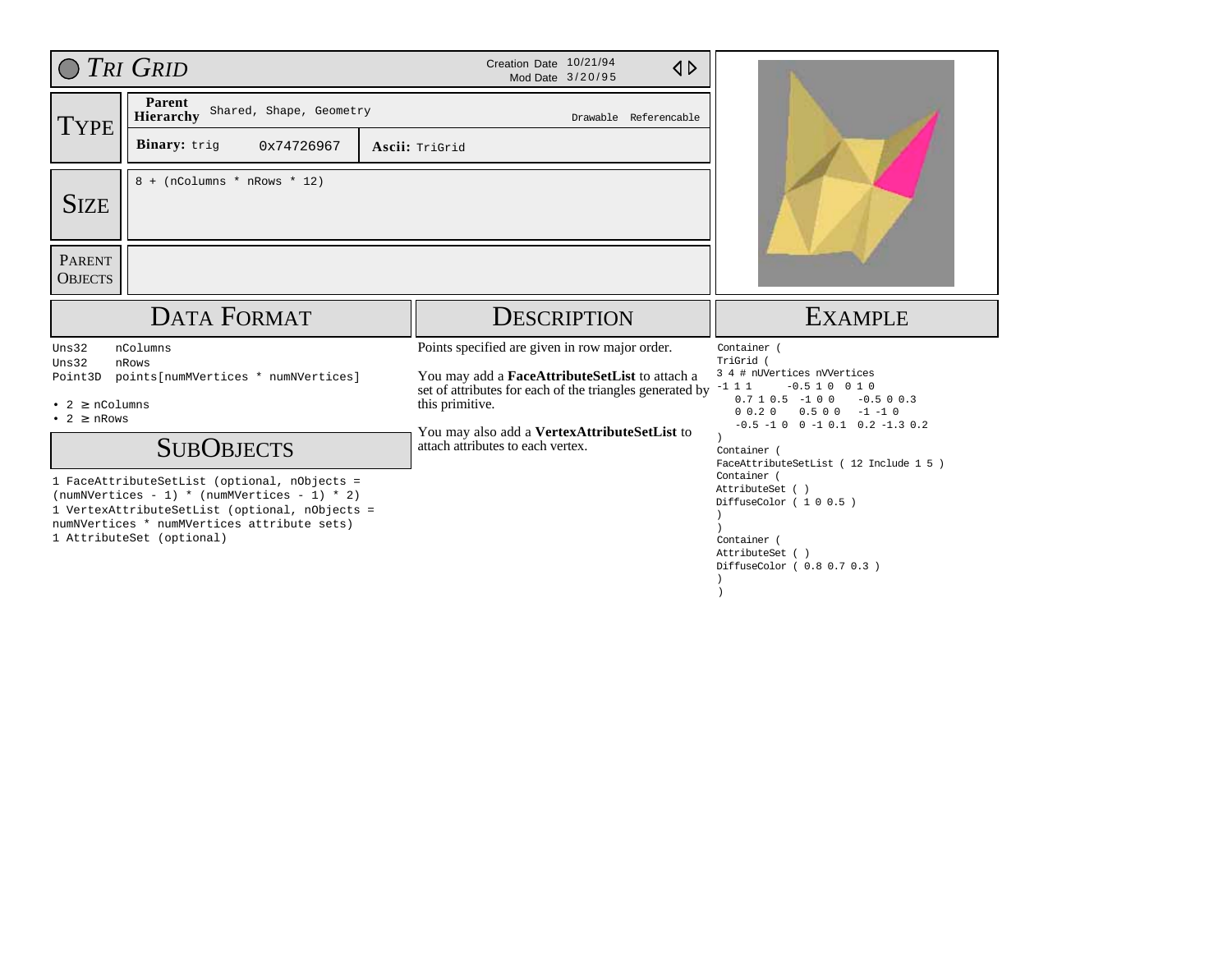# TRI GRID

Creation Date 10/21/94
Mod Date 3/20/95

## TYPE

**Parent Hierarchy** Shared, Shape, Geometry — Drawable Referencable

**Binary:** trig 0x74726967

**Ascii:** TriGrid

## SIZE

8 + (nColumns * nRows * 12)

## PARENT OBJECTS

## DATA FORMAT

```
Uns32    nColumns
Uns32    nRows
Point3D  points[numMVertices * numNVertices]
```

- 2 ≥ nColumns
- 2 ≥ nRows

## SUBOBJECTS

1 FaceAttributeSetList (optional, nObjects = (numNVertices - 1) * (numMVertices - 1) * 2)
1 VertexAttributeSetList (optional, nObjects = numNVertices * numMVertices attribute sets)
1 AttributeSet (optional)

## DESCRIPTION

Points specified are given in row major order.

You may add a **FaceAttributeSetList** to attach a set of attributes for each of the triangles generated by this primitive.

You may also add a **VertexAttributeSetList** to attach attributes to each vertex.

## EXAMPLE

```
Container (
TriGrid (
3 4 # nUVertices nVVertices
-1 1 1      -0.5 1 0  0 1 0
   0.7 1 0.5  -1 0 0   -0.5 0 0.3
   0 0.2 0   0.5 0 0   -1 -1 0
   -0.5 -1 0  0 -1 0.1  0.2 -1.3 0.2
)
Container (
FaceAttributeSetList ( 12 Include 1 5 )
Container (
AttributeSet ( )
DiffuseColor ( 1 0 0.5 )
)
)
Container (
AttributeSet ( )
DiffuseColor ( 0.8 0.7 0.3 )
)
)
```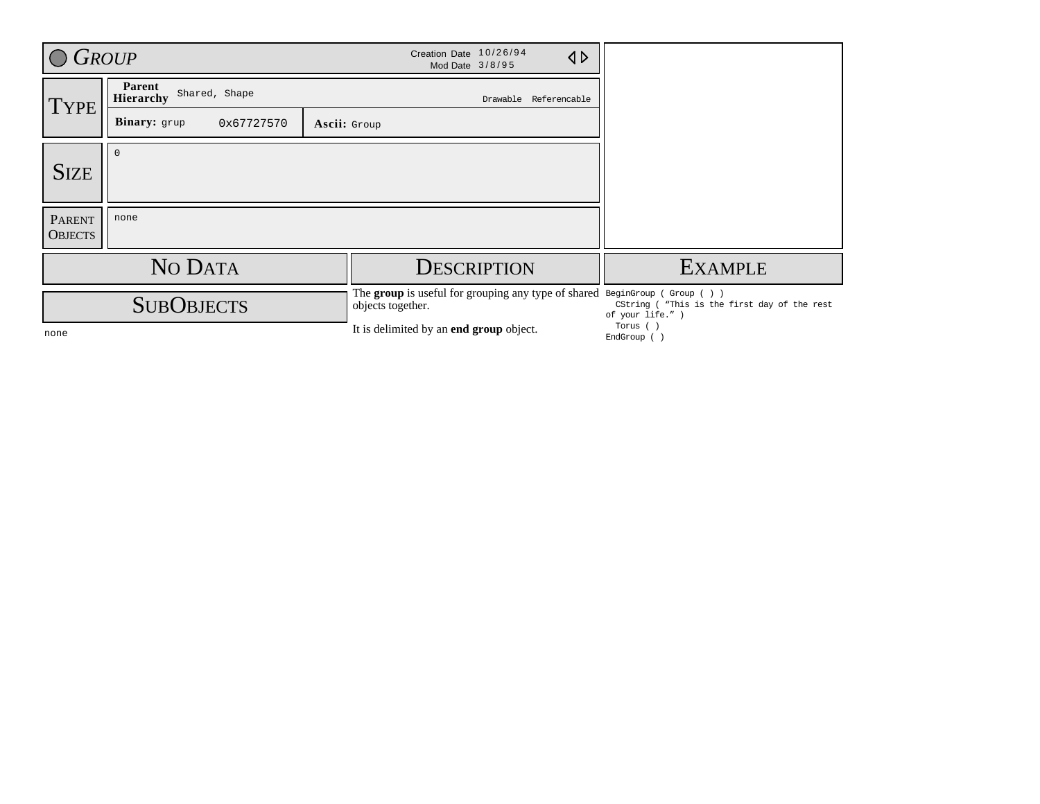# Group

Creation Date 10/26/94
Mod Date 3/8/95

## Type

**Parent Hierarchy** Shared, Shape — Drawable Referencable

**Binary:** grup 0x67727570

**Ascii:** Group

## Size

0

## Parent Objects

none

## No Data

## SubObjects

none

## Description

The **group** is useful for grouping any type of shared objects together.

It is delimited by an **end group** object.

## Example

```
BeginGroup ( Group ( ) )
  CString ( "This is the first day of the rest of your life." )
  Torus ( )
EndGroup ( )
```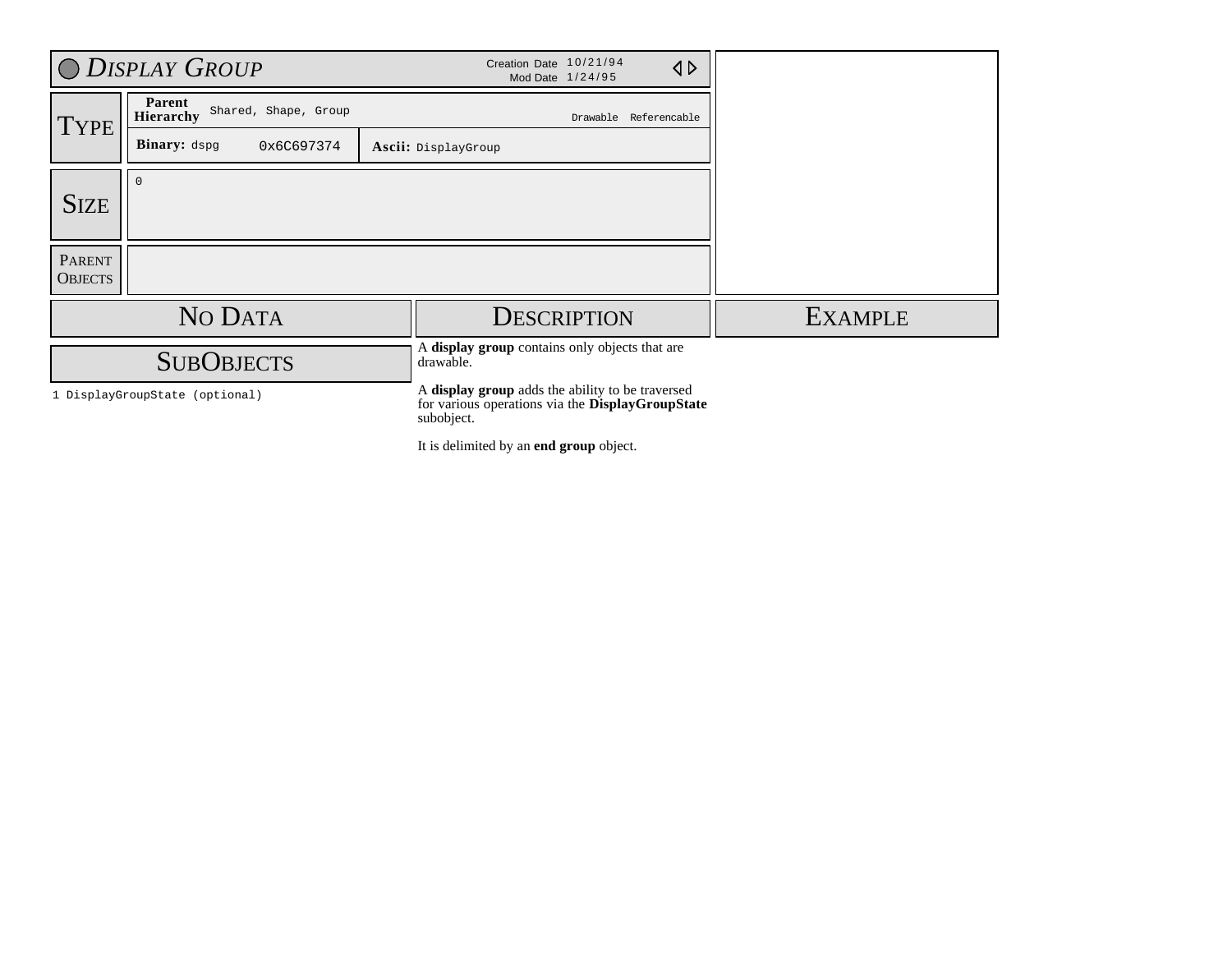# Display Group

Creation Date 10/21/94
Mod Date 1/24/95

## Type

**Parent Hierarchy** Shared, Shape, Group

Drawable Referencable

**Binary:** dspg 0x6C697374

**Ascii:** DisplayGroup

## Size

0

## Parent Objects

## No Data

## SubObjects

1 DisplayGroupState (optional)

## Description

A **display group** contains only objects that are drawable.

A **display group** adds the ability to be traversed for various operations via the **DisplayGroupState** subobject.

It is delimited by an **end group** object.

## Example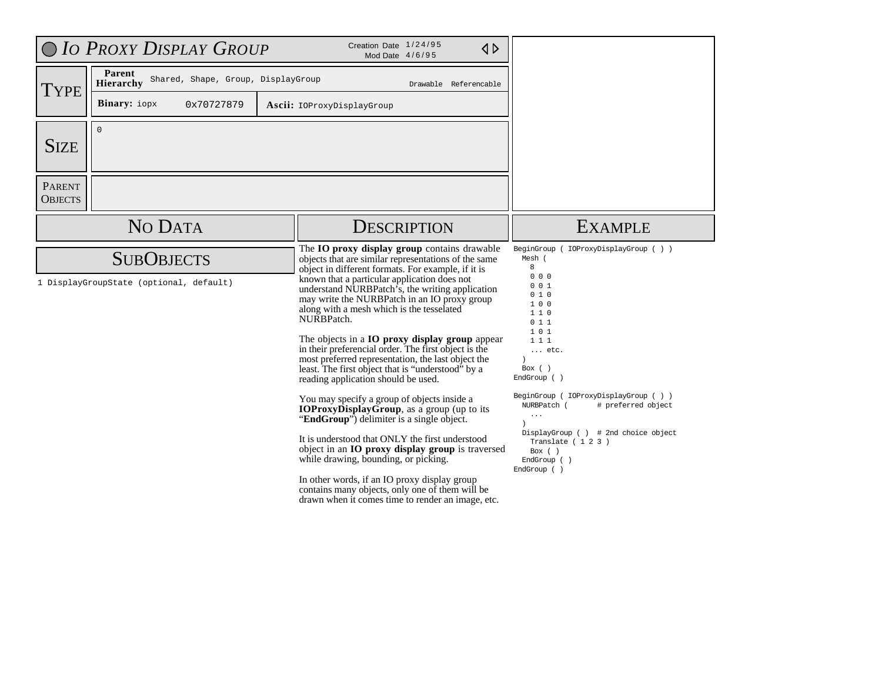# IO Proxy Display Group

Creation Date 1/24/95
Mod Date 4/6/95

## Type

| | | | |
|---|---|---|---|
| **Parent Hierarchy** | Shared, Shape, Group, DisplayGroup | | Drawable Referencable |
| **Binary:** iopx | 0x70727879 | **Ascii:** IOProxyDisplayGroup | |

## Size

0

## Parent Objects

## No Data

## SubObjects

1 DisplayGroupState (optional, default)

## Description

The **IO proxy display group** contains drawable objects that are similar representations of the same object in different formats. For example, if it is known that a particular application does not understand NURBPatch's, the writing application may write the NURBPatch in an IO proxy group along with a mesh which is the tesselated NURBPatch.

The objects in a **IO proxy display group** appear in their preferencial order. The first object is the most preferred representation, the last object the least. The first object that is "understood" by a reading application should be used.

You may specify a group of objects inside a **IOProxyDisplayGroup**, as a group (up to its "**EndGroup**") delimiter is a single object.

It is understood that ONLY the first understood object in an **IO proxy display group** is traversed while drawing, bounding, or picking.

In other words, if an IO proxy display group contains many objects, only one of them will be drawn when it comes time to render an image, etc.

## Example

```
BeginGroup ( IOProxyDisplayGroup ( ) )
  Mesh (
    8
    0 0 0
    0 0 1
    0 1 0
    1 0 0
    1 1 0
    0 1 1
    1 0 1
    1 1 1
    ... etc.
  )
  Box ( )
EndGroup ( )

BeginGroup ( IOProxyDisplayGroup ( ) )
  NURBPatch (       # preferred object
    ...
  )
  DisplayGroup ( )  # 2nd choice object
    Translate ( 1 2 3 )
    Box ( )
  EndGroup ( )
EndGroup ( )
```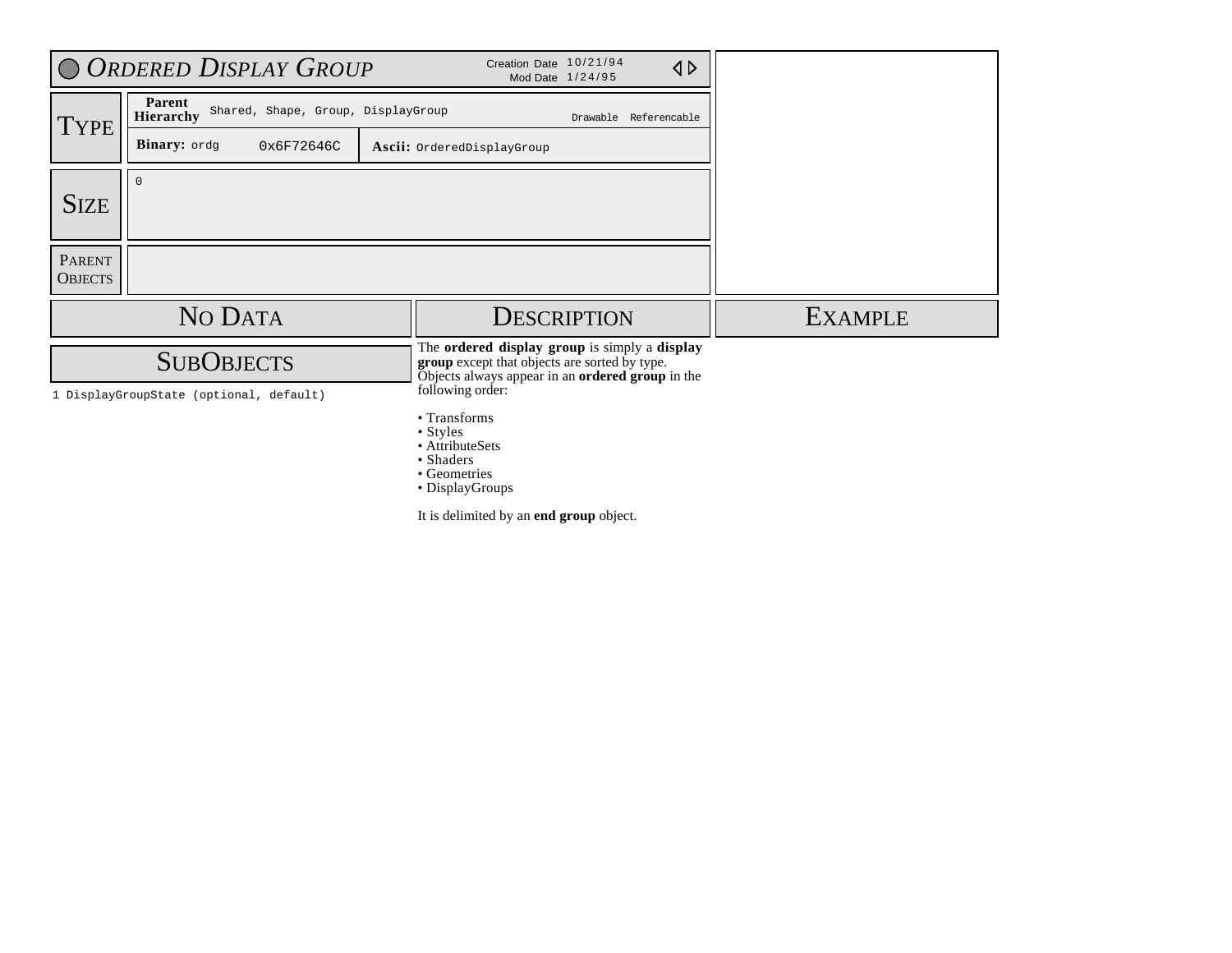# Ordered Display Group

Creation Date 10/21/94
Mod Date 1/24/95

## Type

| | | |
|---|---|---|
| **Parent Hierarchy** | Shared, Shape, Group, DisplayGroup | Drawable Referencable |
| **Binary:** ordg | 0x6F72646C | **Ascii:** OrderedDisplayGroup |

## Size

0

## Parent Objects

## No Data

## SubObjects

1 DisplayGroupState (optional, default)

## Description

The **ordered display group** is simply a **display group** except that objects are sorted by type. Objects always appear in an **ordered group** in the following order:

- Transforms
- Styles
- AttributeSets
- Shaders
- Geometries
- DisplayGroups

It is delimited by an **end group** object.

## Example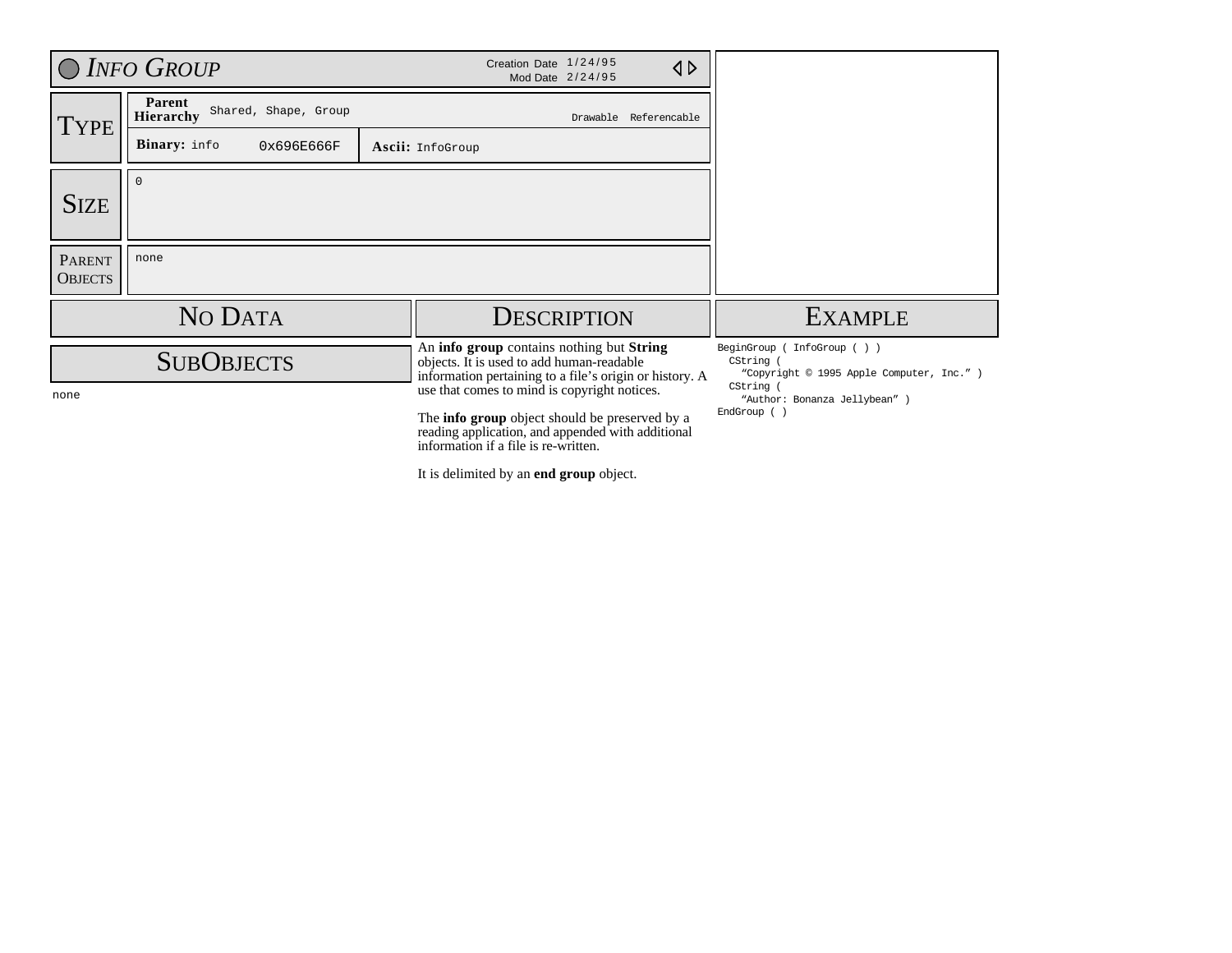# Info Group

Creation Date 1/24/95
Mod Date 2/24/95

## Type

**Parent Hierarchy** Shared, Shape, Group

Drawable Referencable

**Binary:** info 0x696E666F

**Ascii:** InfoGroup

## Size

0

## Parent Objects

none

## No Data

## SubObjects

none

## Description

An **info group** contains nothing but **String** objects. It is used to add human-readable information pertaining to a file's origin or history. A use that comes to mind is copyright notices.

The **info group** object should be preserved by a reading application, and appended with additional information if a file is re-written.

It is delimited by an **end group** object.

## Example

```
BeginGroup ( InfoGroup ( ) )
  CString (
    “Copyright © 1995 Apple Computer, Inc.” )
  CString (
    “Author: Bonanza Jellybean” )
EndGroup ( )
```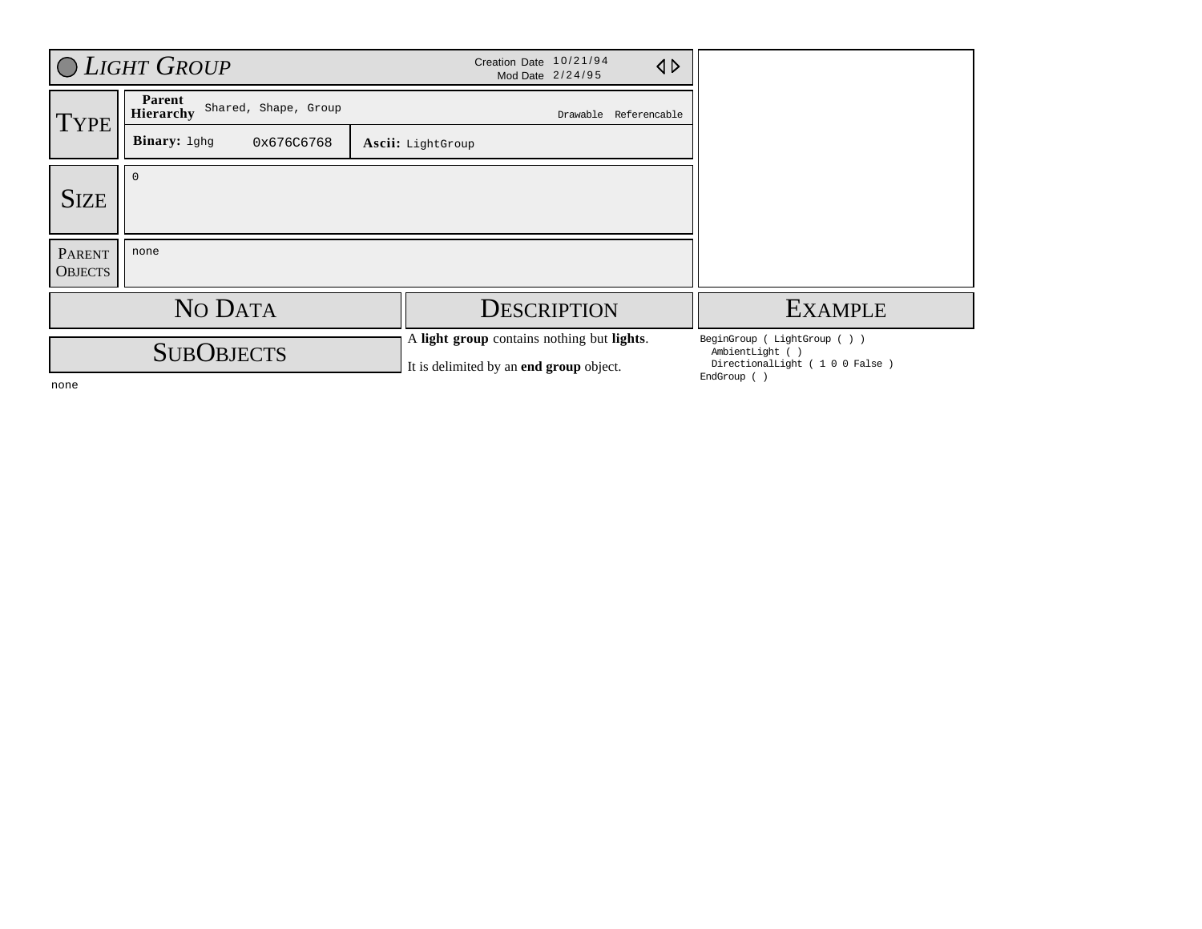# Light Group

Creation Date 10/21/94
Mod Date 2/24/95

## Type

| Parent Hierarchy | Shared, Shape, Group | Drawable Referencable |
|---|---|---|
| **Binary:** lghg | 0x676C6768 | **Ascii:** LightGroup |

## Size

0

## Parent Objects

none

## No Data

## SubObjects

none

## Description

A **light group** contains nothing but **lights**.

It is delimited by an **end group** object.

## Example

```
BeginGroup ( LightGroup ( ) )
  AmbientLight ( )
  DirectionalLight ( 1 0 0 False )
EndGroup ( )
```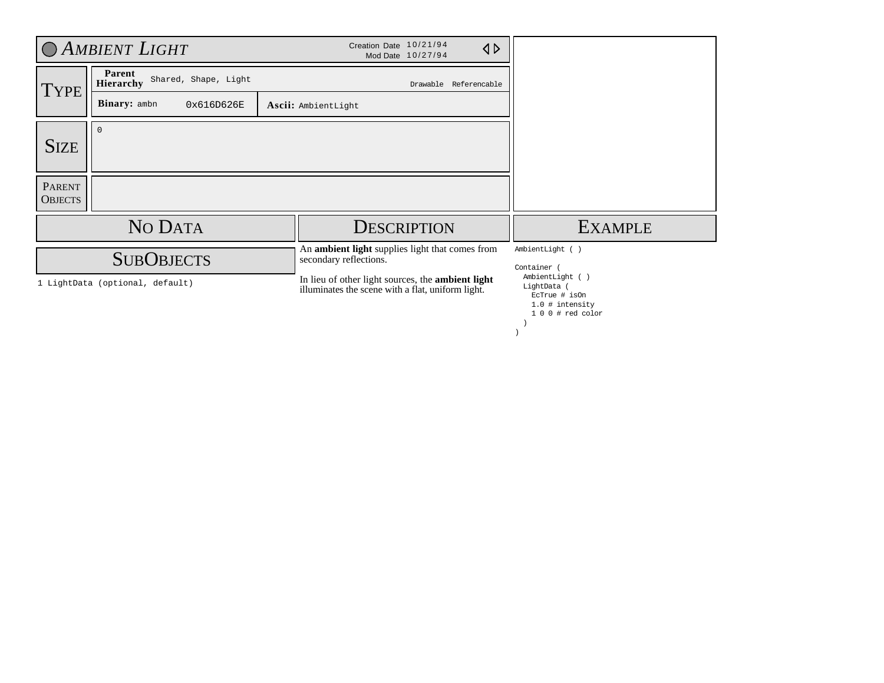# AMBIENT LIGHT

Creation Date 10/21/94
Mod Date 10/27/94

## TYPE

**Parent Hierarchy** Shared, Shape, Light

Drawable Referencable

**Binary:** ambn 0x616D626E

**Ascii:** AmbientLight

## SIZE

0

## PARENT OBJECTS

## NO DATA

## SUBOBJECTS

1 LightData (optional, default)

## DESCRIPTION

An **ambient light** supplies light that comes from secondary reflections.

In lieu of other light sources, the **ambient light** illuminates the scene with a flat, uniform light.

## EXAMPLE

```
AmbientLight ( )

Container (
  AmbientLight ( )
  LightData (
    EcTrue # isOn
    1.0 # intensity
    1 0 0 # red color
  )
)
```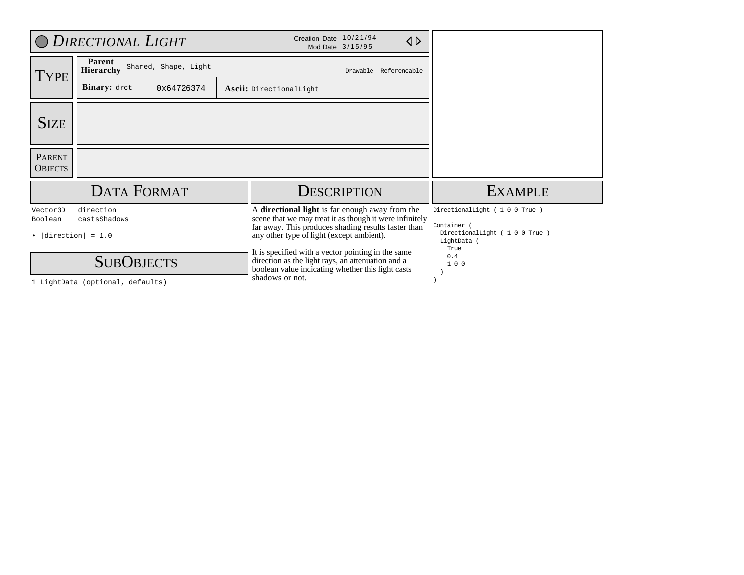# Directional Light

Creation Date 10/21/94
Mod Date 3/15/95

## Type

| | | |
|---|---|---|
| **Parent Hierarchy** | Shared, Shape, Light | Drawable Referencable |
| **Binary:** drct | 0x64726374 | **Ascii:** DirectionalLight |

## Size

## Parent Objects

## Data Format

```
Vector3D   direction
Boolean    castsShadows
```

- |direction| = 1.0

## SubObjects

1 LightData (optional, defaults)

## Description

A **directional light** is far enough away from the scene that we may treat it as though it were infinitely far away. This produces shading results faster than any other type of light (except ambient).

It is specified with a vector pointing in the same direction as the light rays, an attenuation and a boolean value indicating whether this light casts shadows or not.

## Example

```
DirectionalLight ( 1 0 0 True )

Container (
  DirectionalLight ( 1 0 0 True )
  LightData (
    True
    0.4
    1 0 0
  )
)
```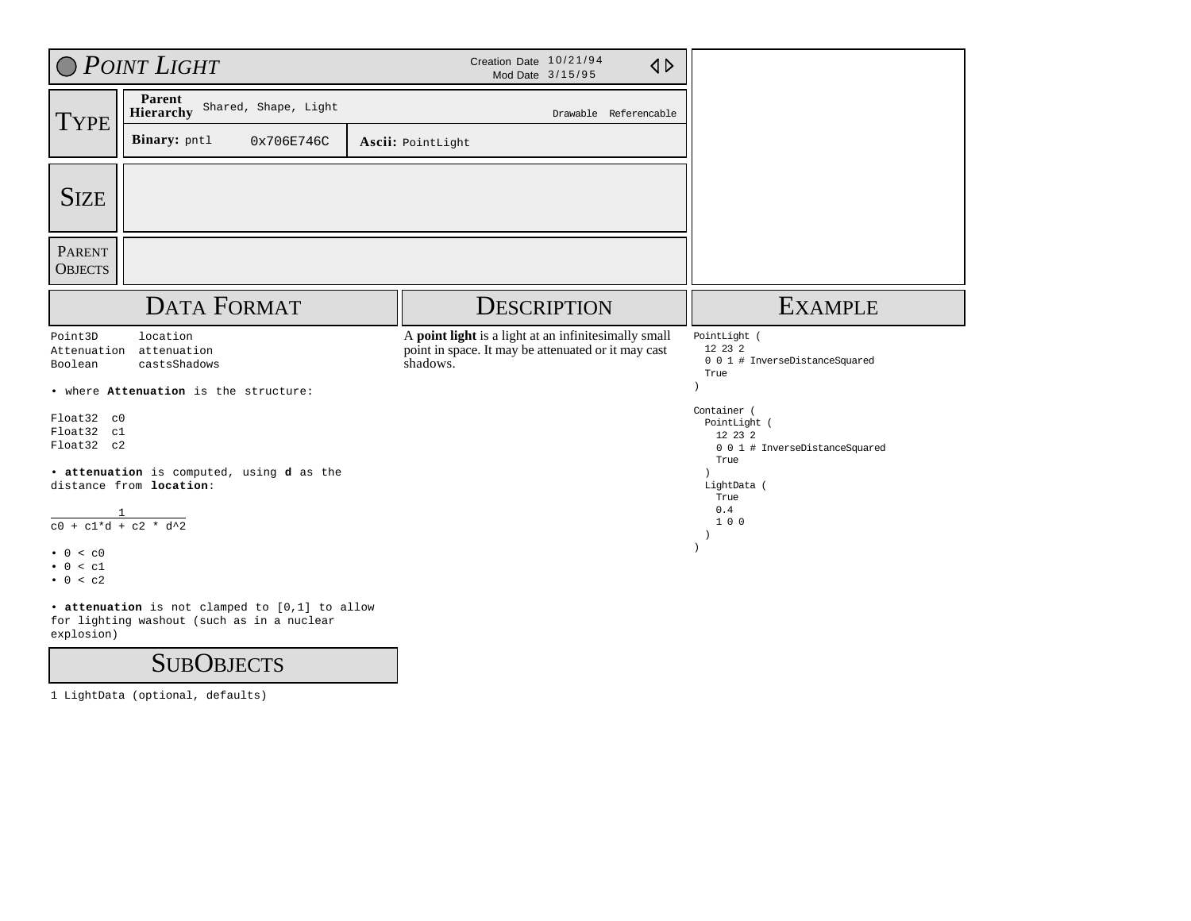# Point Light

Creation Date 10/21/94
Mod Date 3/15/95

## Type

**Parent Hierarchy** Shared, Shape, Light

Drawable Referencable

**Binary:** pntl 0x706E746C

**Ascii:** PointLight

## Size

## Parent Objects

## Data Format

```
Point3D      location
Attenuation  attenuation
Boolean      castsShadows
```

• where **Attenuation** is the structure:

```
Float32  c0
Float32  c1
Float32  c2
```

• **attenuation** is computed, using **d** as the distance from **location**:

$$\frac{1}{c0 + c1*d + c2 * d^2}$$

• $0 < c0$
• $0 < c1$
• $0 < c2$

• **attenuation** is not clamped to [0,1] to allow for lighting washout (such as in a nuclear explosion)

## SubObjects

1 LightData (optional, defaults)

## Description

A **point light** is a light at an infinitesimally small point in space. It may be attenuated or it may cast shadows.

## Example

```
PointLight (
  12 23 2
  0 0 1 # InverseDistanceSquared
  True
)

Container (
  PointLight (
    12 23 2
    0 0 1 # InverseDistanceSquared
    True
  )
  LightData (
    True
    0.4
    1 0 0
  )
)
```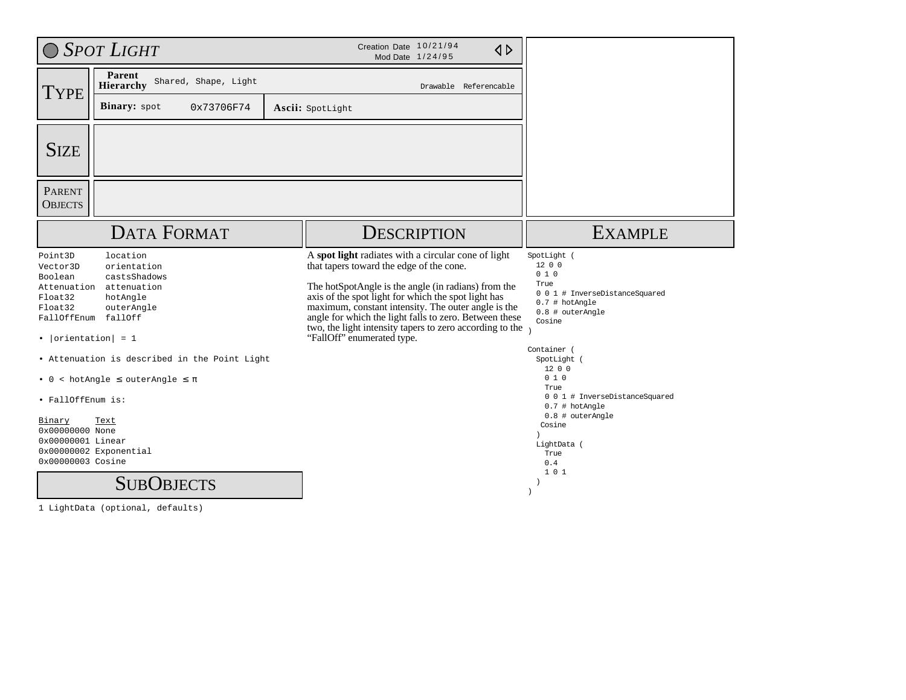# Spot Light

Creation Date 10/21/94
Mod Date 1/24/95

## Type

**Parent Hierarchy** Shared, Shape, Light — Drawable Referencable

**Binary:** spot 0x73706F74 — **Ascii:** SpotLight

## Size

## Parent Objects

## Data Format

```
Point3D      location
Vector3D     orientation
Boolean      castsShadows
Attenuation  attenuation
Float32      hotAngle
Float32      outerAngle
FallOffEnum  fallOff
```

- |orientation| = 1
- Attenuation is described in the Point Light
- $0 < \text{hotAngle} \leq \text{outerAngle} \leq \pi$
- FallOffEnum is:

| Binary | Text |
|---|---|
| 0x00000000 | None |
| 0x00000001 | Linear |
| 0x00000002 | Exponential |
| 0x00000003 | Cosine |

## SubObjects

1 LightData (optional, defaults)

## Description

A **spot light** radiates with a circular cone of light that tapers toward the edge of the cone.

The hotSpotAngle is the angle (in radians) from the axis of the spot light for which the spot light has maximum, constant intensity. The outer angle is the angle for which the light falls to zero. Between these two, the light intensity tapers to zero according to the "FallOff" enumerated type.

## Example

```
SpotLight (
  12 0 0
  0 1 0
  True
  0 0 1 # InverseDistanceSquared
  0.7 # hotAngle
  0.8 # outerAngle
  Cosine
)

Container (
  SpotLight (
    12 0 0
    0 1 0
    True
    0 0 1 # InverseDistanceSquared
    0.7 # hotAngle
    0.8 # outerAngle
   Cosine
  )
  LightData (
    True
    0.4
    1 0 1
  )
)
```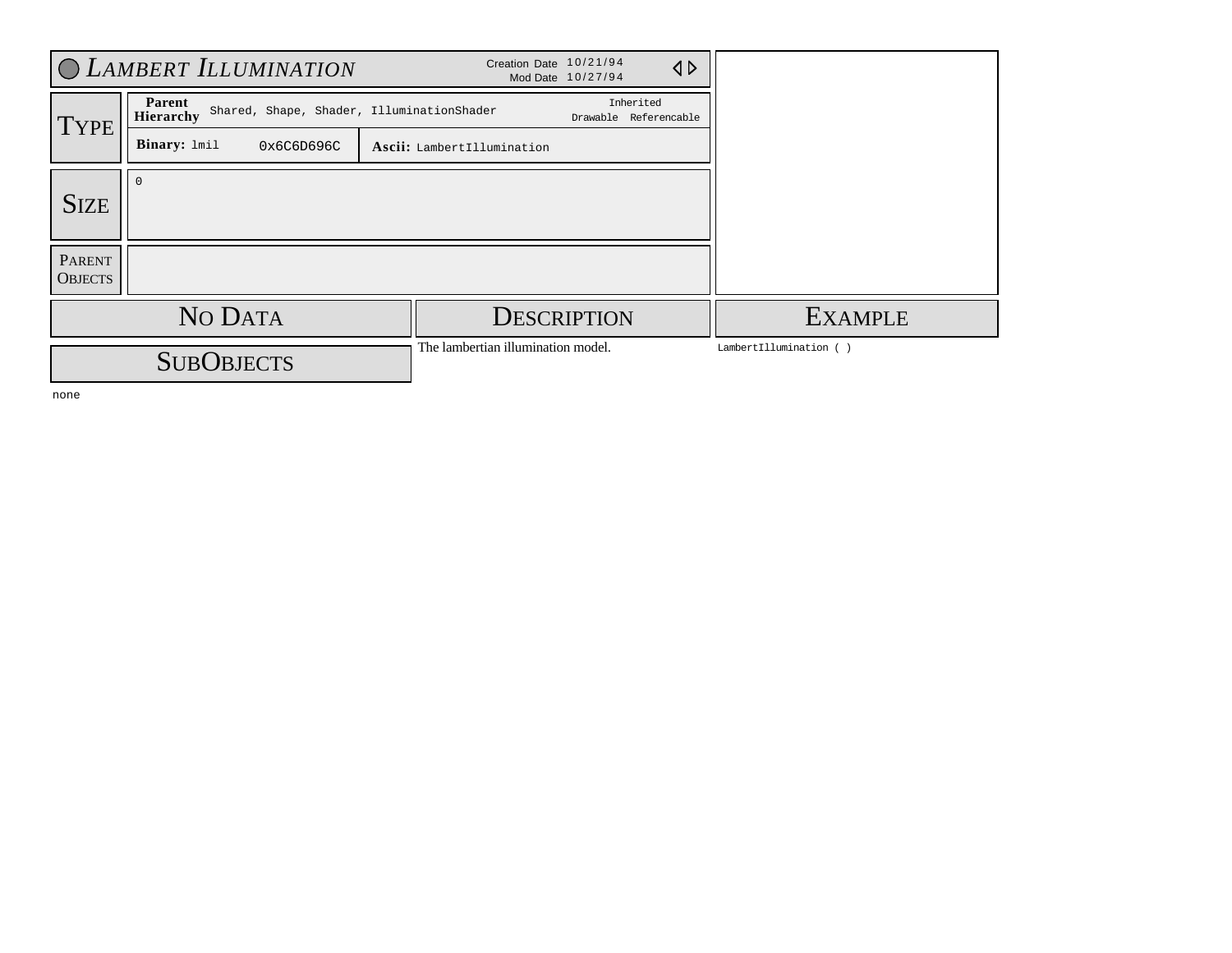# Lambert Illumination

Creation Date 10/21/94
Mod Date 10/27/94

## Type

| Parent Hierarchy | Shared, Shape, Shader, IlluminationShader | Inherited: Drawable Referencable |
|---|---|---|
| **Binary:** lmil 0x6C6D696C | **Ascii:** LambertIllumination | |

## Size

0

## Parent Objects

## No Data

## SubObjects

none

## Description

The lambertian illumination model.

## Example

```
LambertIllumination ( )
```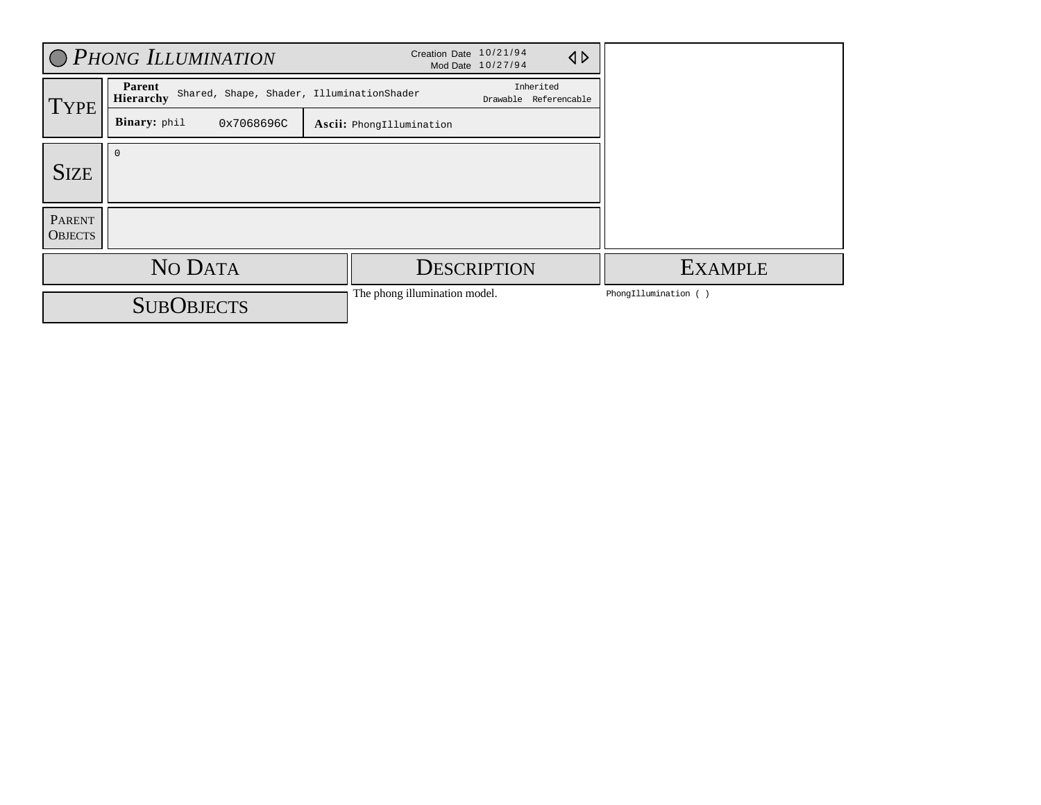# Phong Illumination

Creation Date 10/21/94
Mod Date 10/27/94

## Type

| | | |
|---|---|---|
| **Parent Hierarchy** | Shared, Shape, Shader, IlluminationShader | Inherited: Drawable Referencable |
| **Binary:** phil | 0x7068696C | **Ascii:** PhongIllumination |

## Size

0

## Parent Objects

## No Data

## SubObjects

## Description

The phong illumination model.

## Example

```
PhongIllumination ( )
```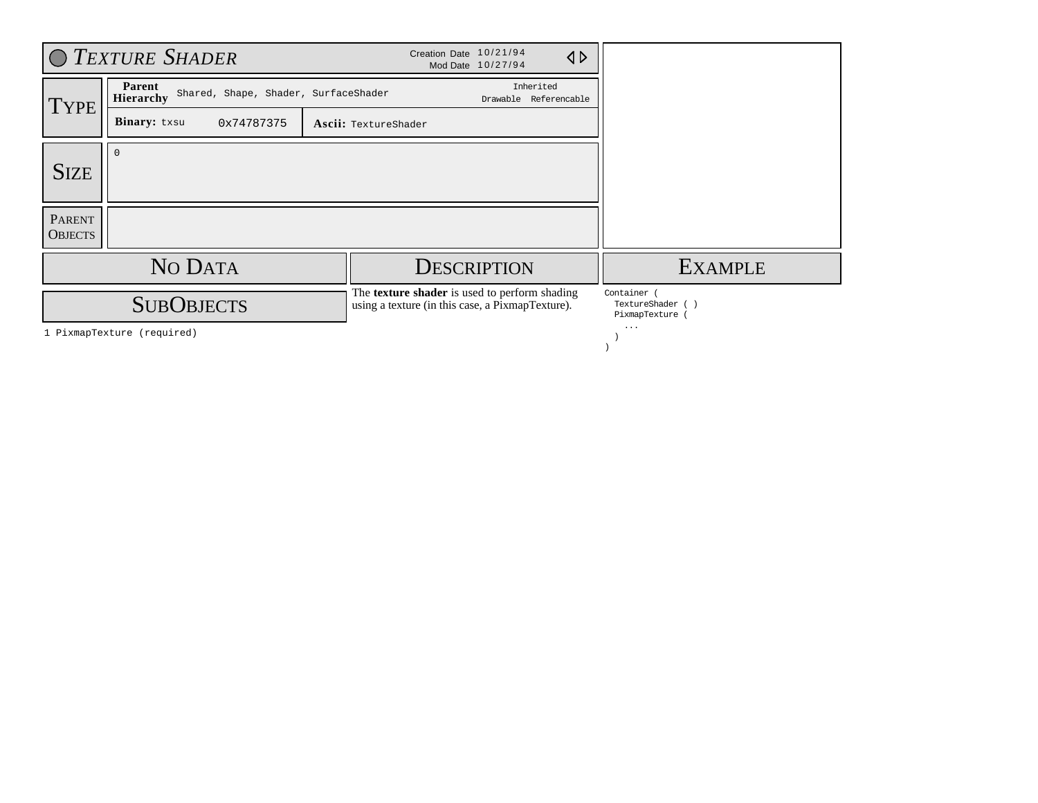# Texture Shader

Creation Date 10/21/94
Mod Date 10/27/94

## Type

| | | |
|---|---|---|
| **Parent Hierarchy** | Shared, Shape, Shader, SurfaceShader | Inherited: Drawable Referencable |
| **Binary:** txsu | 0x74787375 | **Ascii:** TextureShader |

## Size

0

## Parent Objects

## No Data

## SubObjects

1 PixmapTexture (required)

## Description

The **texture shader** is used to perform shading using a texture (in this case, a PixmapTexture).

## Example

```
Container (
  TextureShader ( )
  PixmapTexture (
    ...
  )
)
```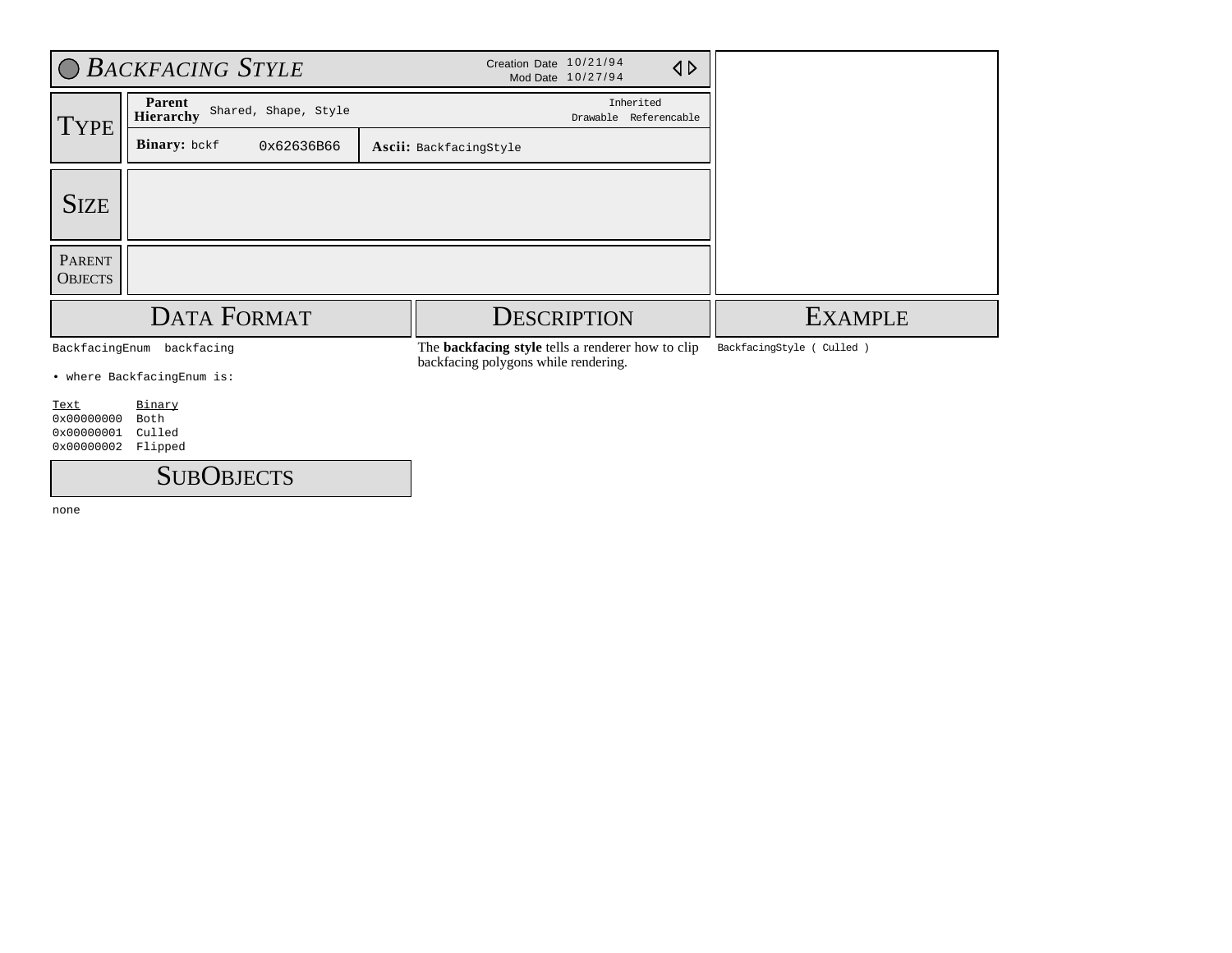# Backfacing Style

Creation Date 10/21/94
Mod Date 10/27/94

## Type

| Parent Hierarchy | Shared, Shape, Style | Inherited: Drawable Referencable |
|---|---|---|
| **Binary:** bckf | 0x62636B66 | **Ascii:** BackfacingStyle |

## Size

## Parent Objects

## Data Format

```
BackfacingEnum  backfacing
```

• where BackfacingEnum is:

| Text | Binary |
|---|---|
| 0x00000000 | Both |
| 0x00000001 | Culled |
| 0x00000002 | Flipped |

## SubObjects

none

## Description

The **backfacing style** tells a renderer how to clip backfacing polygons while rendering.

## Example

```
BackfacingStyle ( Culled )
```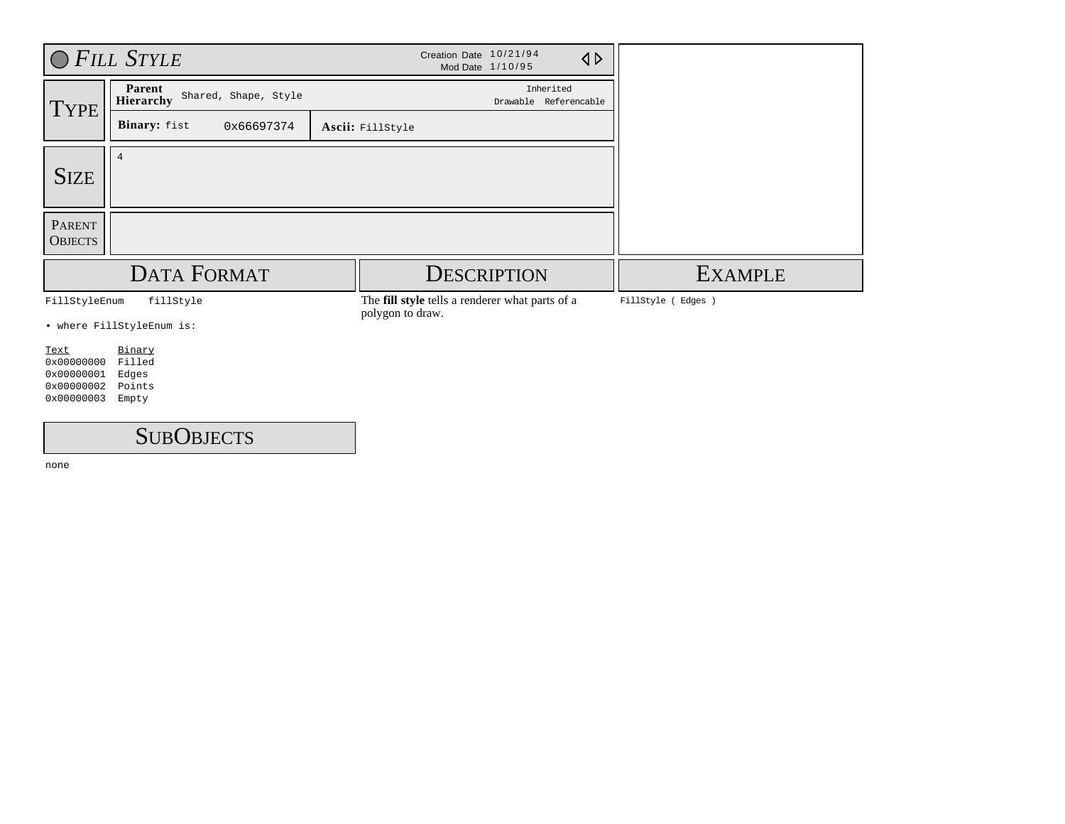# Fill Style

Creation Date 10/21/94
Mod Date 1/10/95

## Type

**Parent Hierarchy** Shared, Shape, Style

Inherited: Drawable Referencable

**Binary:** fist 0x66697374

**Ascii:** FillStyle

## Size

4

## Parent Objects

## Data Format

```
FillStyleEnum    fillStyle
```

• where FillStyleEnum is:

| Text | Binary |
|---|---|
| 0x00000000 | Filled |
| 0x00000001 | Edges |
| 0x00000002 | Points |
| 0x00000003 | Empty |

## Description

The **fill style** tells a renderer what parts of a polygon to draw.

## Example

```
FillStyle ( Edges )
```

## SubObjects

none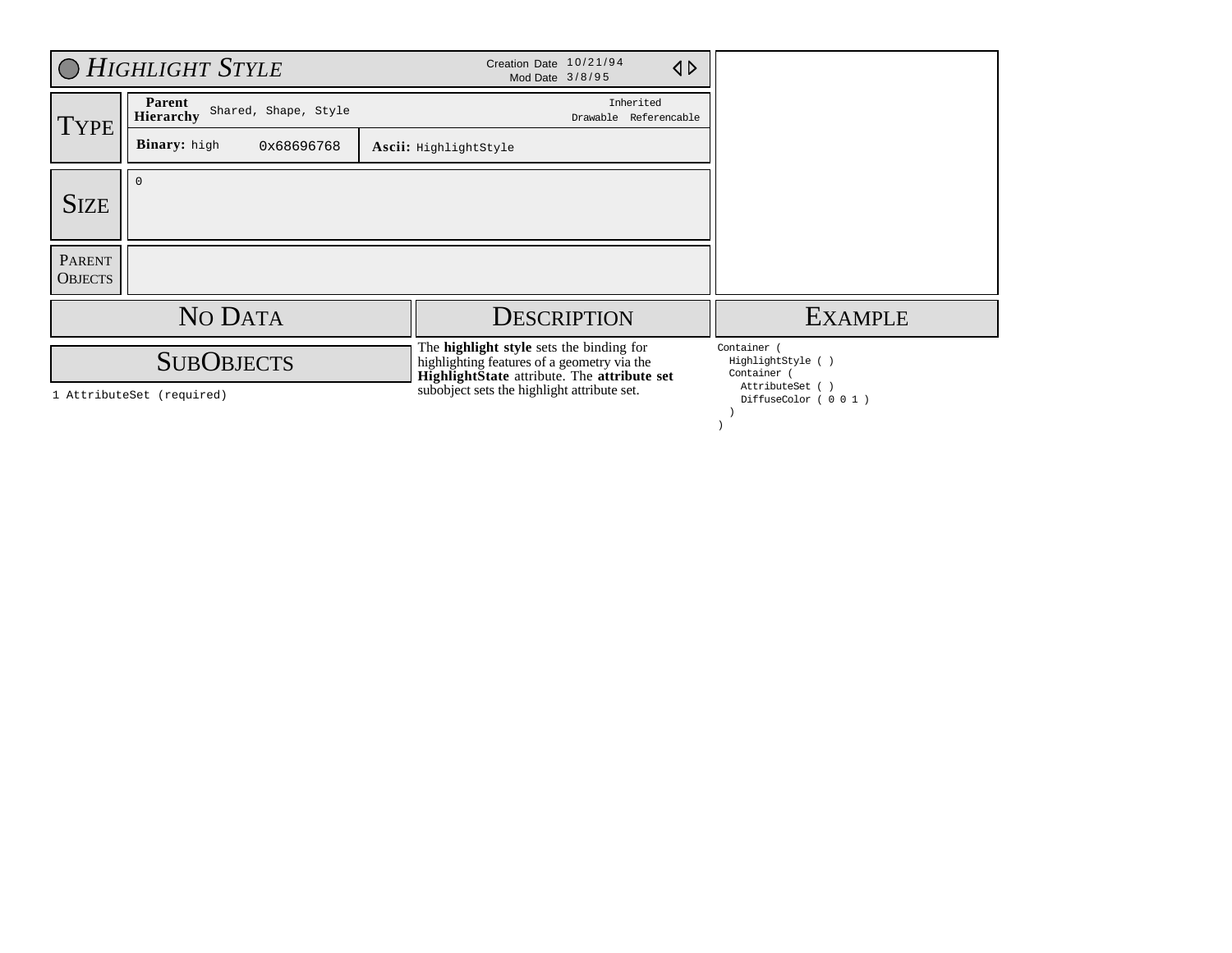# *Highlight Style*

Creation Date 10/21/94
Mod Date 3/8/95

## Type

| **Parent Hierarchy** | Shared, Shape, Style | Inherited: Drawable Referencable |
|---|---|---|
| **Binary:** high | 0x68696768 | **Ascii:** HighlightStyle |

## Size

0

## Parent Objects

## No Data

## SubObjects

1 AttributeSet (required)

## Description

The **highlight style** sets the binding for highlighting features of a geometry via the **HighlightState** attribute. The **attribute set** subobject sets the highlight attribute set.

## Example

```
Container (
  HighlightStyle ( )
  Container (
    AttributeSet ( )
    DiffuseColor ( 0 0 1 )
  )
)
```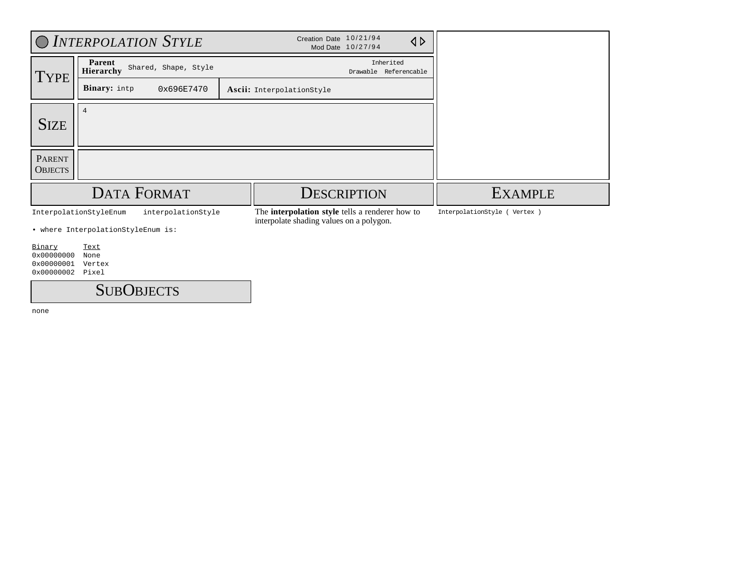# *Interpolation Style*

Creation Date 10/21/94
Mod Date 10/27/94

## Type

**Parent Hierarchy** Shared, Shape, Style

Inherited
Drawable Referencable

**Binary:** intp 0x696E7470

**Ascii:** InterpolationStyle

## Size

4

## Parent Objects

## Data Format

```
InterpolationStyleEnum    interpolationStyle
```

• where InterpolationStyleEnum is:

| Binary | Text |
|---|---|
| 0x00000000 | None |
| 0x00000001 | Vertex |
| 0x00000002 | Pixel |

## SubObjects

none

## Description

The **interpolation style** tells a renderer how to interpolate shading values on a polygon.

## Example

```
InterpolationStyle ( Vertex )
```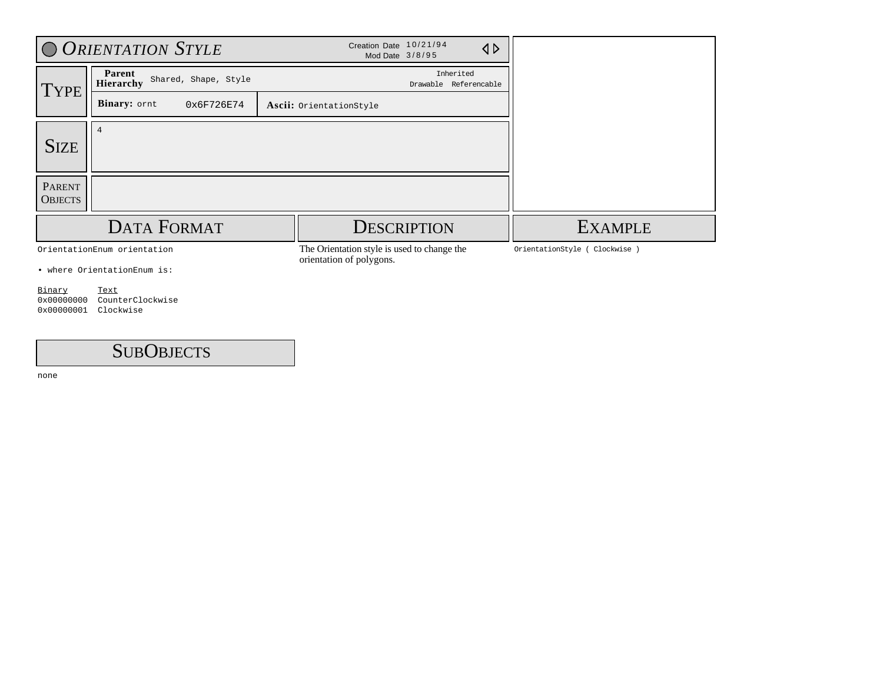# Orientation Style

Creation Date 10/21/94
Mod Date 3/8/95

## Type

| | | | |
|---|---|---|---|
| **Parent Hierarchy** | Shared, Shape, Style | | Inherited<br>Drawable Referencable |
| **Binary:** ornt | 0x6F726E74 | **Ascii:** OrientationStyle | |

## Size

4

## Parent Objects

## Data Format

```
OrientationEnum orientation
```

• where OrientationEnum is:

| Binary | Text |
|---|---|
| 0x00000000 | CounterClockwise |
| 0x00000001 | Clockwise |

## Description

The Orientation style is used to change the orientation of polygons.

## Example

```
OrientationStyle ( Clockwise )
```

## SubObjects

none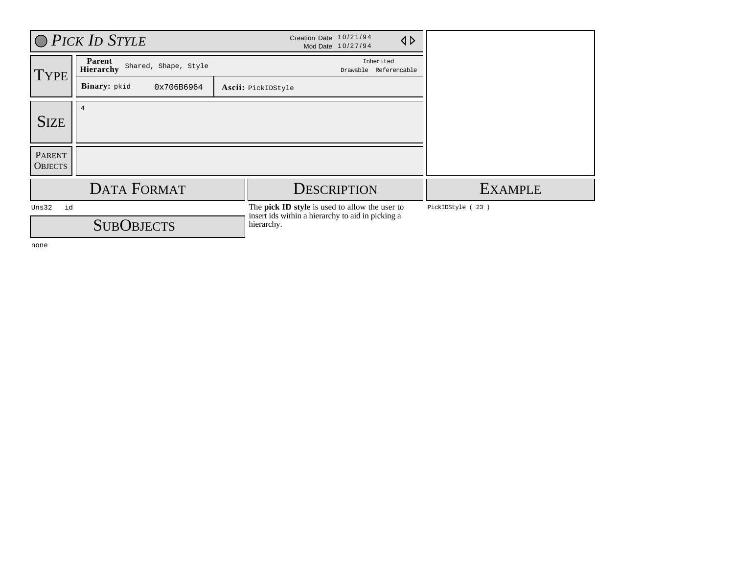# Pick ID Style

Creation Date 10/21/94
Mod Date 10/27/94

## Type

| Parent Hierarchy | Shared, Shape, Style | Inherited: Drawable Referencable |
|---|---|---|
| **Binary:** pkid | 0x706B6964 | **Ascii:** PickIDStyle |

## Size

4

## Parent Objects

## Data Format

```
Uns32   id
```

## SubObjects

none

## Description

The **pick ID style** is used to allow the user to insert ids within a hierarchy to aid in picking a hierarchy.

## Example

```
PickIDStyle ( 23 )
```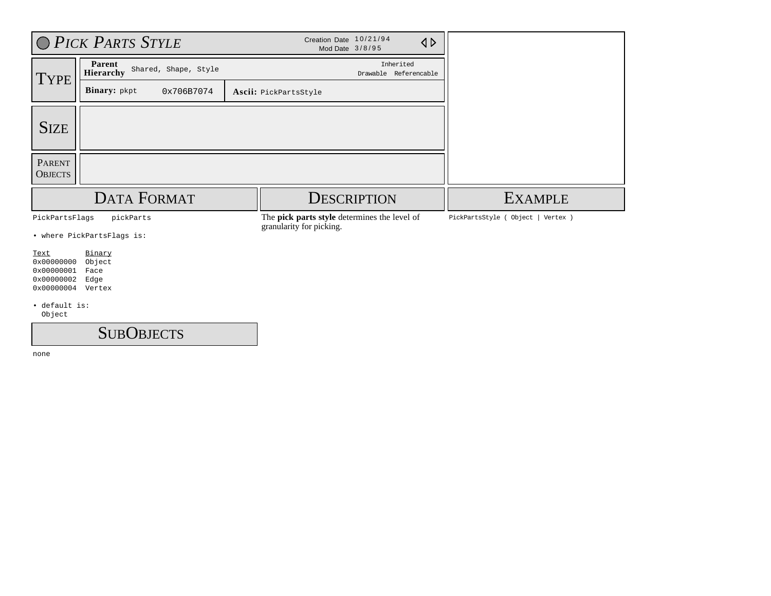# *Pick Parts Style*

Creation Date 10/21/94
Mod Date 3/8/95

## Type

| **Parent Hierarchy** | Shared, Shape, Style | Inherited<br>Drawable Referencable |
|---|---|---|
| **Binary:** pkpt | 0x706B7074 | **Ascii:** PickPartsStyle |

## Size

## Parent Objects

## Data Format

```
PickPartsFlags    pickParts
```

• where PickPartsFlags is:

| Text | Binary |
|---|---|
| 0x00000000 | Object |
| 0x00000001 | Face |
| 0x00000002 | Edge |
| 0x00000004 | Vertex |

• default is:
  Object

## SubObjects

none

## Description

The **pick parts style** determines the level of granularity for picking.

## Example

```
PickPartsStyle ( Object | Vertex )
```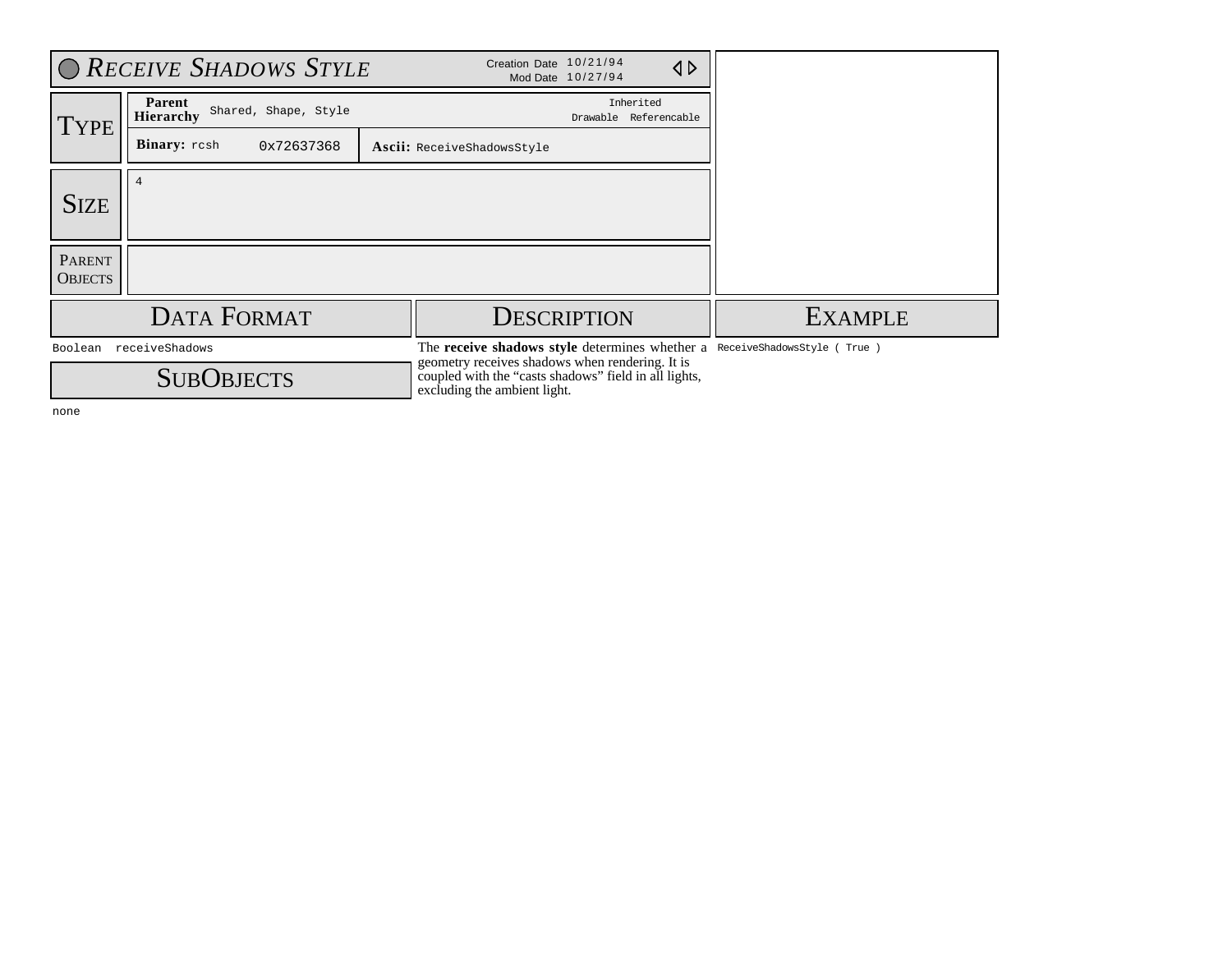# Receive Shadows Style

Creation Date 10/21/94
Mod Date 10/27/94

## Type

| | | |
|---|---|---|
| **Parent Hierarchy** | Shared, Shape, Style | Inherited: Drawable Referencable |
| **Binary:** rcsh | 0x72637368 | **Ascii:** ReceiveShadowsStyle |

## Size

4

## Parent Objects

## Data Format

```
Boolean  receiveShadows
```

## SubObjects

none

## Description

The **receive shadows style** determines whether a geometry receives shadows when rendering. It is coupled with the "casts shadows" field in all lights, excluding the ambient light.

## Example

```
ReceiveShadowsStyle ( True )
```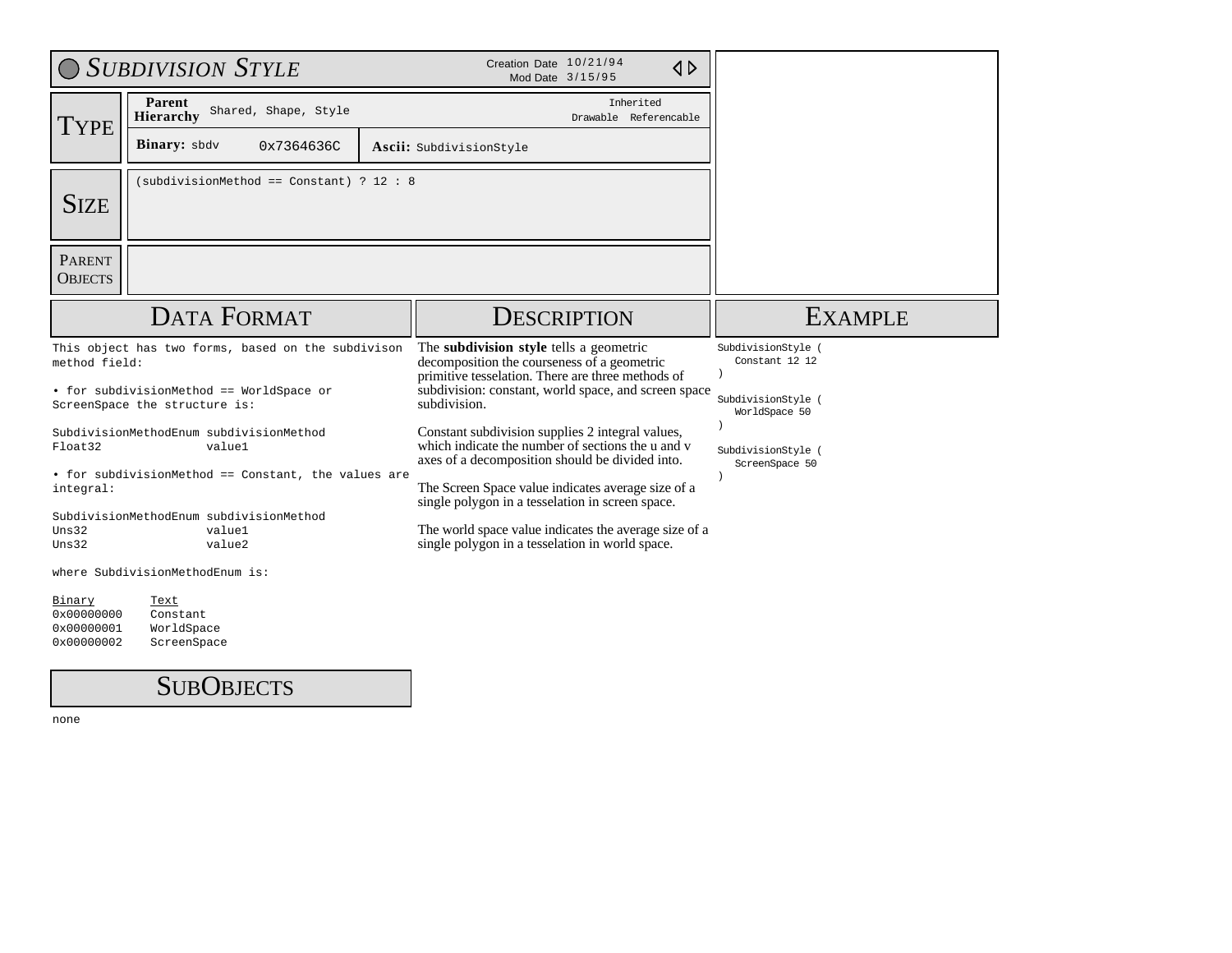# Subdivision Style

Creation Date 10/21/94
Mod Date 3/15/95

## Type

| | | | |
|---|---|---|---|
| **Parent Hierarchy** | Shared, Shape, Style | | Inherited: Drawable Referencable |
| **Binary:** sbdv | 0x7364636C | **Ascii:** SubdivisionStyle | |

## Size

(subdivisionMethod == Constant) ? 12 : 8

## Parent Objects

## Data Format

This object has two forms, based on the subdivison method field:

• for subdivisionMethod == WorldSpace or ScreenSpace the structure is:

```
SubdivisionMethodEnum subdivisionMethod
Float32               value1
```

• for subdivisionMethod == Constant, the values are integral:

```
SubdivisionMethodEnum subdivisionMethod
Uns32                 value1
Uns32                 value2
```

where SubdivisionMethodEnum is:

| Binary | Text |
|---|---|
| 0x00000000 | Constant |
| 0x00000001 | WorldSpace |
| 0x00000002 | ScreenSpace |

## SubObjects

none

## Description

The **subdivision style** tells a geometric decomposition the courseness of a geometric primitive tesselation. There are three methods of subdivision: constant, world space, and screen space subdivision.

Constant subdivision supplies 2 integral values, which indicate the number of sections the u and v axes of a decomposition should be divided into.

The Screen Space value indicates average size of a single polygon in a tesselation in screen space.

The world space value indicates the average size of a single polygon in a tesselation in world space.

## Example

```
SubdivisionStyle (
   Constant 12 12
)

SubdivisionStyle (
   WorldSpace 50
)

SubdivisionStyle (
   ScreenSpace 50
)
```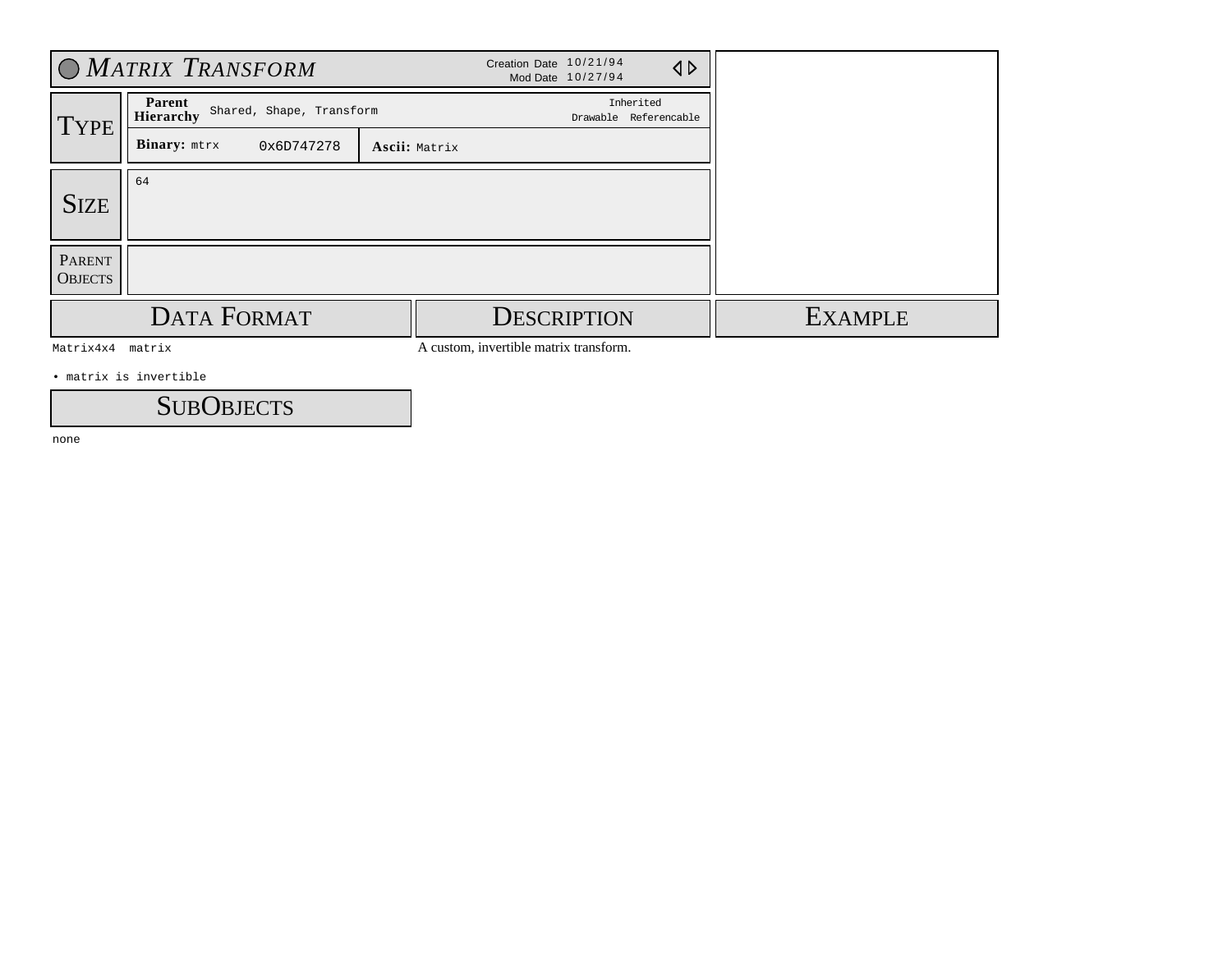# Matrix Transform

Creation Date 10/21/94
Mod Date 10/27/94

## Type

| Parent Hierarchy | Shared, Shape, Transform | Inherited: Drawable Referencable |
|---|---|---|
| **Binary:** mtrx | 0x6D747278 | **Ascii:** Matrix |

## Size

64

## Parent Objects

## Data Format

```
Matrix4x4  matrix
```

- matrix is invertible

## Description

A custom, invertible matrix transform.

## Example

## SubObjects

none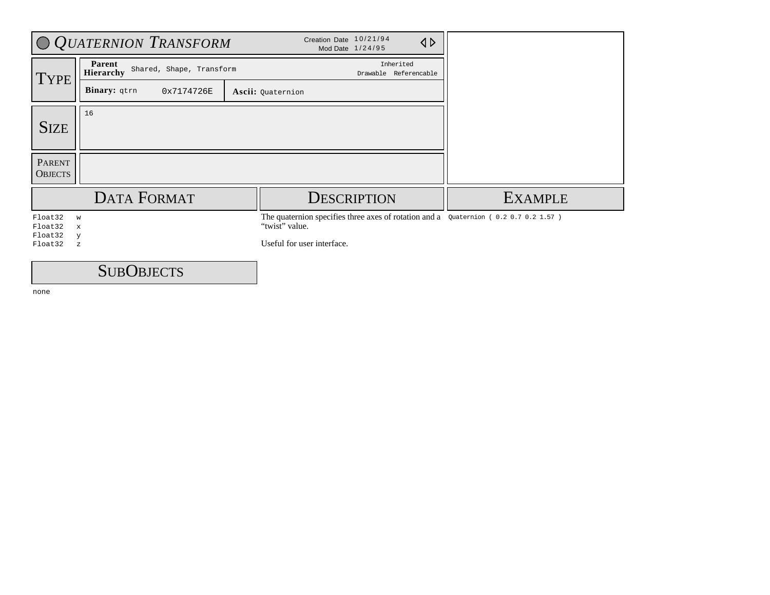# Quaternion Transform

Creation Date 10/21/94
Mod Date 1/24/95

## Type

| | | | |
|---|---|---|---|
| **Parent Hierarchy** | Shared, Shape, Transform | | Inherited: Drawable Referencable |
| **Binary:** qtrn | 0x7174726E | **Ascii:** Quaternion | |

## Size

16

## Parent Objects

## Data Format

```
Float32   w
Float32   x
Float32   y
Float32   z
```

## Description

The quaternion specifies three axes of rotation and a "twist" value.

Useful for user interface.

## Example

```
Quaternion ( 0.2 0.7 0.2 1.57 )
```

## SubObjects

none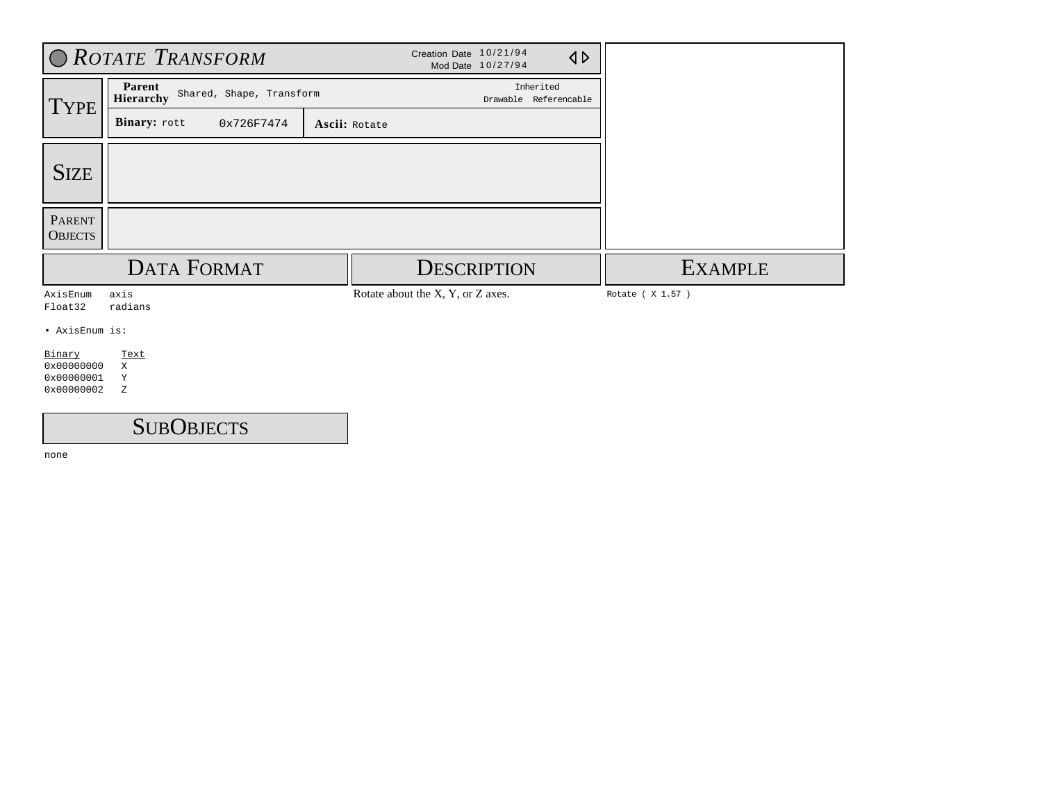# Rotate Transform

Creation Date 10/21/94
Mod Date 10/27/94

## Type

| Parent Hierarchy | Shared, Shape, Transform | Inherited: Drawable Referencable |
|---|---|---|
| **Binary:** rott | 0x726F7474 | **Ascii:** Rotate |

## Size

## Parent Objects

## Data Format

```
AxisEnum   axis
Float32    radians
```

• AxisEnum is:

| Binary | Text |
|---|---|
| 0x00000000 | X |
| 0x00000001 | Y |
| 0x00000002 | Z |

## Description

Rotate about the X, Y, or Z axes.

## Example

```
Rotate ( X 1.57 )
```

## SubObjects

none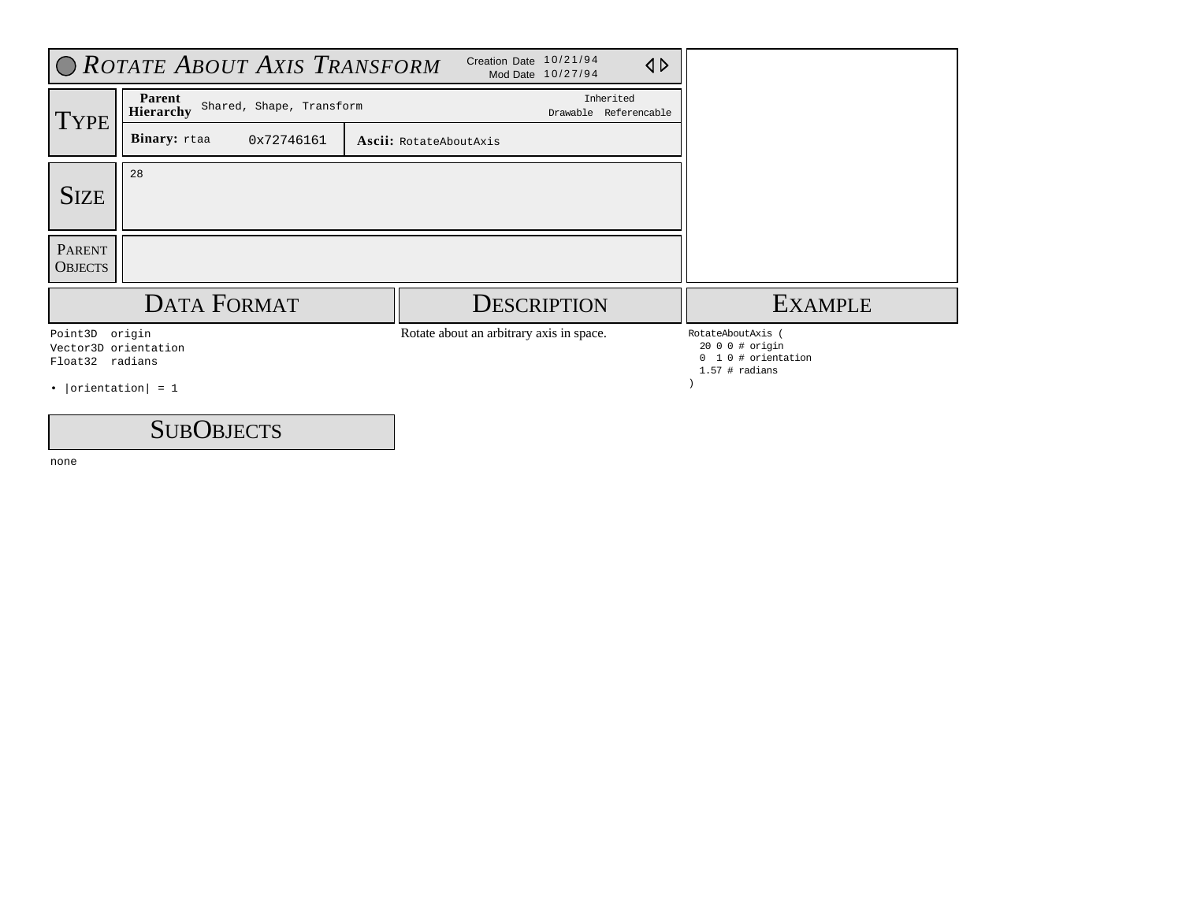# Rotate About Axis Transform

Creation Date 10/21/94
Mod Date 10/27/94

## Type

| Parent Hierarchy | Shared, Shape, Transform | Inherited: Drawable Referencable |
|---|---|---|
| **Binary:** rtaa | 0x72746161 | **Ascii:** RotateAboutAxis |

## Size

28

## Parent Objects

## Data Format

```
Point3D  origin
Vector3D orientation
Float32  radians
```

• |orientation| = 1

## SubObjects

none

## Description

Rotate about an arbitrary axis in space.

## Example

```
RotateAboutAxis (
  20 0 0 # origin
  0  1 0 # orientation
  1.57 # radians
)
```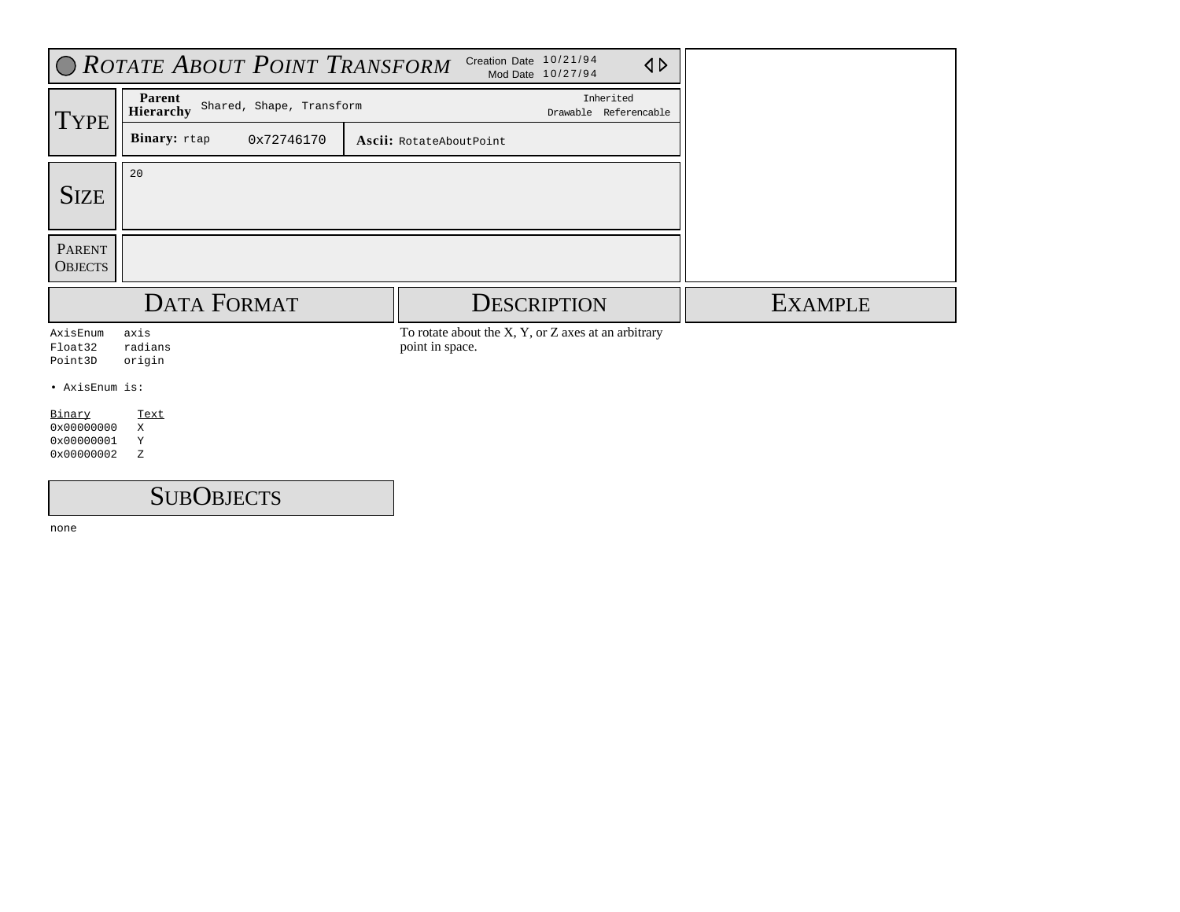# Rotate About Point Transform

Creation Date 10/21/94
Mod Date 10/27/94

## Type

| | | | |
|---|---|---|---|
| **Parent Hierarchy** | Shared, Shape, Transform | | Inherited: Drawable Referencable |
| **Binary:** rtap | 0x72746170 | **Ascii:** RotateAboutPoint | |

## Size

20

## Parent Objects

## Data Format

```
AxisEnum   axis
Float32    radians
Point3D    origin
```

• AxisEnum is:

| Binary | Text |
|---|---|
| 0x00000000 | X |
| 0x00000001 | Y |
| 0x00000002 | Z |

## SubObjects

none

## Description

To rotate about the X, Y, or Z axes at an arbitrary point in space.

## Example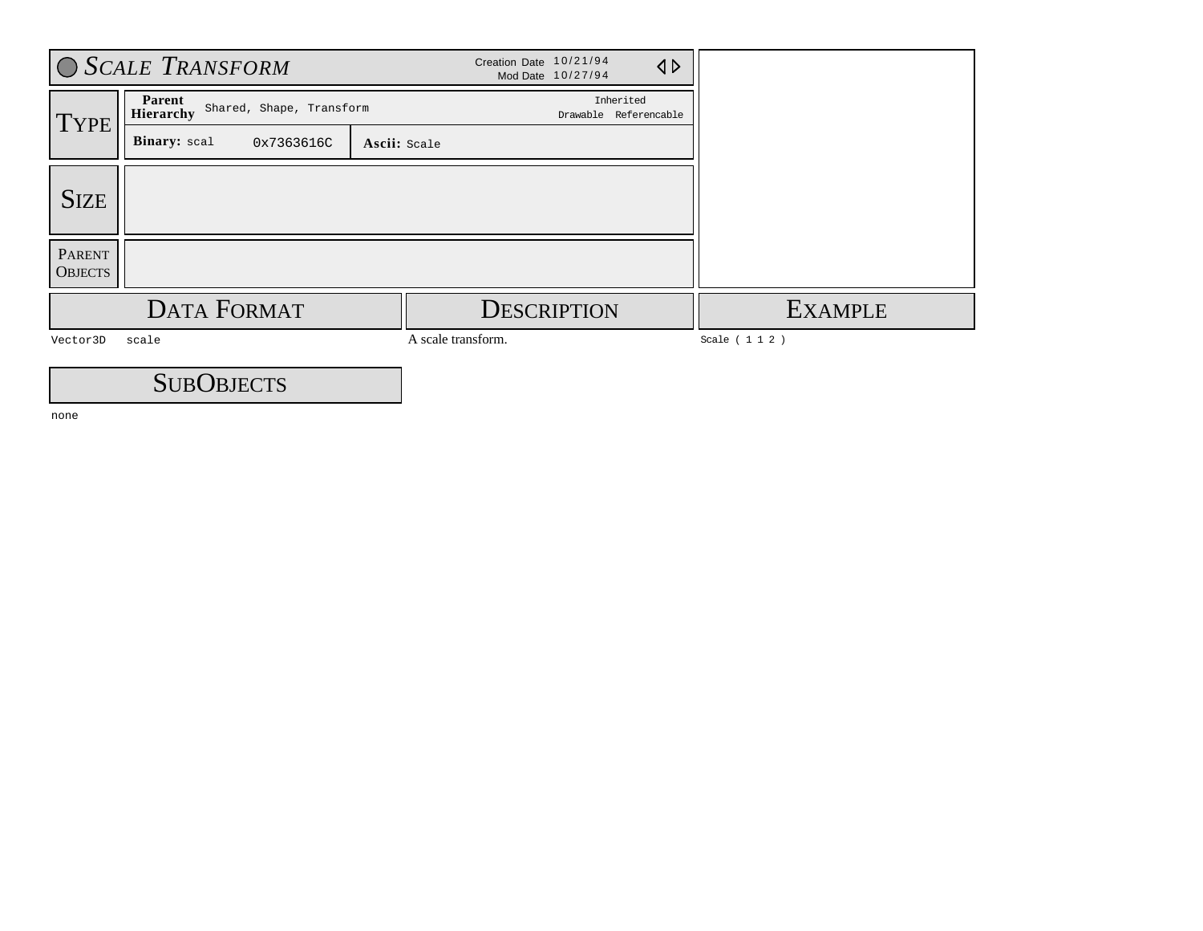# Scale Transform

Creation Date 10/21/94
Mod Date 10/27/94

## Type

| | | | |
|---|---|---|---|
| **Parent Hierarchy** | Shared, Shape, Transform | | Inherited: Drawable Referencable |
| **Binary:** scal | 0x7363616C | **Ascii:** Scale | |

## Size

## Parent Objects

## Data Format

```
Vector3D    scale
```

## Description

A scale transform.

## Example

```
Scale ( 1 1 2 )
```

## SubObjects

none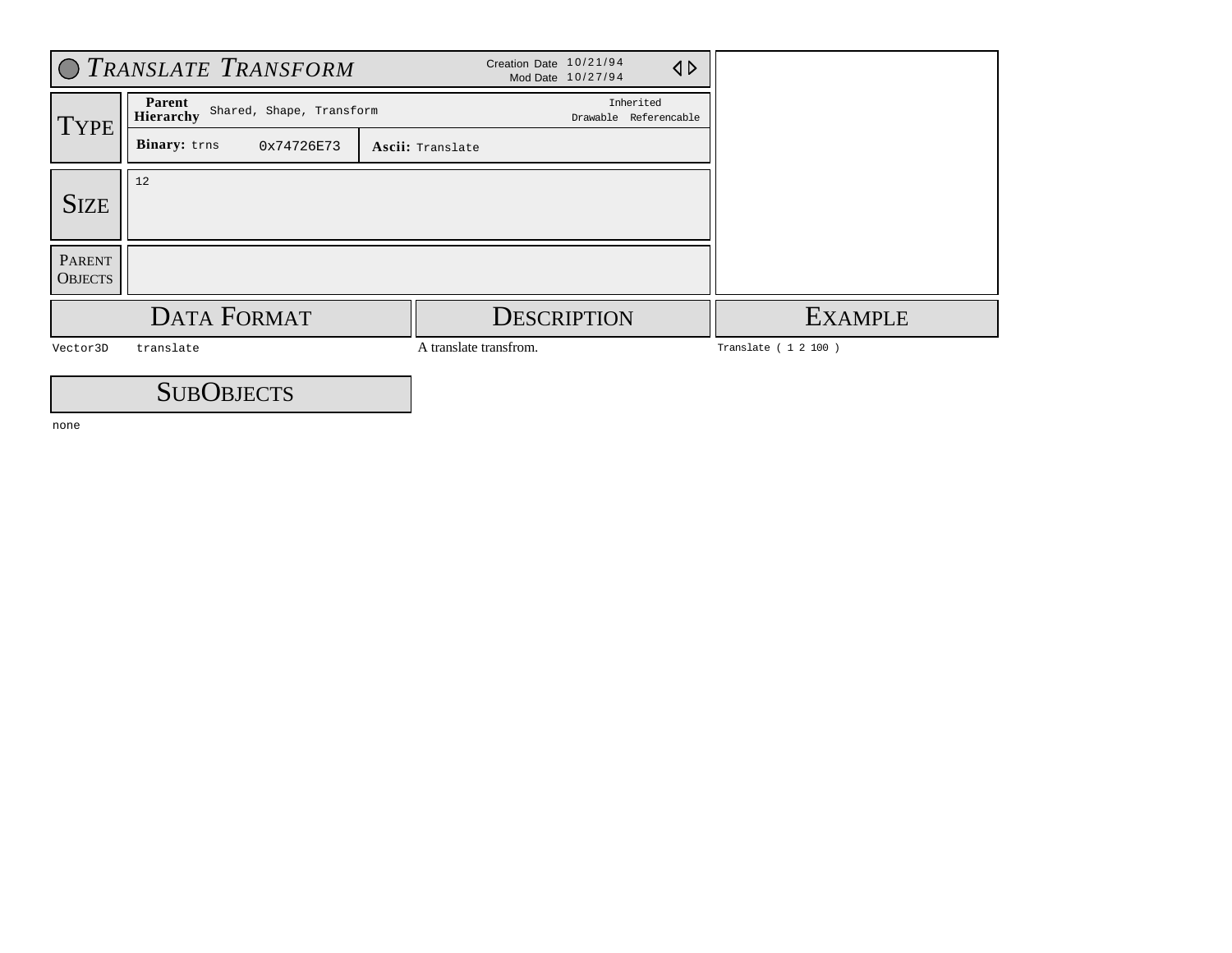# Translate Transform

Creation Date 10/21/94
Mod Date 10/27/94

## Type

| | | | |
|---|---|---|---|
| **Parent Hierarchy** | Shared, Shape, Transform | | Inherited: Drawable Referencable |
| **Binary:** trns | 0x74726E73 | **Ascii:** Translate | |

## Size

12

## Parent Objects

## Data Format

| | |
|---|---|
| Vector3D | translate |

## Description

A translate transfrom.

## Example

```
Translate ( 1 2 100 )
```

## SubObjects

none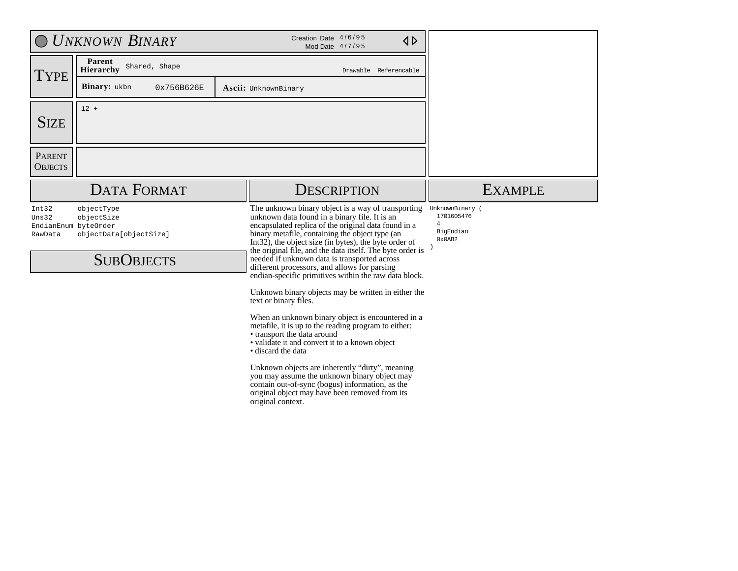# Unknown Binary

Creation Date 4/6/95
Mod Date 4/7/95

## Type

**Parent Hierarchy** Shared, Shape — Drawable Referencable

**Binary:** ukbn 0x756B626E

**Ascii:** UnknownBinary

## Size

12 +

## Parent Objects

## Data Format

```
Int32       objectType
Uns32       objectSize
EndianEnum  byteOrder
RawData     objectData[objectSize]
```

## SubObjects

## Description

The unknown binary object is a way of transporting unknown data found in a binary file. It is an encapsulated replica of the original data found in a binary metafile, containing the object type (an Int32), the object size (in bytes), the byte order of the original file, and the data itself. The byte order is needed if unknown data is transported across different processors, and allows for parsing endian-specific primitives within the raw data block.

Unknown binary objects may be written in either the text or binary files.

When an unknown binary object is encountered in a metafile, it is up to the reading program to either:
- transport the data around
- validate it and convert it to a known object
- discard the data

Unknown objects are inherently "dirty", meaning you may assume the unknown binary object may contain out-of-sync (bogus) information, as the original object may have been removed from its original context.

## Example

```
UnknownBinary (
  1701605476
  4
  BigEndian
  0x0AB2
)
```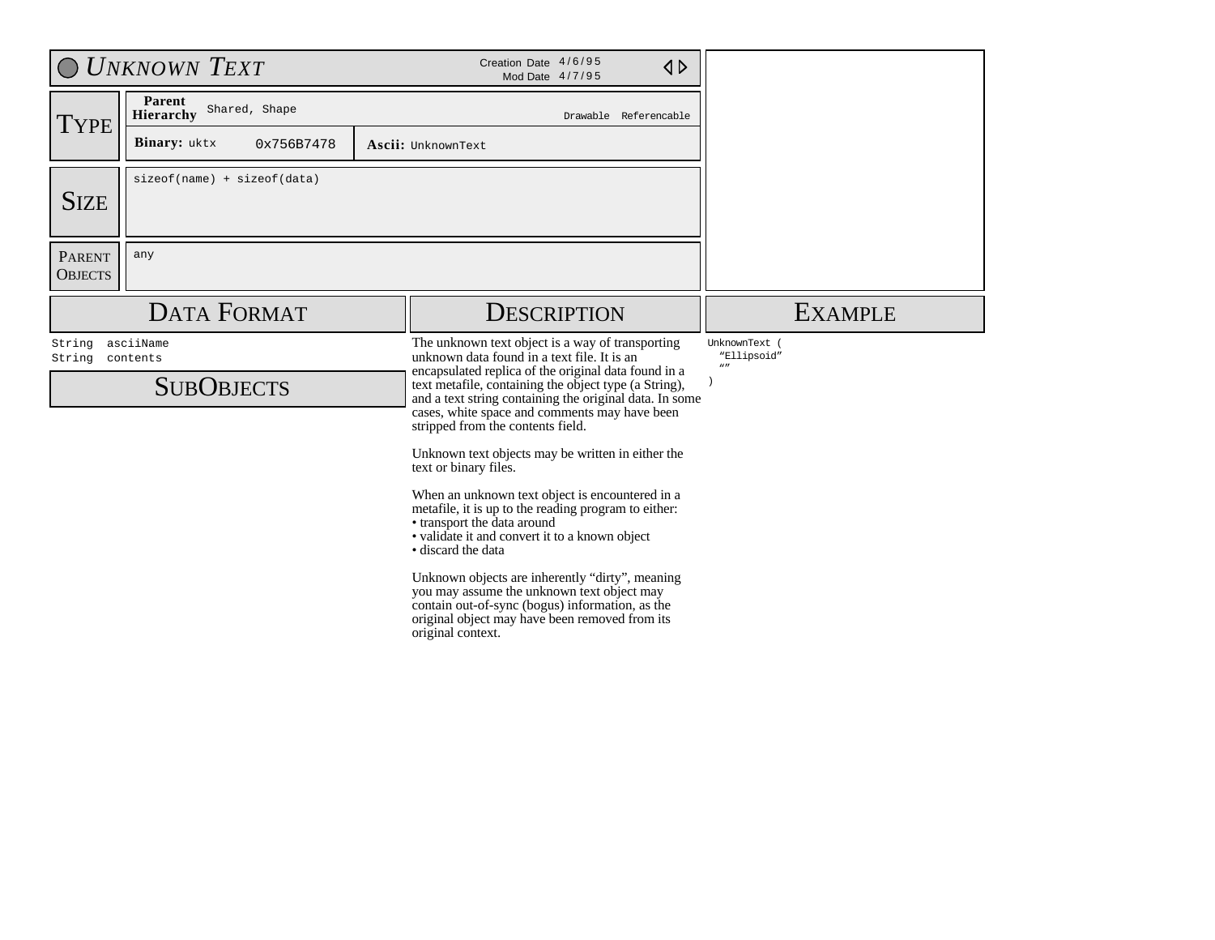# *Unknown Text*

Creation Date 4/6/95
Mod Date 4/7/95

## Type

| | | |
|---|---|---|
| **Parent Hierarchy** | Shared, Shape | Drawable Referencable |
| **Binary:** uktx | 0x756B7478 | **Ascii:** UnknownText |

## Size

sizeof(name) + sizeof(data)

## Parent Objects

any

## Data Format

```
String  asciiName
String  contents
```

## SubObjects

## Description

The unknown text object is a way of transporting unknown data found in a text file. It is an encapsulated replica of the original data found in a text metafile, containing the object type (a String), and a text string containing the original data. In some cases, white space and comments may have been stripped from the contents field.

Unknown text objects may be written in either the text or binary files.

When an unknown text object is encountered in a metafile, it is up to the reading program to either:
- transport the data around
- validate it and convert it to a known object
- discard the data

Unknown objects are inherently "dirty", meaning you may assume the unknown text object may contain out-of-sync (bogus) information, as the original object may have been removed from its original context.

## Example

```
UnknownText (
  "Ellipsoid"
  ""
)
```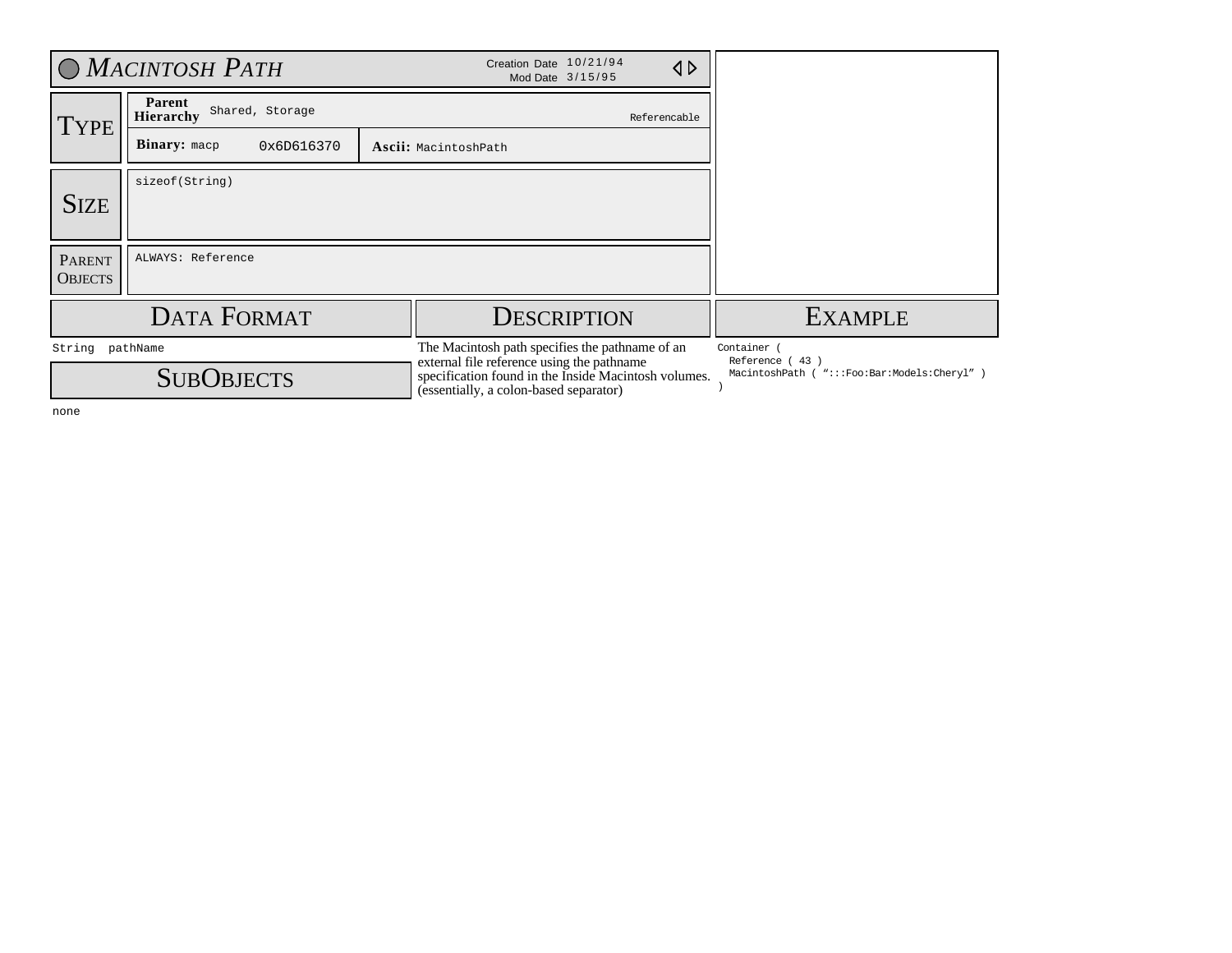# *Macintosh Path*

Creation Date 10/21/94
Mod Date 3/15/95

## Type

| | | |
|---|---|---|
| **Parent Hierarchy** | Shared, Storage | Referencable |
| **Binary:** macp | 0x6D616370 | **Ascii:** MacintoshPath |

## Size

sizeof(String)

## Parent Objects

ALWAYS: Reference

## Data Format

```
String  pathName
```

## SubObjects

none

## Description

The Macintosh path specifies the pathname of an external file reference using the pathname specification found in the Inside Macintosh volumes. (essentially, a colon-based separator)

## Example

```
Container (
  Reference ( 43 )
  MacintoshPath ( ":::Foo:Bar:Models:Cheryl" )
)
```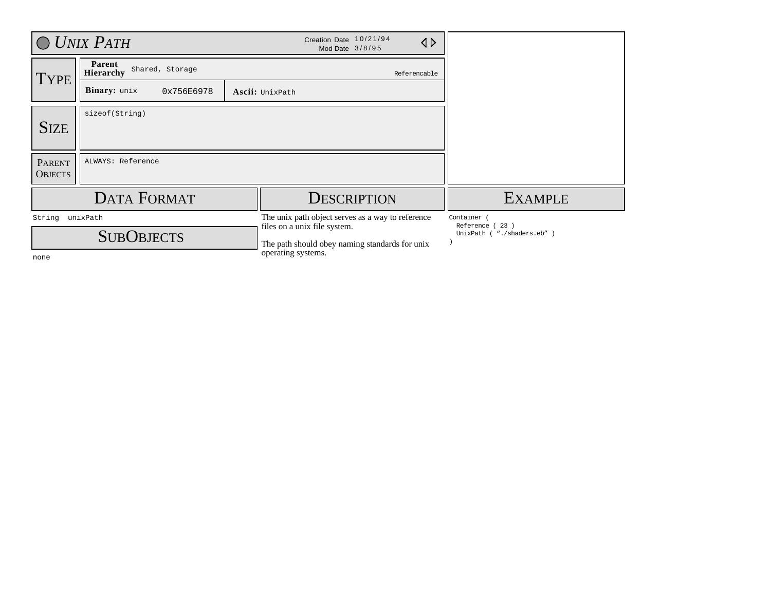# Unix Path

Creation Date 10/21/94
Mod Date 3/8/95

## Type

| | | |
|---|---|---|
| **Parent Hierarchy** | Shared, Storage | Referencable |
| **Binary:** unix | 0x756E6978 | **Ascii:** UnixPath |

## Size

sizeof(String)

## Parent Objects

ALWAYS: Reference

## Data Format

```
String  unixPath
```

## SubObjects

none

## Description

The unix path object serves as a way to reference files on a unix file system.

The path should obey naming standards for unix operating systems.

## Example

```
Container (
  Reference ( 23 )
  UnixPath ( "./shaders.eb" )
)
```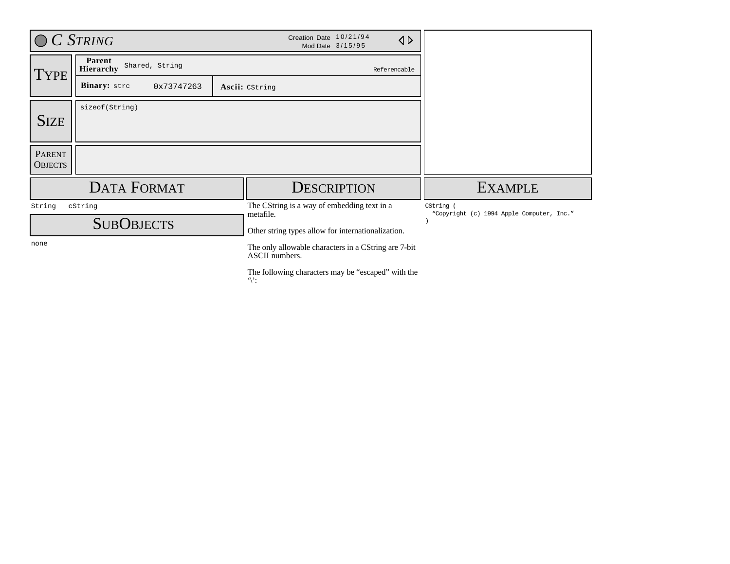# C String

Creation Date 10/21/94
Mod Date 3/15/95

## Type

| | | | |
|---|---|---|---|
| **Parent Hierarchy** | Shared, String | | Referencable |
| **Binary:** strc | 0x73747263 | **Ascii:** CString | |

## Size

sizeof(String)

## Parent Objects

## Data Format

String cString

## SubObjects

none

## Description

The CString is a way of embedding text in a metafile.

Other string types allow for internationalization.

The only allowable characters in a CString are 7-bit ASCII numbers.

The following characters may be “escaped” with the ‘\’:

## Example

```
CString (
  “Copyright (c) 1994 Apple Computer, Inc.”
)
```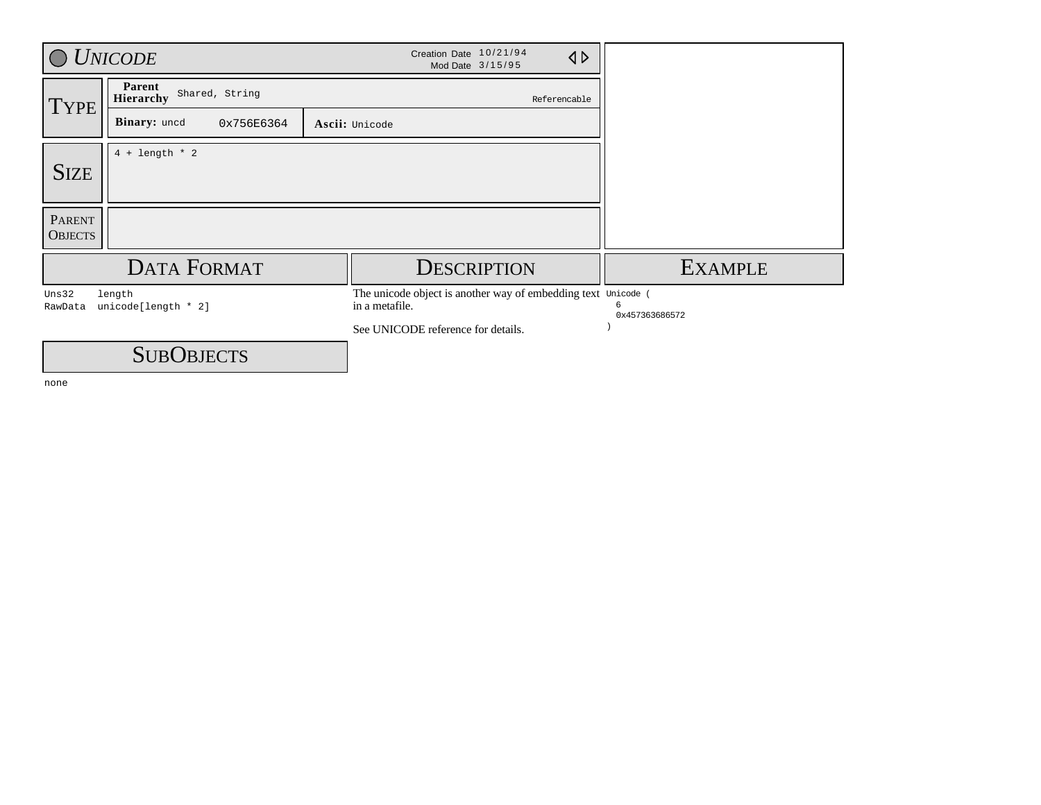# *Unicode*

Creation Date 10/21/94
Mod Date 3/15/95

## Type

| | | |
|---|---|---|
| **Parent Hierarchy** | Shared, String | Referencable |
| **Binary:** uncd | 0x756E6364 | **Ascii:** Unicode |

## Size

4 + length * 2

## Parent Objects

## Data Format

```
Uns32    length
RawData  unicode[length * 2]
```

## Description

The unicode object is another way of embedding text in a metafile.

See UNICODE reference for details.

## Example

```
Unicode (
  6
  0x457363686572
)
```

## SubObjects

none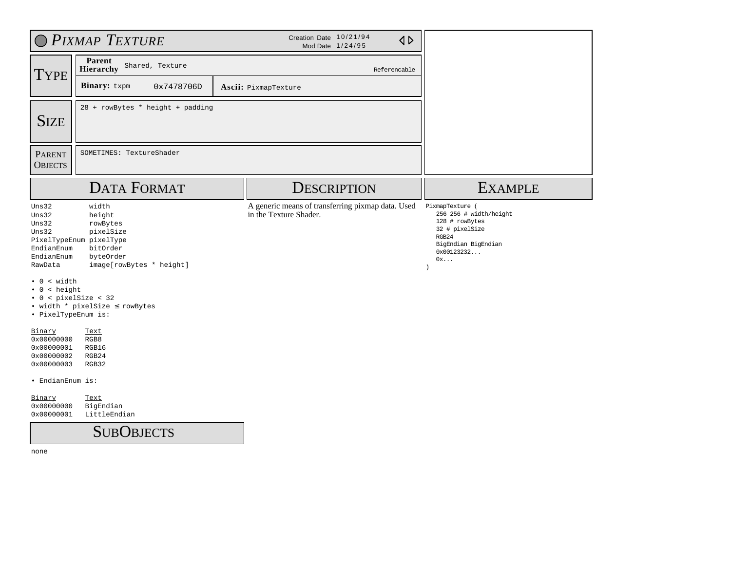# Pixmap Texture

Creation Date 10/21/94
Mod Date 1/24/95

## Type

**Parent Hierarchy** Shared, Texture — Referencable

**Binary:** txpm 0x7478706D — **Ascii:** PixmapTexture

## Size

28 + rowBytes * height + padding

## Parent Objects

SOMETIMES: TextureShader

## Data Format

```
Uns32        width
Uns32        height
Uns32        rowBytes
Uns32        pixelSize
PixelTypeEnum pixelType
EndianEnum   bitOrder
EndianEnum   byteOrder
RawData      image[rowBytes * height]
```

- 0 < width
- 0 < height
- 0 < pixelSize < 32
- width * pixelSize ≤ rowBytes
- PixelTypeEnum is:

| Binary | Text |
| --- | --- |
| 0x00000000 | RGB8 |
| 0x00000001 | RGB16 |
| 0x00000002 | RGB24 |
| 0x00000003 | RGB32 |

- EndianEnum is:

| Binary | Text |
| --- | --- |
| 0x00000000 | BigEndian |
| 0x00000001 | LittleEndian |

## SubObjects

none

## Description

A generic means of transferring pixmap data. Used in the Texture Shader.

## Example

```
PixmapTexture (
   256 256 # width/height
   128 # rowBytes
   32 # pixelSize
   RGB24
   BigEndian BigEndian
   0x00123232...
   0x...
)
```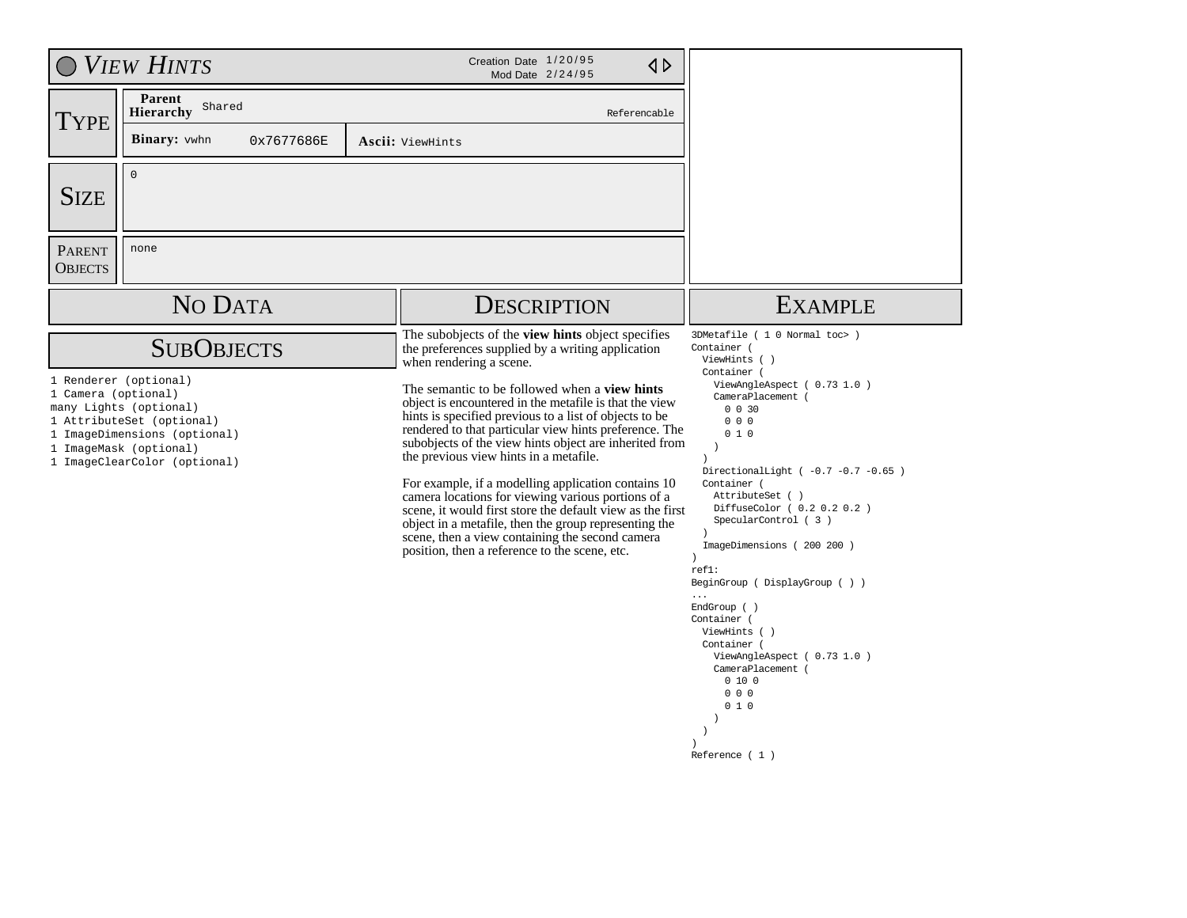# View Hints

Creation Date 1/20/95
Mod Date 2/24/95

## Type

**Parent Hierarchy** Shared — Referencable

**Binary:** vwhn 0x7677686E

**Ascii:** ViewHints

## Size

0

## Parent Objects

none

## No Data

## SubObjects

```
1 Renderer (optional)
1 Camera (optional)
many Lights (optional)
1 AttributeSet (optional)
1 ImageDimensions (optional)
1 ImageMask (optional)
1 ImageClearColor (optional)
```

## Description

The subobjects of the **view hints** object specifies the preferences supplied by a writing application when rendering a scene.

The semantic to be followed when a **view hints** object is encountered in the metafile is that the view hints is specified previous to a list of objects to be rendered to that particular view hints preference. The subobjects of the view hints object are inherited from the previous view hints in a metafile.

For example, if a modelling application contains 10 camera locations for viewing various portions of a scene, it would first store the default view as the first object in a metafile, then the group representing the scene, then a view containing the second camera position, then a reference to the scene, etc.

## Example

```
3DMetafile ( 1 0 Normal toc> )
Container (
  ViewHints ( )
  Container (
    ViewAngleAspect ( 0.73 1.0 )
    CameraPlacement (
      0 0 30
      0 0 0
      0 1 0
    )
  )
  DirectionalLight ( -0.7 -0.7 -0.65 )
  Container (
    AttributeSet ( )
    DiffuseColor ( 0.2 0.2 0.2 )
    SpecularControl ( 3 )
  )
  ImageDimensions ( 200 200 )
)
ref1:
BeginGroup ( DisplayGroup ( ) )
...
EndGroup ( )
Container (
  ViewHints ( )
  Container (
    ViewAngleAspect ( 0.73 1.0 )
    CameraPlacement (
      0 10 0
      0 0 0
      0 1 0
    )
  )
)
Reference ( 1 )
```